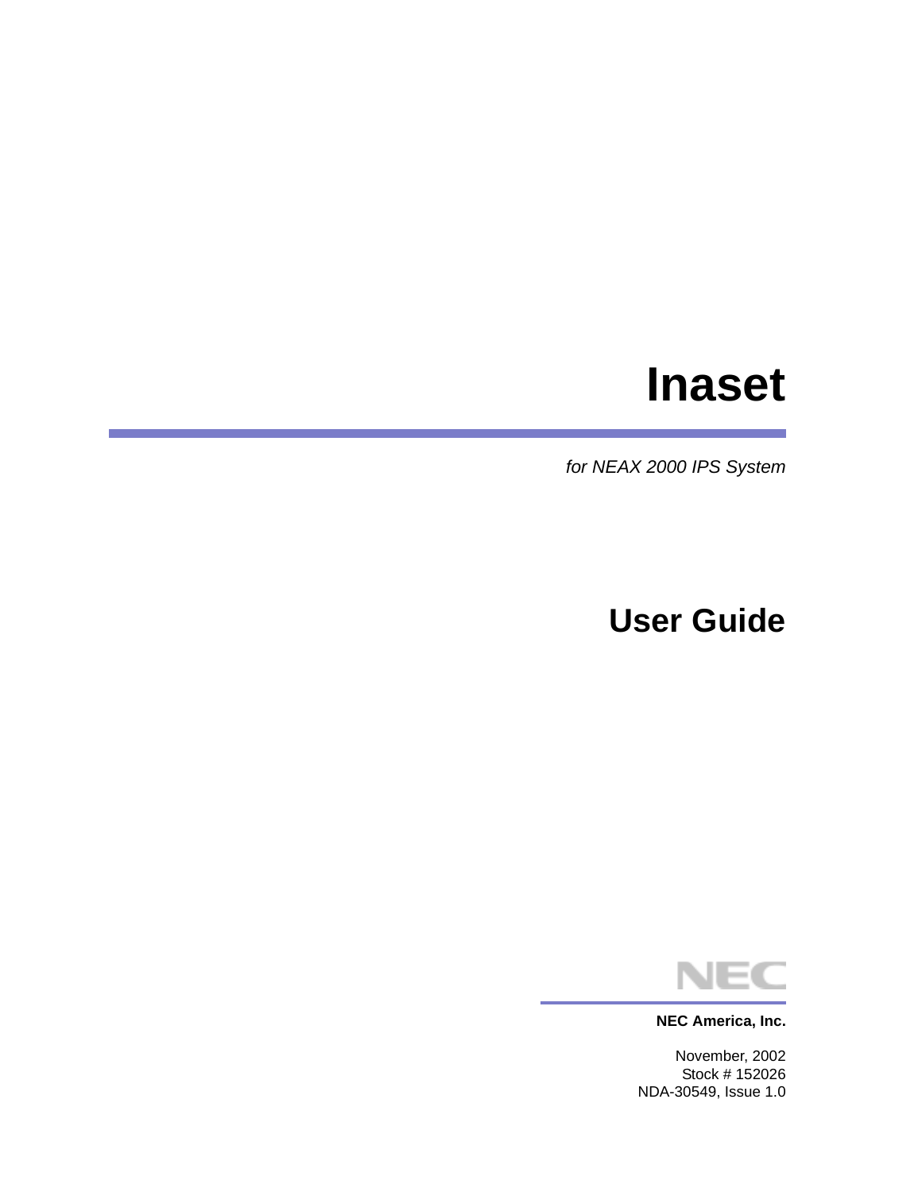# Inaset

*for NEAX 2000 IPS System*

## User Guide

NEC

**NEC America, Inc.**

November, 2002
Stock # 152026
NDA-30549, Issue 1.0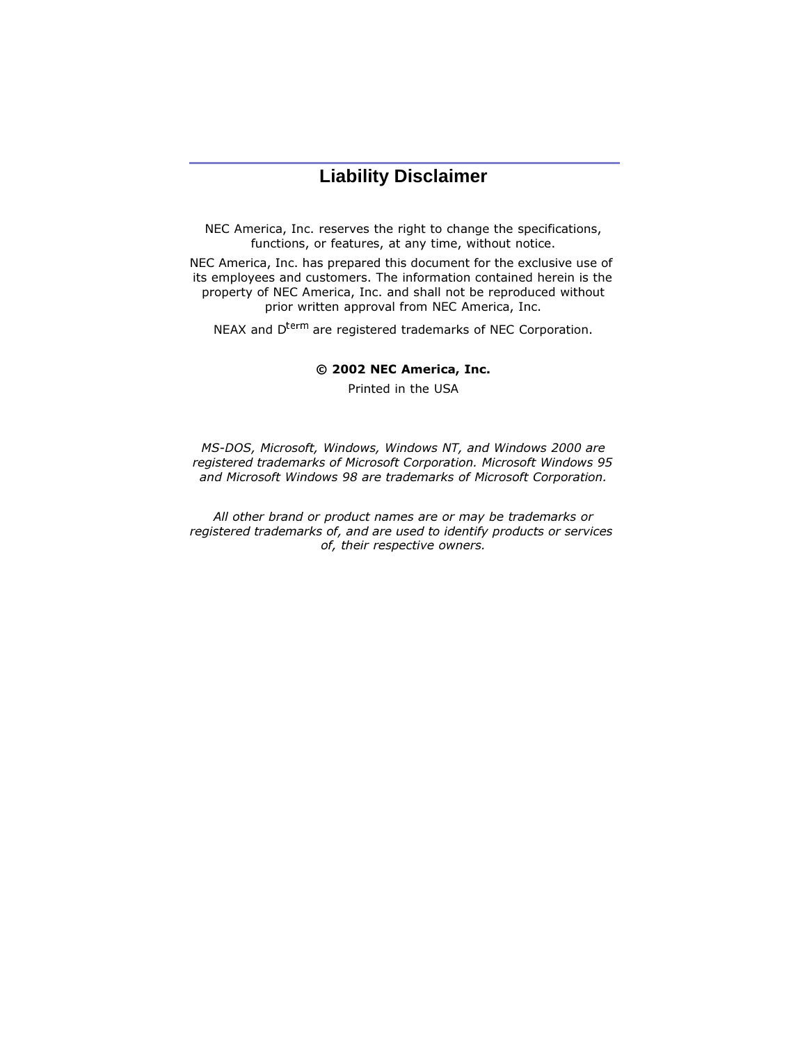# Liability Disclaimer

NEC America, Inc. reserves the right to change the specifications, functions, or features, at any time, without notice.

NEC America, Inc. has prepared this document for the exclusive use of its employees and customers. The information contained herein is the property of NEC America, Inc. and shall not be reproduced without prior written approval from NEC America, Inc.

NEAX and D$^{term}$ are registered trademarks of NEC Corporation.

**© 2002 NEC America, Inc.**

Printed in the USA

*MS-DOS, Microsoft, Windows, Windows NT, and Windows 2000 are registered trademarks of Microsoft Corporation. Microsoft Windows 95 and Microsoft Windows 98 are trademarks of Microsoft Corporation.*

*All other brand or product names are or may be trademarks or registered trademarks of, and are used to identify products or services of, their respective owners.*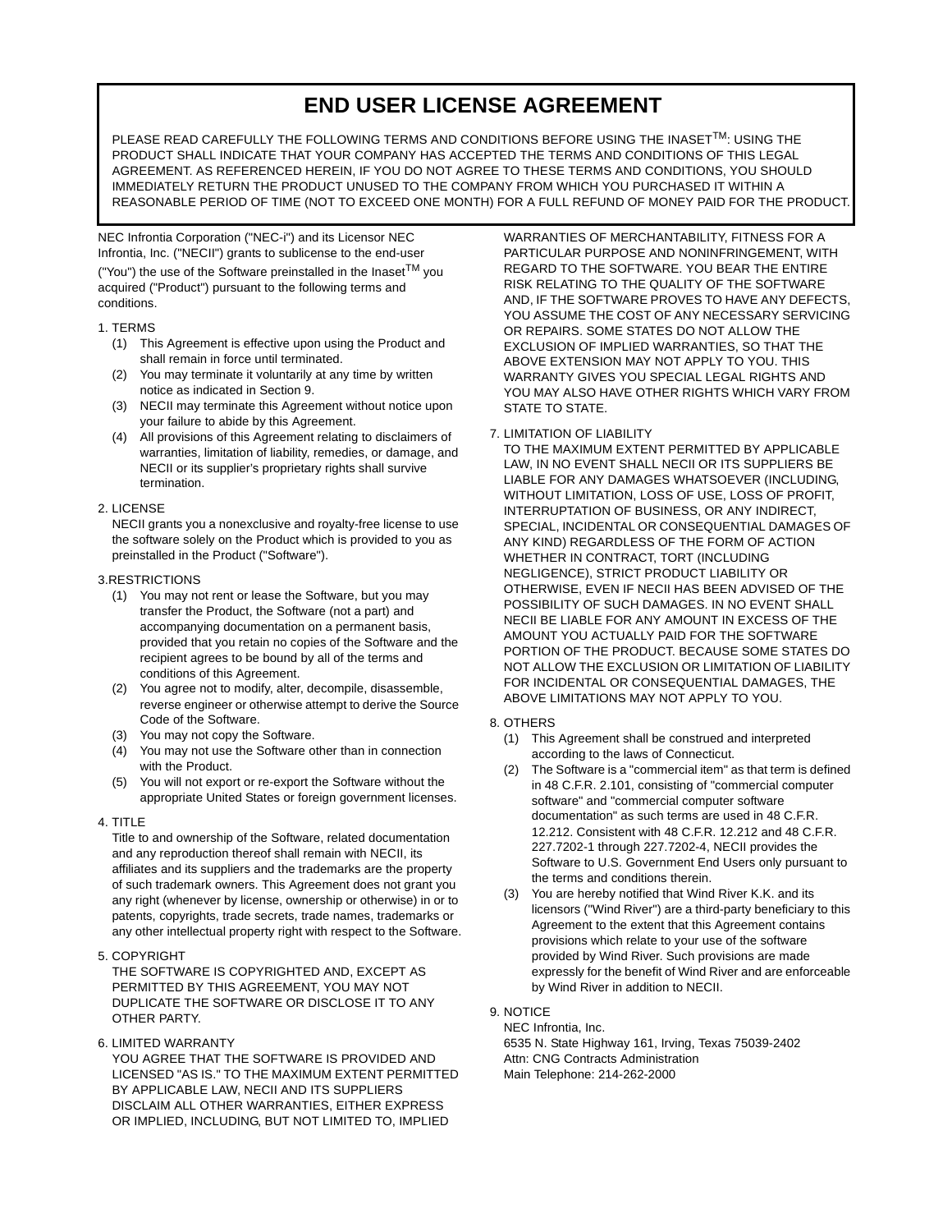# END USER LICENSE AGREEMENT

PLEASE READ CAREFULLY THE FOLLOWING TERMS AND CONDITIONS BEFORE USING THE INASET™: USING THE PRODUCT SHALL INDICATE THAT YOUR COMPANY HAS ACCEPTED THE TERMS AND CONDITIONS OF THIS LEGAL AGREEMENT. AS REFERENCED HEREIN, IF YOU DO NOT AGREE TO THESE TERMS AND CONDITIONS, YOU SHOULD IMMEDIATELY RETURN THE PRODUCT UNUSED TO THE COMPANY FROM WHICH YOU PURCHASED IT WITHIN A REASONABLE PERIOD OF TIME (NOT TO EXCEED ONE MONTH) FOR A FULL REFUND OF MONEY PAID FOR THE PRODUCT.

NEC Infrontia Corporation ("NEC-i") and its Licensor NEC Infrontia, Inc. ("NECII") grants to sublicense to the end-user ("You") the use of the Software preinstalled in the Inaset™ you acquired ("Product") pursuant to the following terms and conditions.

1. TERMS
   (1) This Agreement is effective upon using the Product and shall remain in force until terminated.
   (2) You may terminate it voluntarily at any time by written notice as indicated in Section 9.
   (3) NECII may terminate this Agreement without notice upon your failure to abide by this Agreement.
   (4) All provisions of this Agreement relating to disclaimers of warranties, limitation of liability, remedies, or damage, and NECII or its supplier's proprietary rights shall survive termination.

2. LICENSE
   NECII grants you a nonexclusive and royalty-free license to use the software solely on the Product which is provided to you as preinstalled in the Product ("Software").

3.RESTRICTIONS
   (1) You may not rent or lease the Software, but you may transfer the Product, the Software (not a part) and accompanying documentation on a permanent basis, provided that you retain no copies of the Software and the recipient agrees to be bound by all of the terms and conditions of this Agreement.
   (2) You agree not to modify, alter, decompile, disassemble, reverse engineer or otherwise attempt to derive the Source Code of the Software.
   (3) You may not copy the Software.
   (4) You may not use the Software other than in connection with the Product.
   (5) You will not export or re-export the Software without the appropriate United States or foreign government licenses.

4. TITLE
   Title to and ownership of the Software, related documentation and any reproduction thereof shall remain with NECII, its affiliates and its suppliers and the trademarks are the property of such trademark owners. This Agreement does not grant you any right (whenever by license, ownership or otherwise) in or to patents, copyrights, trade secrets, trade names, trademarks or any other intellectual property right with respect to the Software.

5. COPYRIGHT
   THE SOFTWARE IS COPYRIGHTED AND, EXCEPT AS PERMITTED BY THIS AGREEMENT, YOU MAY NOT DUPLICATE THE SOFTWARE OR DISCLOSE IT TO ANY OTHER PARTY.

6. LIMITED WARRANTY
   YOU AGREE THAT THE SOFTWARE IS PROVIDED AND LICENSED "AS IS." TO THE MAXIMUM EXTENT PERMITTED BY APPLICABLE LAW, NECII AND ITS SUPPLIERS DISCLAIM ALL OTHER WARRANTIES, EITHER EXPRESS OR IMPLIED, INCLUDING, BUT NOT LIMITED TO, IMPLIED WARRANTIES OF MERCHANTABILITY, FITNESS FOR A PARTICULAR PURPOSE AND NONINFRINGEMENT, WITH REGARD TO THE SOFTWARE. YOU BEAR THE ENTIRE RISK RELATING TO THE QUALITY OF THE SOFTWARE AND, IF THE SOFTWARE PROVES TO HAVE ANY DEFECTS, YOU ASSUME THE COST OF ANY NECESSARY SERVICING OR REPAIRS. SOME STATES DO NOT ALLOW THE EXCLUSION OF IMPLIED WARRANTIES, SO THAT THE ABOVE EXTENSION MAY NOT APPLY TO YOU. THIS WARRANTY GIVES YOU SPECIAL LEGAL RIGHTS AND YOU MAY ALSO HAVE OTHER RIGHTS WHICH VARY FROM STATE TO STATE.

7. LIMITATION OF LIABILITY
   TO THE MAXIMUM EXTENT PERMITTED BY APPLICABLE LAW, IN NO EVENT SHALL NECII OR ITS SUPPLIERS BE LIABLE FOR ANY DAMAGES WHATSOEVER (INCLUDING, WITHOUT LIMITATION, LOSS OF USE, LOSS OF PROFIT, INTERRUPTATION OF BUSINESS, OR ANY INDIRECT, SPECIAL, INCIDENTAL OR CONSEQUENTIAL DAMAGES OF ANY KIND) REGARDLESS OF THE FORM OF ACTION WHETHER IN CONTRACT, TORT (INCLUDING NEGLIGENCE), STRICT PRODUCT LIABILITY OR OTHERWISE, EVEN IF NECII HAS BEEN ADVISED OF THE POSSIBILITY OF SUCH DAMAGES. IN NO EVENT SHALL NECII BE LIABLE FOR ANY AMOUNT IN EXCESS OF THE AMOUNT YOU ACTUALLY PAID FOR THE SOFTWARE PORTION OF THE PRODUCT. BECAUSE SOME STATES DO NOT ALLOW THE EXCLUSION OR LIMITATION OF LIABILITY FOR INCIDENTAL OR CONSEQUENTIAL DAMAGES, THE ABOVE LIMITATIONS MAY NOT APPLY TO YOU.

8. OTHERS
   (1) This Agreement shall be construed and interpreted according to the laws of Connecticut.
   (2) The Software is a "commercial item" as that term is defined in 48 C.F.R. 2.101, consisting of "commercial computer software" and "commercial computer software documentation" as such terms are used in 48 C.F.R. 12.212. Consistent with 48 C.F.R. 12.212 and 48 C.F.R. 227.7202-1 through 227.7202-4, NECII provides the Software to U.S. Government End Users only pursuant to the terms and conditions therein.
   (3) You are hereby notified that Wind River K.K. and its licensors ("Wind River") are a third-party beneficiary to this Agreement to the extent that this Agreement contains provisions which relate to your use of the software provided by Wind River. Such provisions are made expressly for the benefit of Wind River and are enforceable by Wind River in addition to NECII.

9. NOTICE
   NEC Infrontia, Inc.
   6535 N. State Highway 161, Irving, Texas 75039-2402
   Attn: CNG Contracts Administration
   Main Telephone: 214-262-2000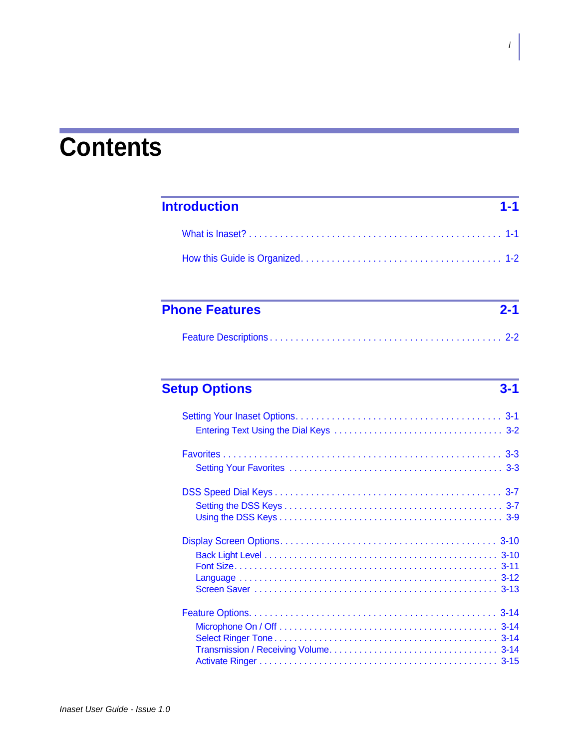# Contents

## Introduction 1-1

What is Inaset? . . . . . . . . . . . . . . . . . . . . . . . . . . . . . . . . . . . . . . . . . . . . . . 1-1

How this Guide is Organized. . . . . . . . . . . . . . . . . . . . . . . . . . . . . . . . . . . . . . 1-2

## Phone Features 2-1

Feature Descriptions . . . . . . . . . . . . . . . . . . . . . . . . . . . . . . . . . . . . . . . . . . . 2-2

## Setup Options 3-1

Setting Your Inaset Options. . . . . . . . . . . . . . . . . . . . . . . . . . . . . . . . . . . . . . 3-1
- Entering Text Using the Dial Keys . . . . . . . . . . . . . . . . . . . . . . . . . . . . . . . . 3-2

Favorites . . . . . . . . . . . . . . . . . . . . . . . . . . . . . . . . . . . . . . . . . . . . . . . . . . . . 3-3
- Setting Your Favorites . . . . . . . . . . . . . . . . . . . . . . . . . . . . . . . . . . . . . . . . . 3-3

DSS Speed Dial Keys . . . . . . . . . . . . . . . . . . . . . . . . . . . . . . . . . . . . . . . . . . . 3-7
- Setting the DSS Keys . . . . . . . . . . . . . . . . . . . . . . . . . . . . . . . . . . . . . . . . . . 3-7
- Using the DSS Keys . . . . . . . . . . . . . . . . . . . . . . . . . . . . . . . . . . . . . . . . . . . 3-9

Display Screen Options. . . . . . . . . . . . . . . . . . . . . . . . . . . . . . . . . . . . . . . . . 3-10
- Back Light Level . . . . . . . . . . . . . . . . . . . . . . . . . . . . . . . . . . . . . . . . . . . . . 3-10
- Font Size. . . . . . . . . . . . . . . . . . . . . . . . . . . . . . . . . . . . . . . . . . . . . . . . . . . 3-11
- Language . . . . . . . . . . . . . . . . . . . . . . . . . . . . . . . . . . . . . . . . . . . . . . . . . . 3-12
- Screen Saver . . . . . . . . . . . . . . . . . . . . . . . . . . . . . . . . . . . . . . . . . . . . . . . . 3-13

Feature Options. . . . . . . . . . . . . . . . . . . . . . . . . . . . . . . . . . . . . . . . . . . . . . . 3-14
- Microphone On / Off . . . . . . . . . . . . . . . . . . . . . . . . . . . . . . . . . . . . . . . . . . 3-14
- Select Ringer Tone . . . . . . . . . . . . . . . . . . . . . . . . . . . . . . . . . . . . . . . . . . . . 3-14
- Transmission / Receiving Volume. . . . . . . . . . . . . . . . . . . . . . . . . . . . . . . . . 3-14
- Activate Ringer . . . . . . . . . . . . . . . . . . . . . . . . . . . . . . . . . . . . . . . . . . . . . . . 3-15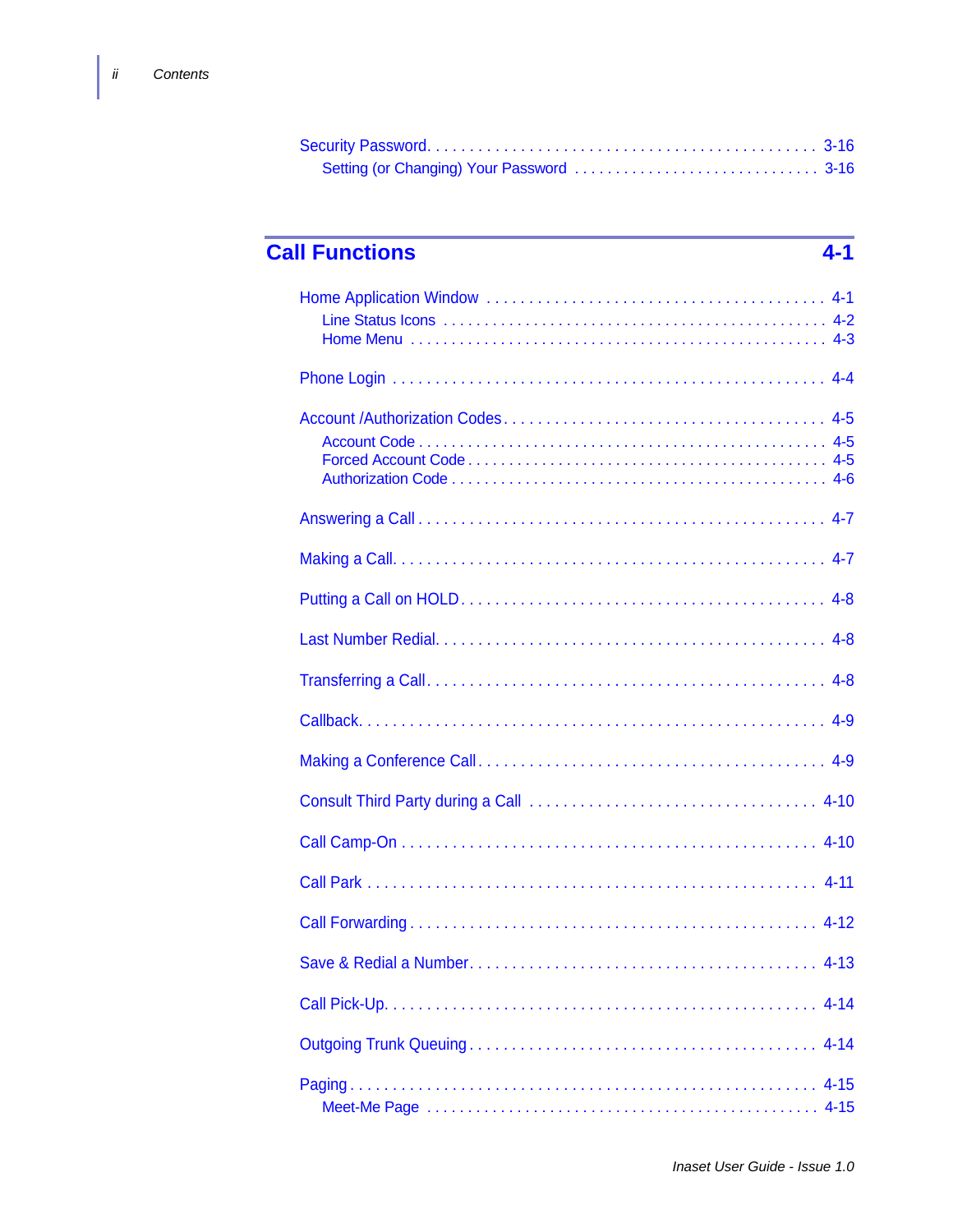Security Password. . . . . . . . . . . . . . . . . . . . . . . . . . . . . . . . . . . . . . . . . . . . . 3-16
  Setting (or Changing) Your Password . . . . . . . . . . . . . . . . . . . . . . . . . . . . . 3-16

## Call Functions 4-1

Home Application Window . . . . . . . . . . . . . . . . . . . . . . . . . . . . . . . . . . . . . . 4-1
  Line Status Icons . . . . . . . . . . . . . . . . . . . . . . . . . . . . . . . . . . . . . . . . . . 4-2
  Home Menu . . . . . . . . . . . . . . . . . . . . . . . . . . . . . . . . . . . . . . . . . . . . . . 4-3

Phone Login . . . . . . . . . . . . . . . . . . . . . . . . . . . . . . . . . . . . . . . . . . . . . . . . 4-4

Account /Authorization Codes . . . . . . . . . . . . . . . . . . . . . . . . . . . . . . . . . . . 4-5
  Account Code . . . . . . . . . . . . . . . . . . . . . . . . . . . . . . . . . . . . . . . . . . . . . 4-5
  Forced Account Code . . . . . . . . . . . . . . . . . . . . . . . . . . . . . . . . . . . . . . . 4-5
  Authorization Code . . . . . . . . . . . . . . . . . . . . . . . . . . . . . . . . . . . . . . . . . 4-6

Answering a Call . . . . . . . . . . . . . . . . . . . . . . . . . . . . . . . . . . . . . . . . . . . . . 4-7

Making a Call. . . . . . . . . . . . . . . . . . . . . . . . . . . . . . . . . . . . . . . . . . . . . . . . 4-7

Putting a Call on HOLD . . . . . . . . . . . . . . . . . . . . . . . . . . . . . . . . . . . . . . . . 4-8

Last Number Redial. . . . . . . . . . . . . . . . . . . . . . . . . . . . . . . . . . . . . . . . . . . . 4-8

Transferring a Call. . . . . . . . . . . . . . . . . . . . . . . . . . . . . . . . . . . . . . . . . . . . . 4-8

Callback. . . . . . . . . . . . . . . . . . . . . . . . . . . . . . . . . . . . . . . . . . . . . . . . . . . . 4-9

Making a Conference Call. . . . . . . . . . . . . . . . . . . . . . . . . . . . . . . . . . . . . . . 4-9

Consult Third Party during a Call . . . . . . . . . . . . . . . . . . . . . . . . . . . . . . . . . 4-10

Call Camp-On . . . . . . . . . . . . . . . . . . . . . . . . . . . . . . . . . . . . . . . . . . . . . . . 4-10

Call Park . . . . . . . . . . . . . . . . . . . . . . . . . . . . . . . . . . . . . . . . . . . . . . . . . . . 4-11

Call Forwarding . . . . . . . . . . . . . . . . . . . . . . . . . . . . . . . . . . . . . . . . . . . . . . 4-12

Save & Redial a Number. . . . . . . . . . . . . . . . . . . . . . . . . . . . . . . . . . . . . . . 4-13

Call Pick-Up. . . . . . . . . . . . . . . . . . . . . . . . . . . . . . . . . . . . . . . . . . . . . . . . . 4-14

Outgoing Trunk Queuing . . . . . . . . . . . . . . . . . . . . . . . . . . . . . . . . . . . . . . . 4-14

Paging . . . . . . . . . . . . . . . . . . . . . . . . . . . . . . . . . . . . . . . . . . . . . . . . . . . . . 4-15
  Meet-Me Page . . . . . . . . . . . . . . . . . . . . . . . . . . . . . . . . . . . . . . . . . . . . . . 4-15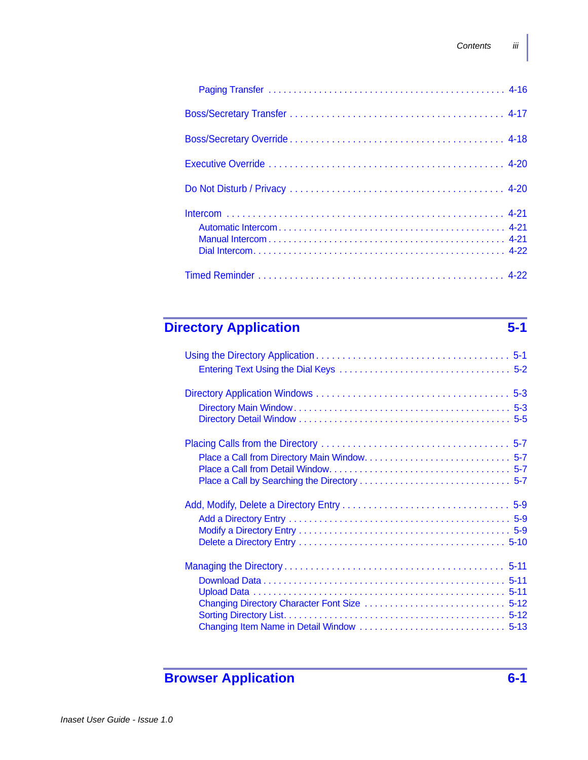Paging Transfer . . . . . . . . . . . . . . . . . . . . . . . . . . . . . . . . . . . . . . . . . . . . . 4-16

Boss/Secretary Transfer . . . . . . . . . . . . . . . . . . . . . . . . . . . . . . . . . . . . . . . . . 4-17

Boss/Secretary Override . . . . . . . . . . . . . . . . . . . . . . . . . . . . . . . . . . . . . . . . 4-18

Executive Override . . . . . . . . . . . . . . . . . . . . . . . . . . . . . . . . . . . . . . . . . . . . 4-20

Do Not Disturb / Privacy . . . . . . . . . . . . . . . . . . . . . . . . . . . . . . . . . . . . . . . . 4-20

Intercom . . . . . . . . . . . . . . . . . . . . . . . . . . . . . . . . . . . . . . . . . . . . . . . . . . . 4-21

- Automatic Intercom . . . . . . . . . . . . . . . . . . . . . . . . . . . . . . . . . . . . . . . . . 4-21
- Manual Intercom . . . . . . . . . . . . . . . . . . . . . . . . . . . . . . . . . . . . . . . . . . . 4-21
- Dial Intercom . . . . . . . . . . . . . . . . . . . . . . . . . . . . . . . . . . . . . . . . . . . . . . 4-22

Timed Reminder . . . . . . . . . . . . . . . . . . . . . . . . . . . . . . . . . . . . . . . . . . . . . 4-22

## Directory Application 5-1

Using the Directory Application . . . . . . . . . . . . . . . . . . . . . . . . . . . . . . . . . . . . 5-1

- Entering Text Using the Dial Keys . . . . . . . . . . . . . . . . . . . . . . . . . . . . . . . . 5-2

Directory Application Windows . . . . . . . . . . . . . . . . . . . . . . . . . . . . . . . . . . . . 5-3

- Directory Main Window . . . . . . . . . . . . . . . . . . . . . . . . . . . . . . . . . . . . . . . . 5-3
- Directory Detail Window . . . . . . . . . . . . . . . . . . . . . . . . . . . . . . . . . . . . . . . 5-5

Placing Calls from the Directory . . . . . . . . . . . . . . . . . . . . . . . . . . . . . . . . . . . 5-7

- Place a Call from Directory Main Window. . . . . . . . . . . . . . . . . . . . . . . . . . . . 5-7
- Place a Call from Detail Window. . . . . . . . . . . . . . . . . . . . . . . . . . . . . . . . . . 5-7
- Place a Call by Searching the Directory . . . . . . . . . . . . . . . . . . . . . . . . . . . . 5-7

Add, Modify, Delete a Directory Entry . . . . . . . . . . . . . . . . . . . . . . . . . . . . . . . 5-9

- Add a Directory Entry . . . . . . . . . . . . . . . . . . . . . . . . . . . . . . . . . . . . . . . . . 5-9
- Modify a Directory Entry . . . . . . . . . . . . . . . . . . . . . . . . . . . . . . . . . . . . . . . 5-9
- Delete a Directory Entry . . . . . . . . . . . . . . . . . . . . . . . . . . . . . . . . . . . . . . . 5-10

Managing the Directory . . . . . . . . . . . . . . . . . . . . . . . . . . . . . . . . . . . . . . . . . 5-11

- Download Data . . . . . . . . . . . . . . . . . . . . . . . . . . . . . . . . . . . . . . . . . . . . . 5-11
- Upload Data . . . . . . . . . . . . . . . . . . . . . . . . . . . . . . . . . . . . . . . . . . . . . . . 5-11
- Changing Directory Character Font Size . . . . . . . . . . . . . . . . . . . . . . . . . . . 5-12
- Sorting Directory List. . . . . . . . . . . . . . . . . . . . . . . . . . . . . . . . . . . . . . . . . . 5-12
- Changing Item Name in Detail Window . . . . . . . . . . . . . . . . . . . . . . . . . . . . 5-13

## Browser Application 6-1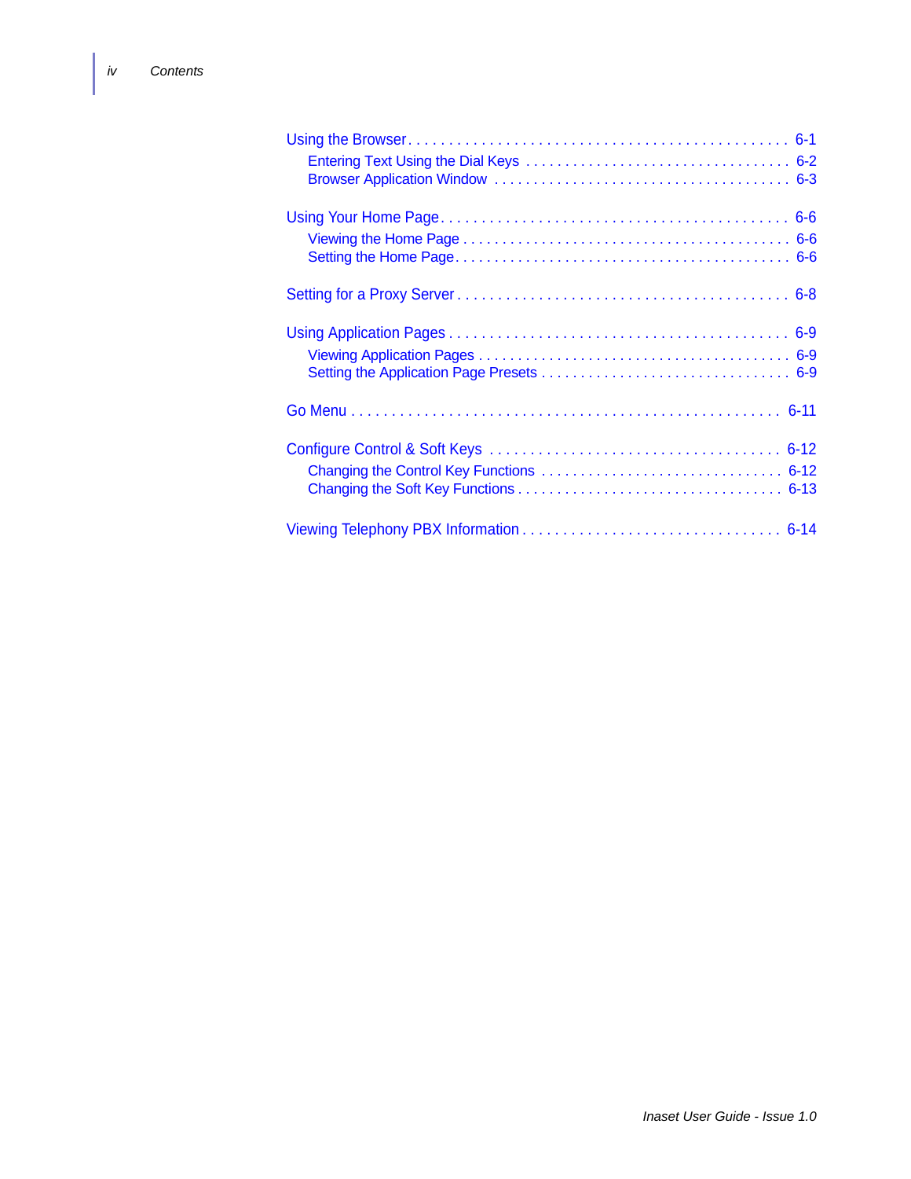Using the Browser . . . . . . . . . . . . . . . . . . . . . . . . . . . . . . . . . . . . . . . . . . . . . . 6-1

- Entering Text Using the Dial Keys . . . . . . . . . . . . . . . . . . . . . . . . . . . . . . . . . 6-2
- Browser Application Window . . . . . . . . . . . . . . . . . . . . . . . . . . . . . . . . . . . . . 6-3

Using Your Home Page . . . . . . . . . . . . . . . . . . . . . . . . . . . . . . . . . . . . . . . . . . 6-6

- Viewing the Home Page . . . . . . . . . . . . . . . . . . . . . . . . . . . . . . . . . . . . . . . . . 6-6
- Setting the Home Page . . . . . . . . . . . . . . . . . . . . . . . . . . . . . . . . . . . . . . . . . . 6-6

Setting for a Proxy Server . . . . . . . . . . . . . . . . . . . . . . . . . . . . . . . . . . . . . . . . 6-8

Using Application Pages . . . . . . . . . . . . . . . . . . . . . . . . . . . . . . . . . . . . . . . . . 6-9

- Viewing Application Pages . . . . . . . . . . . . . . . . . . . . . . . . . . . . . . . . . . . . . . . 6-9
- Setting the Application Page Presets . . . . . . . . . . . . . . . . . . . . . . . . . . . . . . . 6-9

Go Menu . . . . . . . . . . . . . . . . . . . . . . . . . . . . . . . . . . . . . . . . . . . . . . . . . . . . 6-11

Configure Control & Soft Keys . . . . . . . . . . . . . . . . . . . . . . . . . . . . . . . . . . . . 6-12

- Changing the Control Key Functions . . . . . . . . . . . . . . . . . . . . . . . . . . . . . . . 6-12
- Changing the Soft Key Functions . . . . . . . . . . . . . . . . . . . . . . . . . . . . . . . . . . 6-13

Viewing Telephony PBX Information . . . . . . . . . . . . . . . . . . . . . . . . . . . . . . . 6-14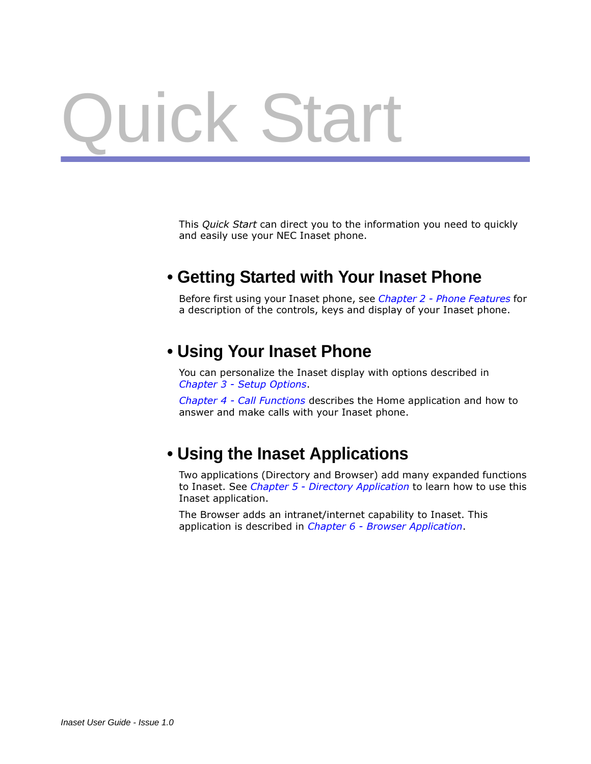# Quick Start

This *Quick Start* can direct you to the information you need to quickly and easily use your NEC Inaset phone.

## • Getting Started with Your Inaset Phone

Before first using your Inaset phone, see *Chapter 2 - Phone Features* for a description of the controls, keys and display of your Inaset phone.

## • Using Your Inaset Phone

You can personalize the Inaset display with options described in *Chapter 3 - Setup Options*.

*Chapter 4 - Call Functions* describes the Home application and how to answer and make calls with your Inaset phone.

## • Using the Inaset Applications

Two applications (Directory and Browser) add many expanded functions to Inaset. See *Chapter 5 - Directory Application* to learn how to use this Inaset application.

The Browser adds an intranet/internet capability to Inaset. This application is described in *Chapter 6 - Browser Application*.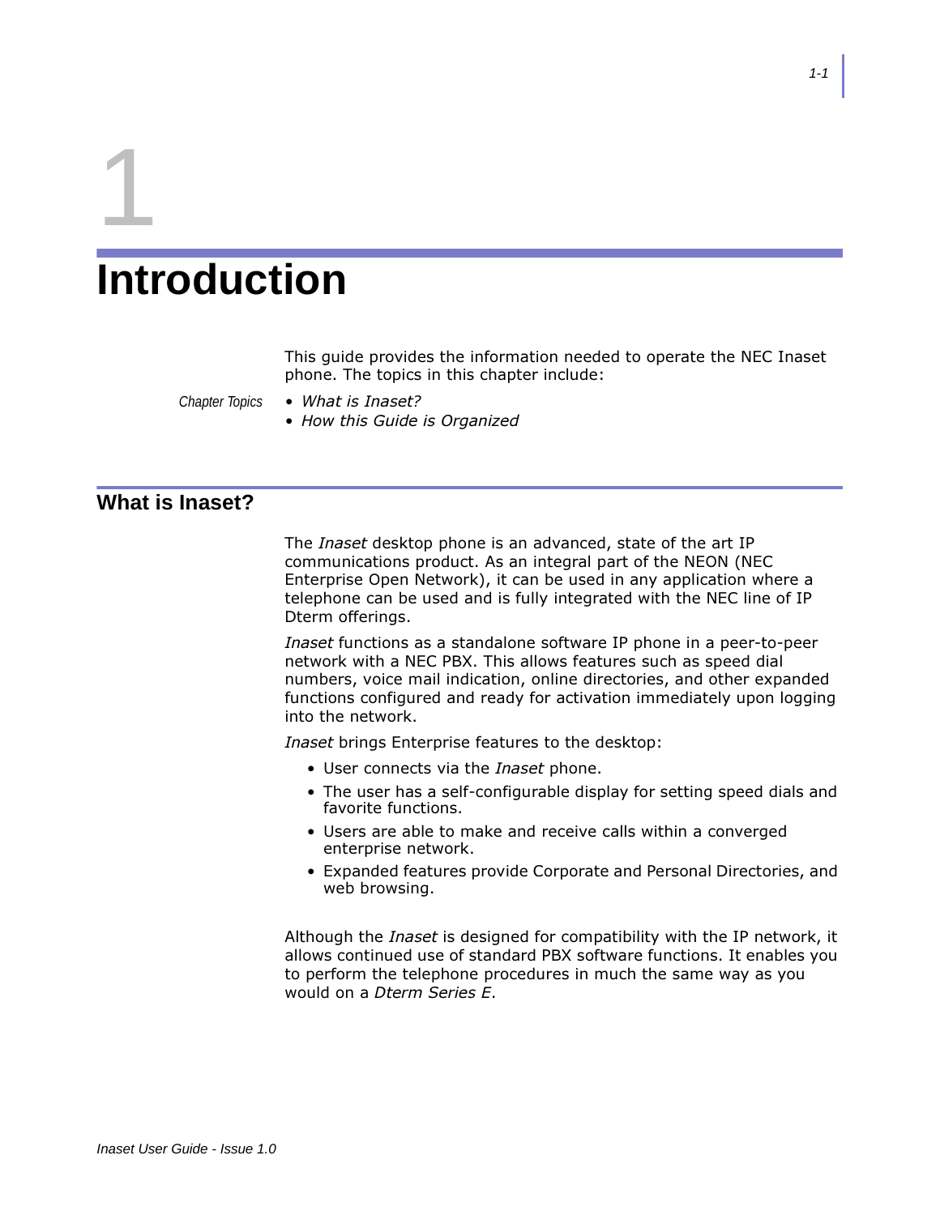# 1 Introduction

This guide provides the information needed to operate the NEC Inaset phone. The topics in this chapter include:

*Chapter Topics*

- *What is Inaset?*
- *How this Guide is Organized*

## What is Inaset?

The *Inaset* desktop phone is an advanced, state of the art IP communications product. As an integral part of the NEON (NEC Enterprise Open Network), it can be used in any application where a telephone can be used and is fully integrated with the NEC line of IP Dterm offerings.

*Inaset* functions as a standalone software IP phone in a peer-to-peer network with a NEC PBX. This allows features such as speed dial numbers, voice mail indication, online directories, and other expanded functions configured and ready for activation immediately upon logging into the network.

*Inaset* brings Enterprise features to the desktop:

- User connects via the *Inaset* phone.
- The user has a self-configurable display for setting speed dials and favorite functions.
- Users are able to make and receive calls within a converged enterprise network.
- Expanded features provide Corporate and Personal Directories, and web browsing.

Although the *Inaset* is designed for compatibility with the IP network, it allows continued use of standard PBX software functions. It enables you to perform the telephone procedures in much the same way as you would on a *Dterm Series E*.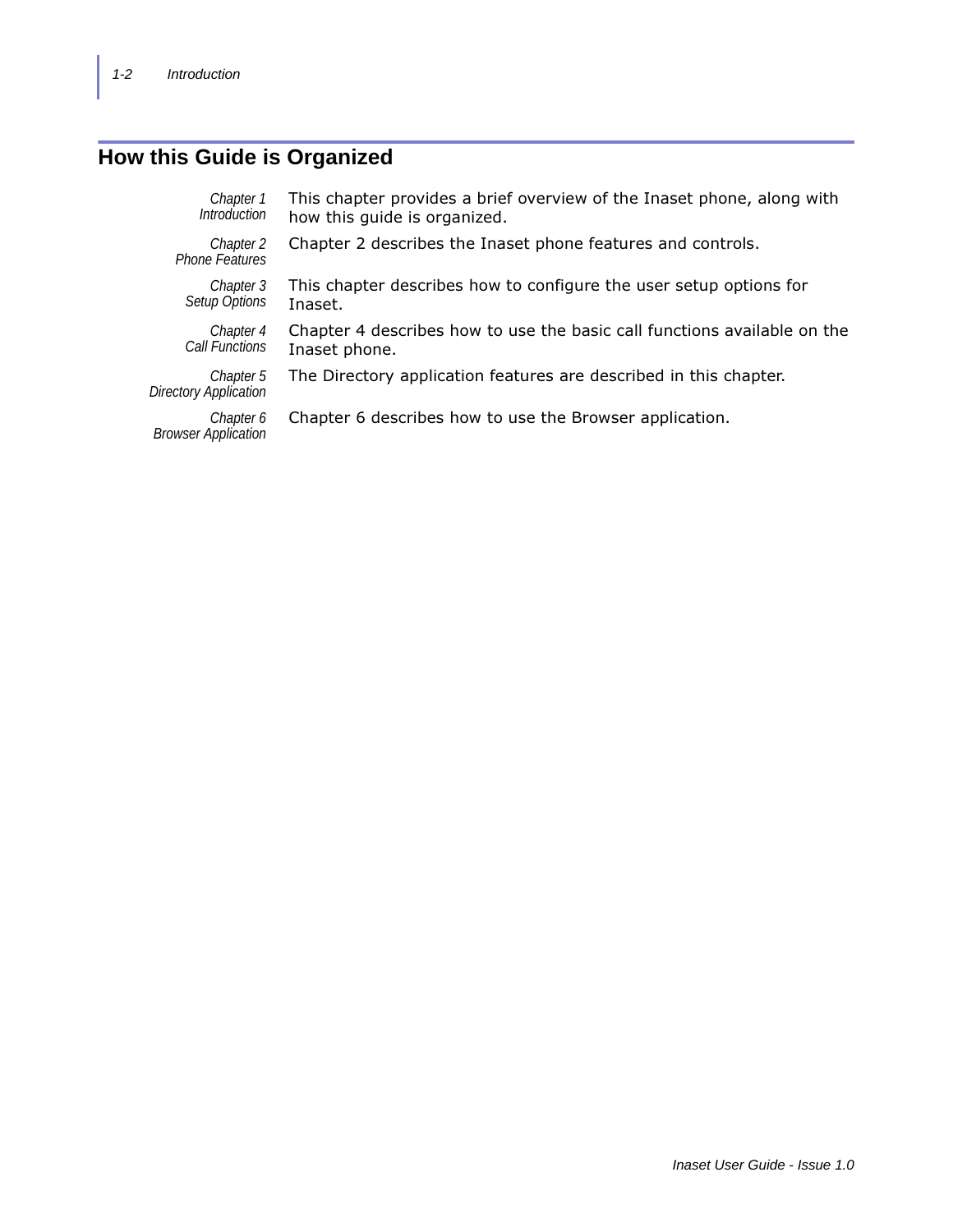## How this Guide is Organized

| | |
|---|---|
| *Chapter 1 Introduction* | This chapter provides a brief overview of the Inaset phone, along with how this guide is organized. |
| *Chapter 2 Phone Features* | Chapter 2 describes the Inaset phone features and controls. |
| *Chapter 3 Setup Options* | This chapter describes how to configure the user setup options for Inaset. |
| *Chapter 4 Call Functions* | Chapter 4 describes how to use the basic call functions available on the Inaset phone. |
| *Chapter 5 Directory Application* | The Directory application features are described in this chapter. |
| *Chapter 6 Browser Application* | Chapter 6 describes how to use the Browser application. |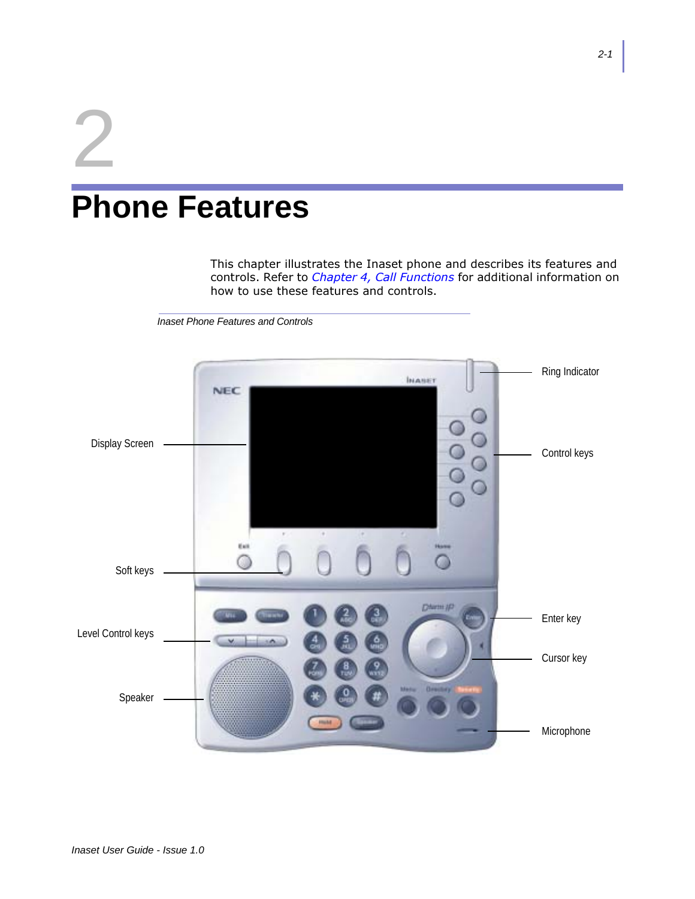# 2

# Phone Features

This chapter illustrates the Inaset phone and describes its features and controls. Refer to *Chapter 4, Call Functions* for additional information on how to use these features and controls.

*Inaset Phone Features and Controls*

Ring Indicator

Display Screen

Control keys

Soft keys

Enter key

Level Control keys

Cursor key

Speaker

Microphone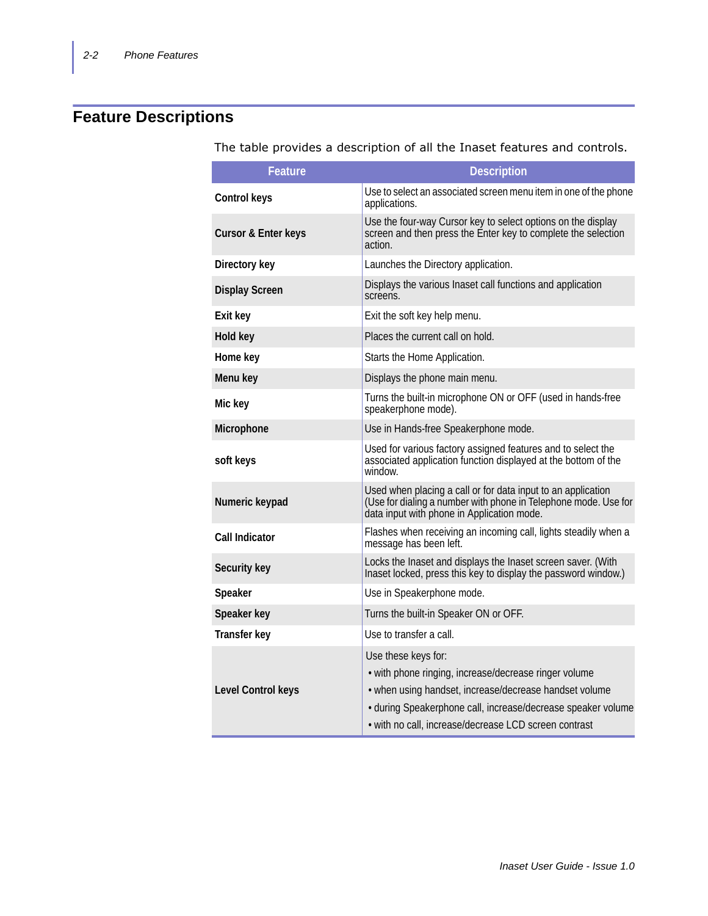## Feature Descriptions

The table provides a description of all the Inaset features and controls.

| Feature | Description |
|---|---|
| **Control keys** | Use to select an associated screen menu item in one of the phone applications. |
| **Cursor & Enter keys** | Use the four-way Cursor key to select options on the display screen and then press the Enter key to complete the selection action. |
| **Directory key** | Launches the Directory application. |
| **Display Screen** | Displays the various Inaset call functions and application screens. |
| **Exit key** | Exit the soft key help menu. |
| **Hold key** | Places the current call on hold. |
| **Home key** | Starts the Home Application. |
| **Menu key** | Displays the phone main menu. |
| **Mic key** | Turns the built-in microphone ON or OFF (used in hands-free speakerphone mode). |
| **Microphone** | Use in Hands-free Speakerphone mode. |
| **soft keys** | Used for various factory assigned features and to select the associated application function displayed at the bottom of the window. |
| **Numeric keypad** | Used when placing a call or for data input to an application (Use for dialing a number with phone in Telephone mode. Use for data input with phone in Application mode. |
| **Call Indicator** | Flashes when receiving an incoming call, lights steadily when a message has been left. |
| **Security key** | Locks the Inaset and displays the Inaset screen saver. (With Inaset locked, press this key to display the password window.) |
| **Speaker** | Use in Speakerphone mode. |
| **Speaker key** | Turns the built-in Speaker ON or OFF. |
| **Transfer key** | Use to transfer a call. |
| **Level Control keys** | Use these keys for:<br>• with phone ringing, increase/decrease ringer volume<br>• when using handset, increase/decrease handset volume<br>• during Speakerphone call, increase/decrease speaker volume<br>• with no call, increase/decrease LCD screen contrast |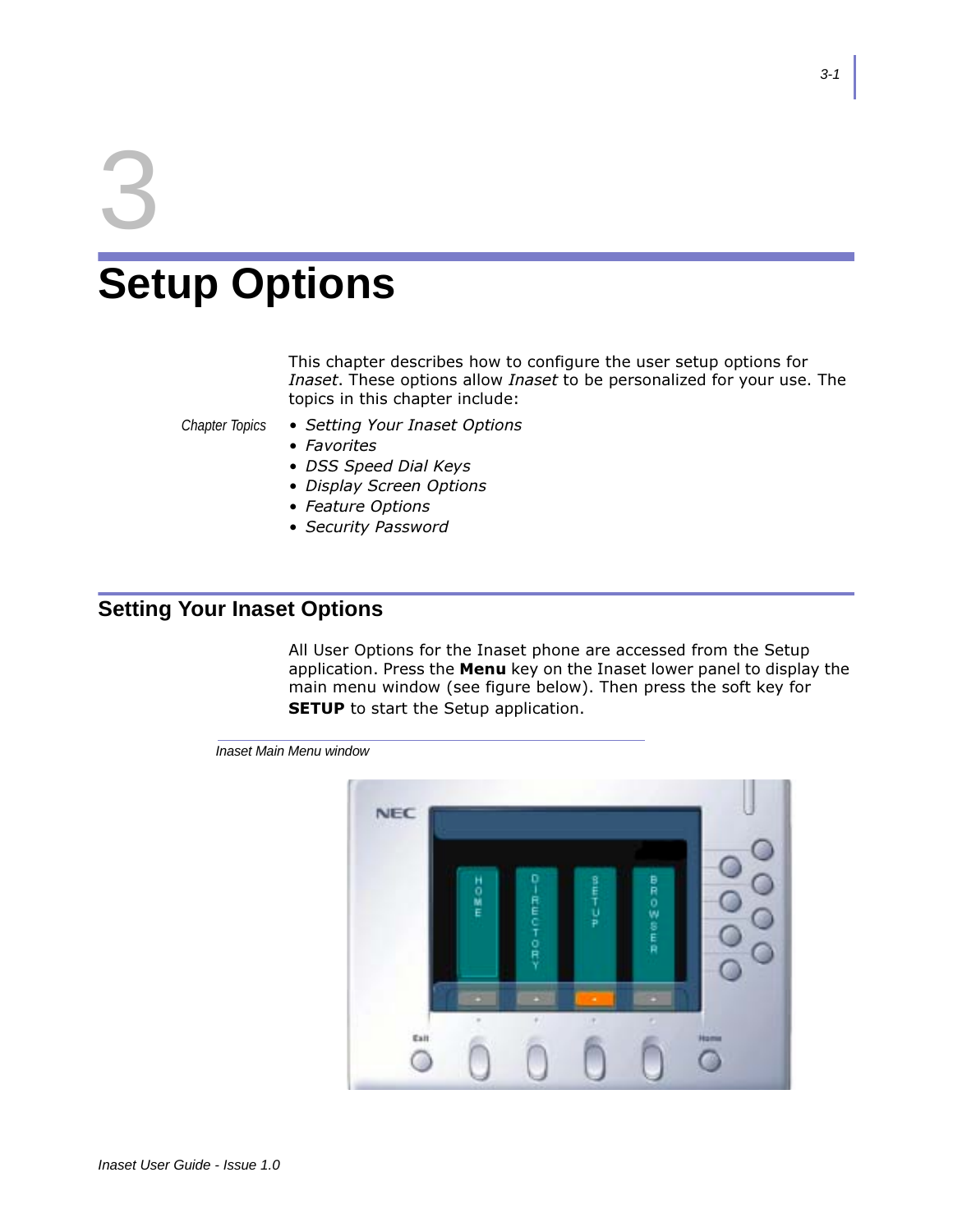# 3

# Setup Options

This chapter describes how to configure the user setup options for *Inaset*. These options allow *Inaset* to be personalized for your use. The topics in this chapter include:

*Chapter Topics*

- *Setting Your Inaset Options*
- *Favorites*
- *DSS Speed Dial Keys*
- *Display Screen Options*
- *Feature Options*
- *Security Password*

## Setting Your Inaset Options

All User Options for the Inaset phone are accessed from the Setup application. Press the **Menu** key on the Inaset lower panel to display the main menu window (see figure below). Then press the soft key for **SETUP** to start the Setup application.

*Inaset Main Menu window*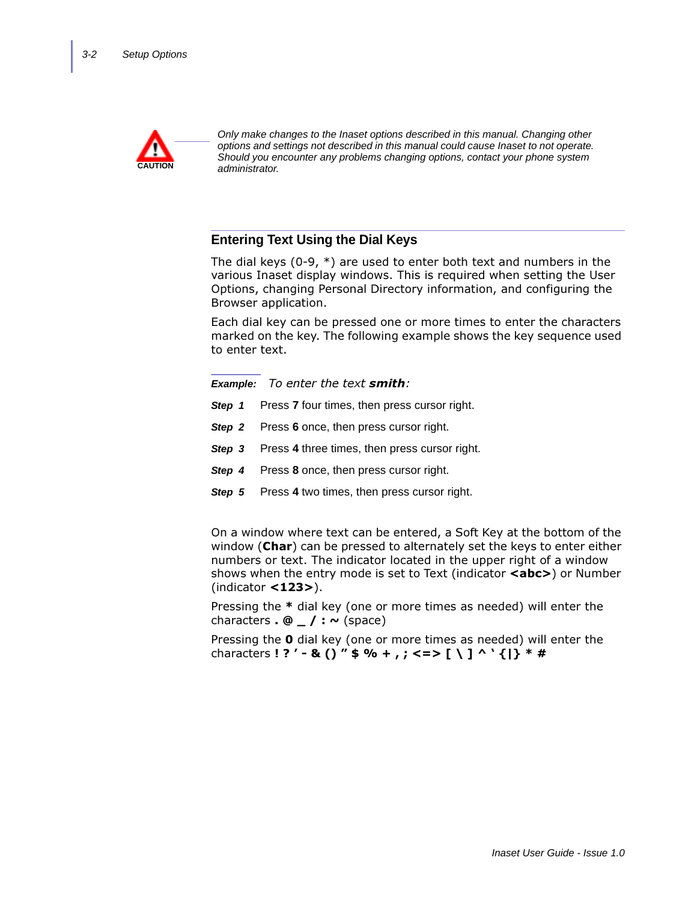CAUTION

*Only make changes to the Inaset options described in this manual. Changing other options and settings not described in this manual could cause Inaset to not operate. Should you encounter any problems changing options, contact your phone system administrator.*

## Entering Text Using the Dial Keys

The dial keys (0-9, *) are used to enter both text and numbers in the various Inaset display windows. This is required when setting the User Options, changing Personal Directory information, and configuring the Browser application.

Each dial key can be pressed one or more times to enter the characters marked on the key. The following example shows the key sequence used to enter text.

***Example:*** *To enter the text* ***smith****:*

***Step 1*** Press **7** four times, then press cursor right.

***Step 2*** Press **6** once, then press cursor right.

***Step 3*** Press **4** three times, then press cursor right.

***Step 4*** Press **8** once, then press cursor right.

***Step 5*** Press **4** two times, then press cursor right.

On a window where text can be entered, a Soft Key at the bottom of the window (**Char**) can be pressed to alternately set the keys to enter either numbers or text. The indicator located in the upper right of a window shows when the entry mode is set to Text (indicator **<abc>**) or Number (indicator **<123>**).

Pressing the **\*** dial key (one or more times as needed) will enter the characters **. @ _ / : ~** (space)

Pressing the **0** dial key (one or more times as needed) will enter the characters **! ? ' - & () " $ % + , ; <=> [ \ ] ^ ` {|} * #**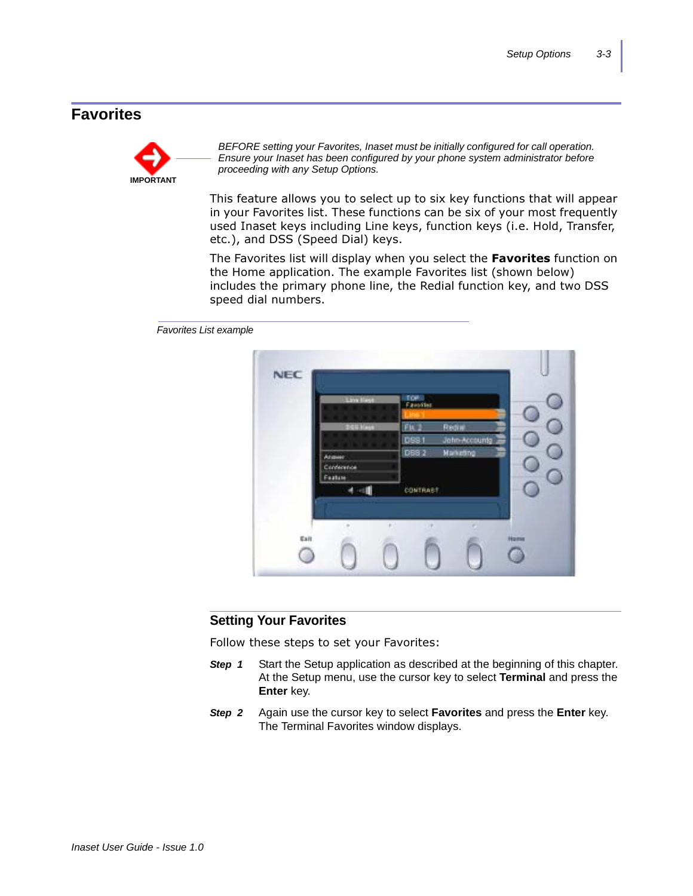## Favorites

**IMPORTANT**

*BEFORE setting your Favorites, Inaset must be initially configured for call operation. Ensure your Inaset has been configured by your phone system administrator before proceeding with any Setup Options.*

This feature allows you to select up to six key functions that will appear in your Favorites list. These functions can be six of your most frequently used Inaset keys including Line keys, function keys (i.e. Hold, Transfer, etc.), and DSS (Speed Dial) keys.

The Favorites list will display when you select the **Favorites** function on the Home application. The example Favorites list (shown below) includes the primary phone line, the Redial function key, and two DSS speed dial numbers.

*Favorites List example*

### Setting Your Favorites

Follow these steps to set your Favorites:

***Step 1*** Start the Setup application as described at the beginning of this chapter. At the Setup menu, use the cursor key to select **Terminal** and press the **Enter** key.

***Step 2*** Again use the cursor key to select **Favorites** and press the **Enter** key. The Terminal Favorites window displays.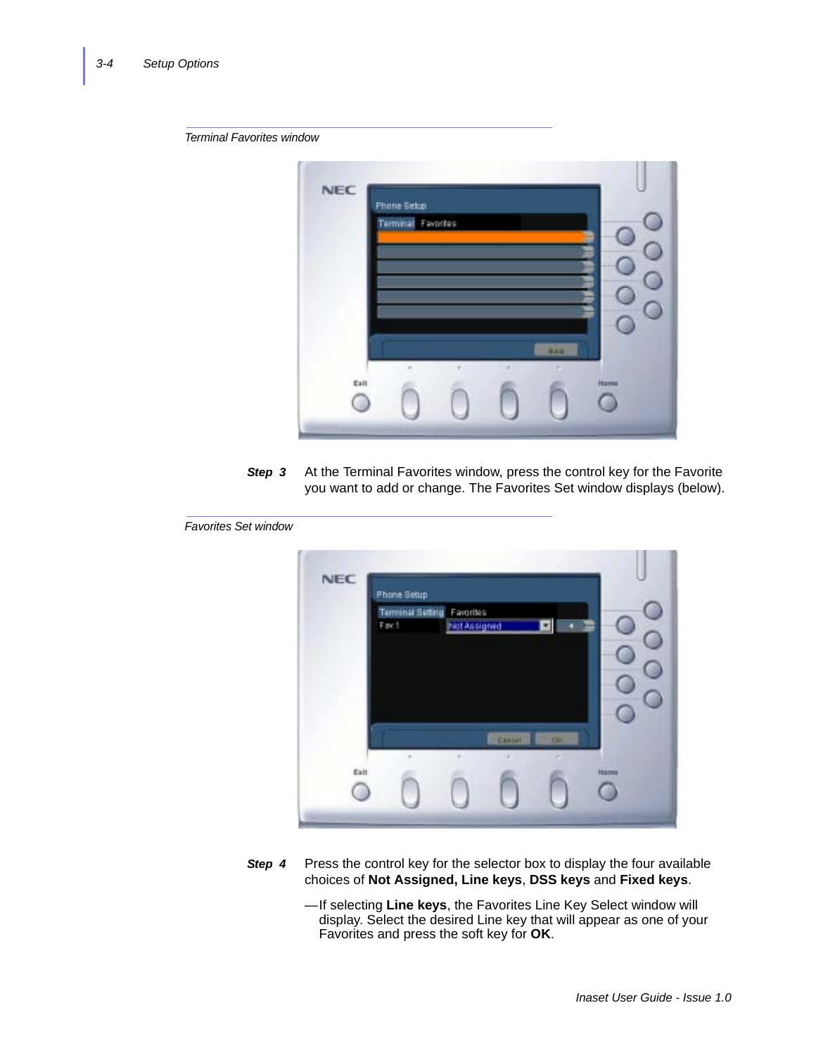Terminal Favorites window

**Step 3** At the Terminal Favorites window, press the control key for the Favorite you want to add or change. The Favorites Set window displays (below).

Favorites Set window

**Step 4** Press the control key for the selector box to display the four available choices of **Not Assigned, Line keys**, **DSS keys** and **Fixed keys**.

— If selecting **Line keys**, the Favorites Line Key Select window will display. Select the desired Line key that will appear as one of your Favorites and press the soft key for **OK**.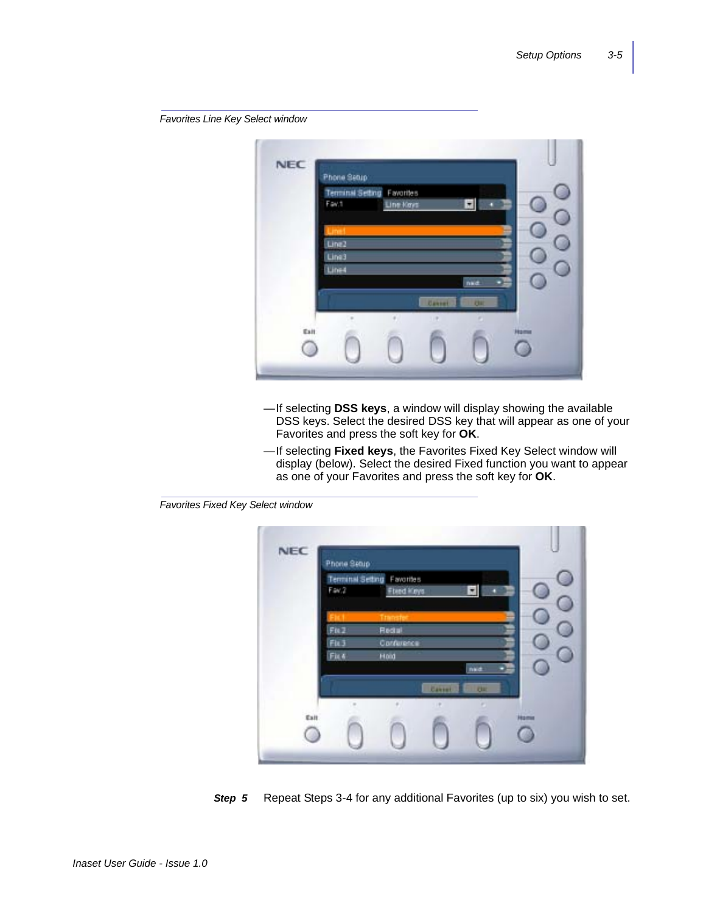*Favorites Line Key Select window*

—If selecting **DSS keys**, a window will display showing the available DSS keys. Select the desired DSS key that will appear as one of your Favorites and press the soft key for **OK**.

—If selecting **Fixed keys**, the Favorites Fixed Key Select window will display (below). Select the desired Fixed function you want to appear as one of your Favorites and press the soft key for **OK**.

*Favorites Fixed Key Select window*

***Step 5*** Repeat Steps 3-4 for any additional Favorites (up to six) you wish to set.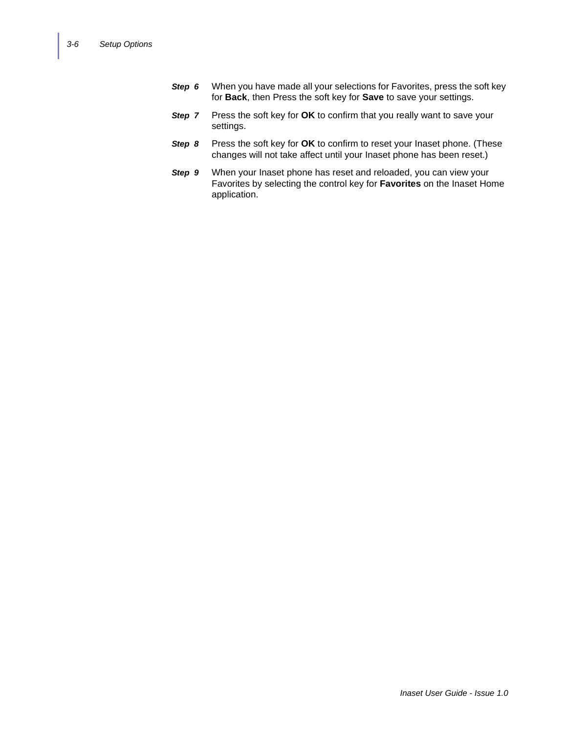***Step 6*** When you have made all your selections for Favorites, press the soft key for **Back**, then Press the soft key for **Save** to save your settings.

***Step 7*** Press the soft key for **OK** to confirm that you really want to save your settings.

***Step 8*** Press the soft key for **OK** to confirm to reset your Inaset phone. (These changes will not take affect until your Inaset phone has been reset.)

***Step 9*** When your Inaset phone has reset and reloaded, you can view your Favorites by selecting the control key for **Favorites** on the Inaset Home application.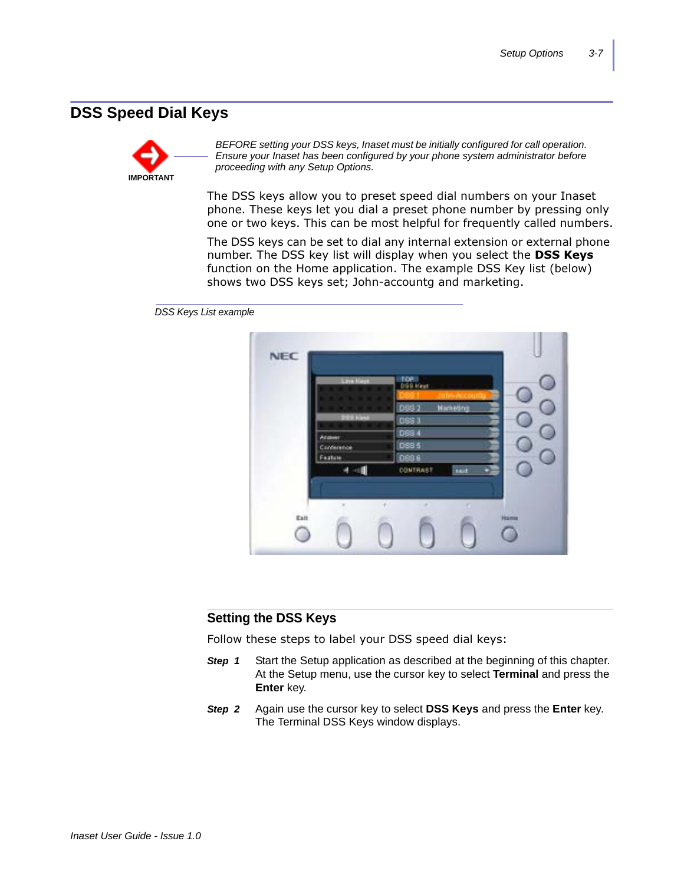## DSS Speed Dial Keys

**IMPORTANT**

*BEFORE setting your DSS keys, Inaset must be initially configured for call operation. Ensure your Inaset has been configured by your phone system administrator before proceeding with any Setup Options.*

The DSS keys allow you to preset speed dial numbers on your Inaset phone. These keys let you dial a preset phone number by pressing only one or two keys. This can be most helpful for frequently called numbers.

The DSS keys can be set to dial any internal extension or external phone number. The DSS key list will display when you select the **DSS Keys** function on the Home application. The example DSS Key list (below) shows two DSS keys set; John-accountg and marketing.

*DSS Keys List example*

### Setting the DSS Keys

Follow these steps to label your DSS speed dial keys:

***Step 1*** Start the Setup application as described at the beginning of this chapter. At the Setup menu, use the cursor key to select **Terminal** and press the **Enter** key.

***Step 2*** Again use the cursor key to select **DSS Keys** and press the **Enter** key. The Terminal DSS Keys window displays.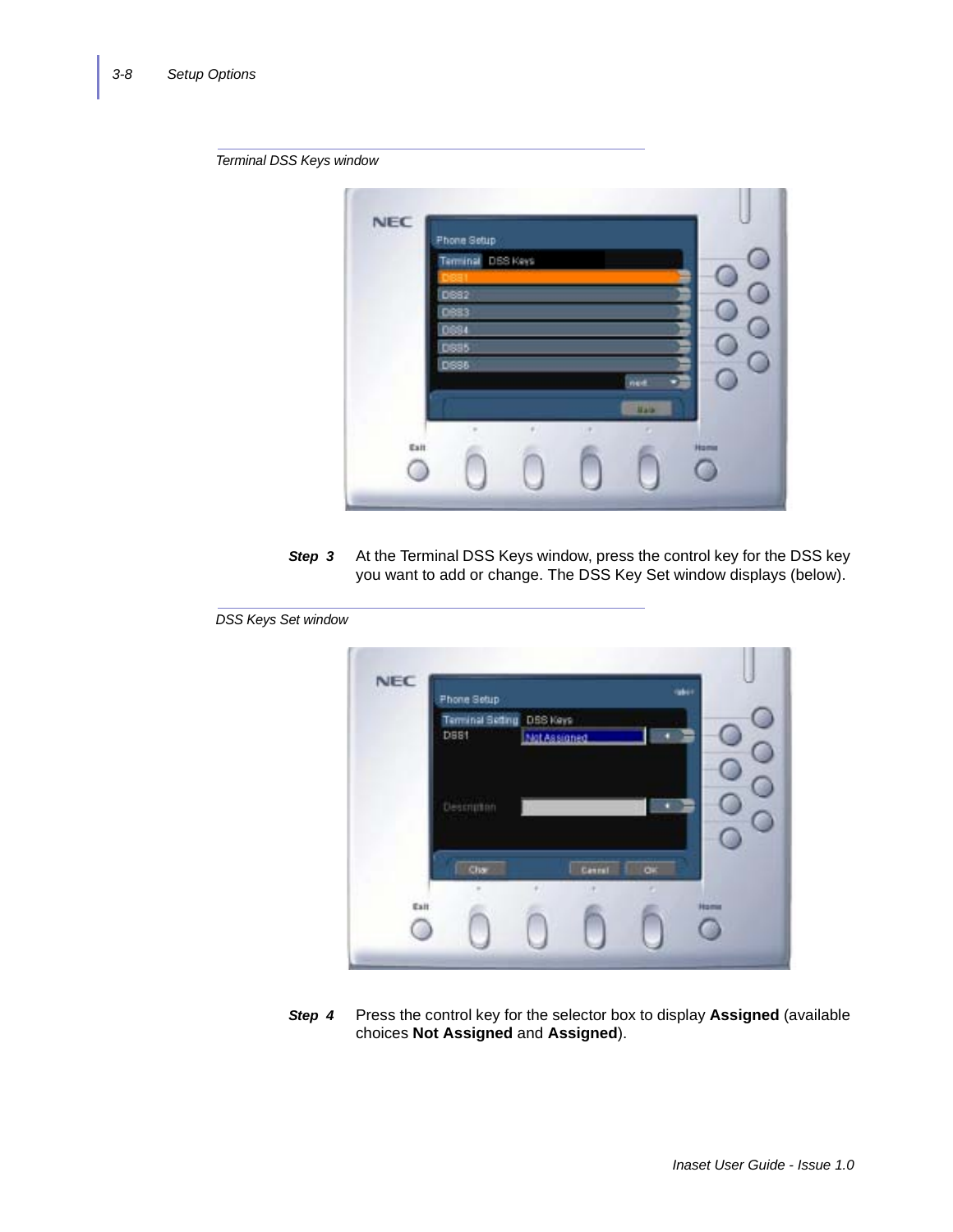Terminal DSS Keys window

**Step 3** At the Terminal DSS Keys window, press the control key for the DSS key you want to add or change. The DSS Key Set window displays (below).

DSS Keys Set window

**Step 4** Press the control key for the selector box to display **Assigned** (available choices **Not Assigned** and **Assigned**).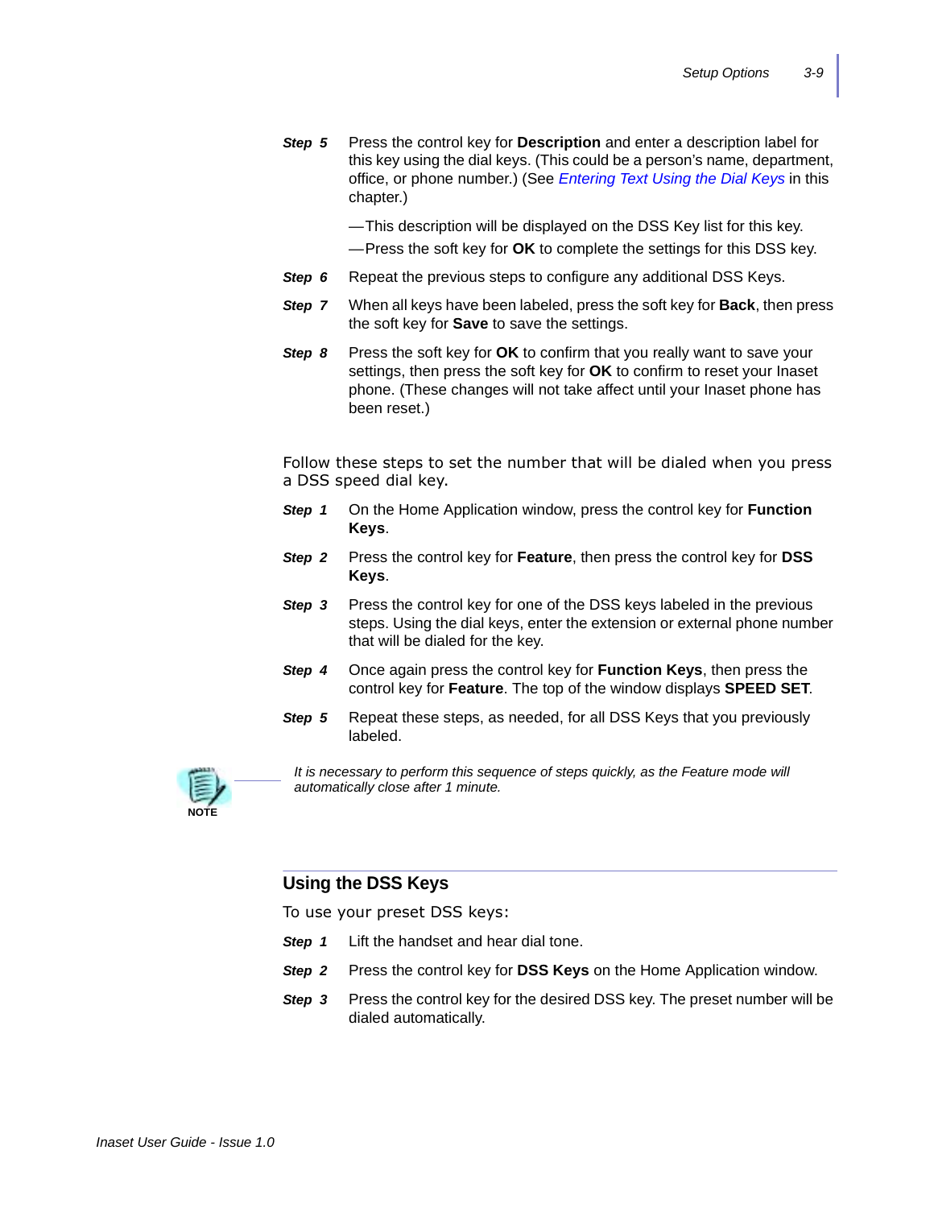**Step 5** Press the control key for **Description** and enter a description label for this key using the dial keys. (This could be a person's name, department, office, or phone number.) (See *Entering Text Using the Dial Keys* in this chapter.)

—This description will be displayed on the DSS Key list for this key.

—Press the soft key for **OK** to complete the settings for this DSS key.

**Step 6** Repeat the previous steps to configure any additional DSS Keys.

**Step 7** When all keys have been labeled, press the soft key for **Back**, then press the soft key for **Save** to save the settings.

**Step 8** Press the soft key for **OK** to confirm that you really want to save your settings, then press the soft key for **OK** to confirm to reset your Inaset phone. (These changes will not take affect until your Inaset phone has been reset.)

Follow these steps to set the number that will be dialed when you press a DSS speed dial key.

**Step 1** On the Home Application window, press the control key for **Function Keys**.

**Step 2** Press the control key for **Feature**, then press the control key for **DSS Keys**.

**Step 3** Press the control key for one of the DSS keys labeled in the previous steps. Using the dial keys, enter the extension or external phone number that will be dialed for the key.

**Step 4** Once again press the control key for **Function Keys**, then press the control key for **Feature**. The top of the window displays **SPEED SET**.

**Step 5** Repeat these steps, as needed, for all DSS Keys that you previously labeled.

NOTE

*It is necessary to perform this sequence of steps quickly, as the Feature mode will automatically close after 1 minute.*

## Using the DSS Keys

To use your preset DSS keys:

**Step 1** Lift the handset and hear dial tone.

**Step 2** Press the control key for **DSS Keys** on the Home Application window.

**Step 3** Press the control key for the desired DSS key. The preset number will be dialed automatically.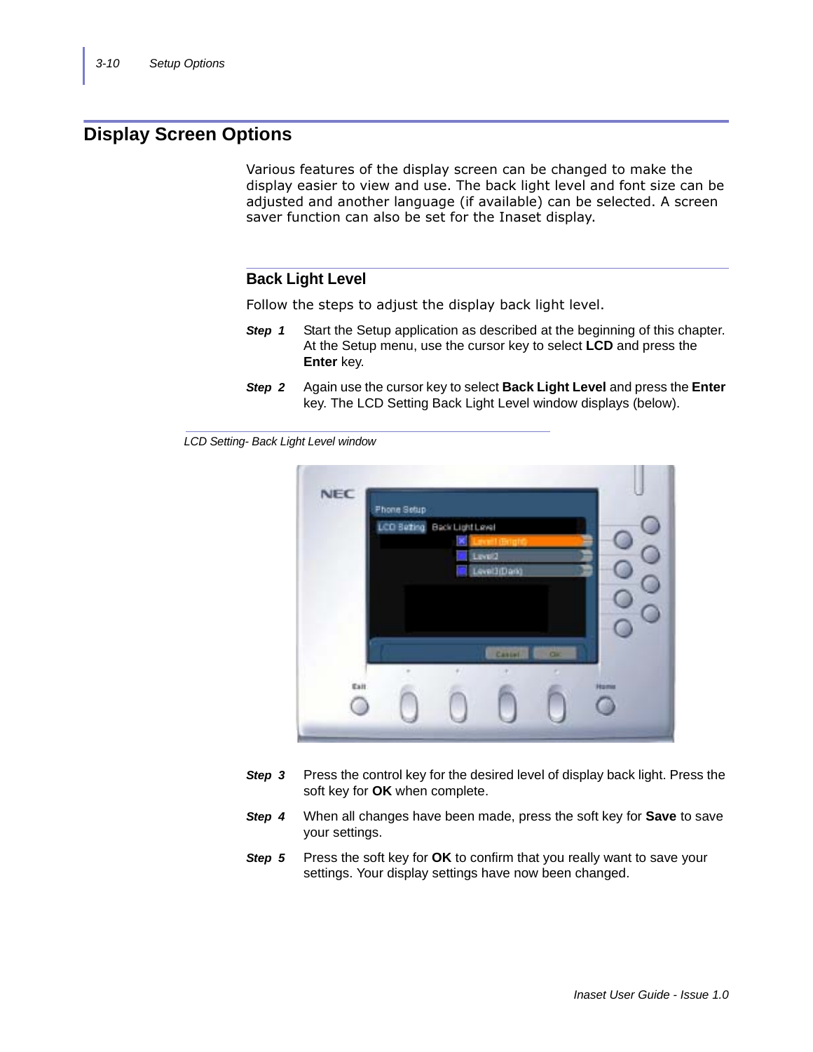## Display Screen Options

Various features of the display screen can be changed to make the display easier to view and use. The back light level and font size can be adjusted and another language (if available) can be selected. A screen saver function can also be set for the Inaset display.

### Back Light Level

Follow the steps to adjust the display back light level.

***Step 1*** Start the Setup application as described at the beginning of this chapter. At the Setup menu, use the cursor key to select **LCD** and press the **Enter** key.

***Step 2*** Again use the cursor key to select **Back Light Level** and press the **Enter** key. The LCD Setting Back Light Level window displays (below).

*LCD Setting- Back Light Level window*

***Step 3*** Press the control key for the desired level of display back light. Press the soft key for **OK** when complete.

***Step 4*** When all changes have been made, press the soft key for **Save** to save your settings.

***Step 5*** Press the soft key for **OK** to confirm that you really want to save your settings. Your display settings have now been changed.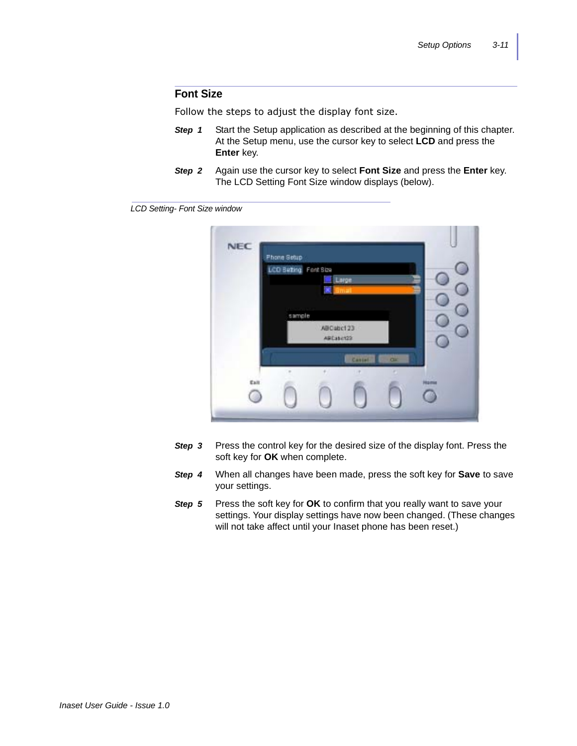## Font Size

Follow the steps to adjust the display font size.

*Step 1* Start the Setup application as described at the beginning of this chapter. At the Setup menu, use the cursor key to select **LCD** and press the **Enter** key.

*Step 2* Again use the cursor key to select **Font Size** and press the **Enter** key. The LCD Setting Font Size window displays (below).

*LCD Setting- Font Size window*

*Step 3* Press the control key for the desired size of the display font. Press the soft key for **OK** when complete.

*Step 4* When all changes have been made, press the soft key for **Save** to save your settings.

*Step 5* Press the soft key for **OK** to confirm that you really want to save your settings. Your display settings have now been changed. (These changes will not take affect until your Inaset phone has been reset.)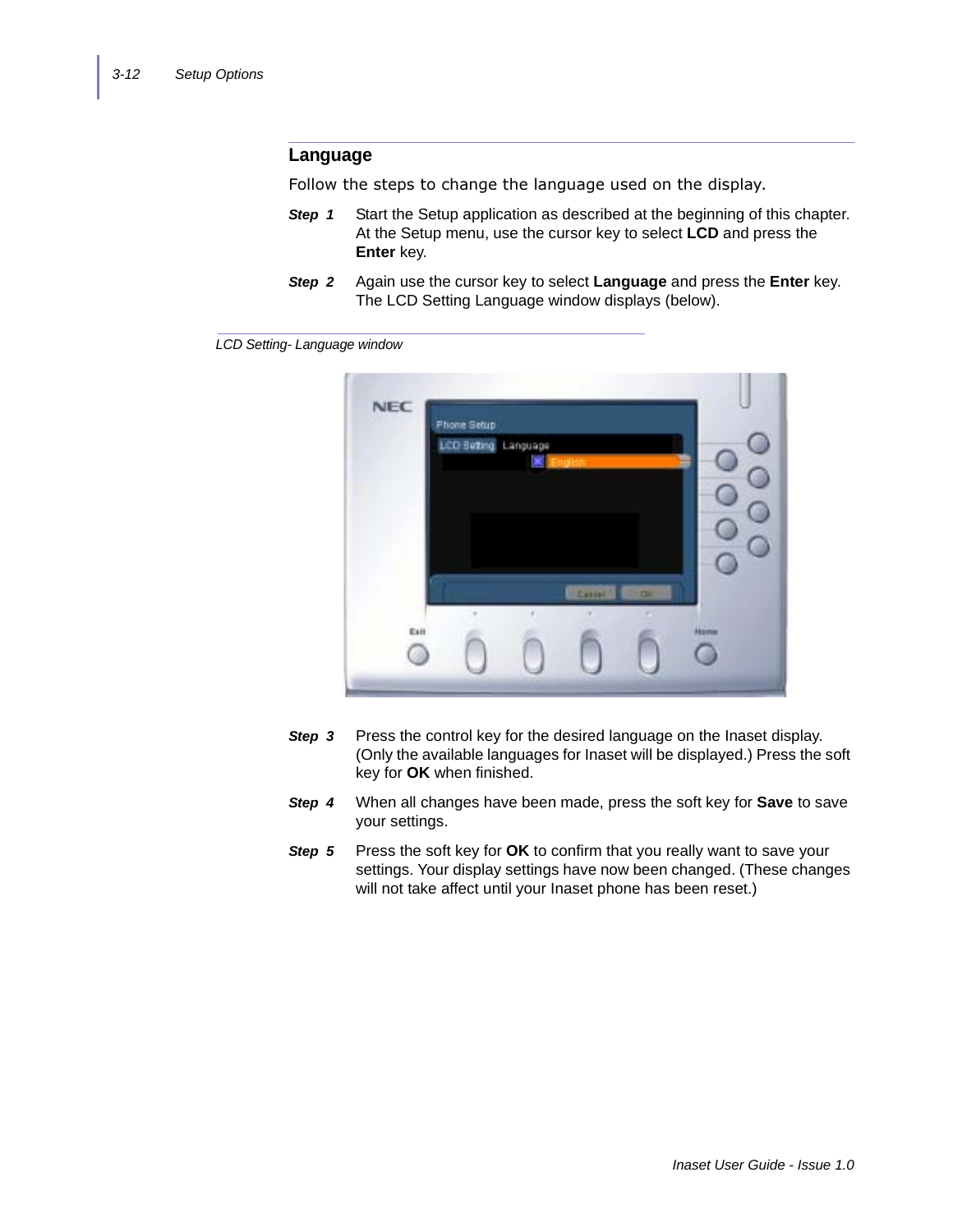## Language

Follow the steps to change the language used on the display.

*Step 1* Start the Setup application as described at the beginning of this chapter. At the Setup menu, use the cursor key to select **LCD** and press the **Enter** key.

*Step 2* Again use the cursor key to select **Language** and press the **Enter** key. The LCD Setting Language window displays (below).

*LCD Setting- Language window*

*Step 3* Press the control key for the desired language on the Inaset display. (Only the available languages for Inaset will be displayed.) Press the soft key for **OK** when finished.

*Step 4* When all changes have been made, press the soft key for **Save** to save your settings.

*Step 5* Press the soft key for **OK** to confirm that you really want to save your settings. Your display settings have now been changed. (These changes will not take affect until your Inaset phone has been reset.)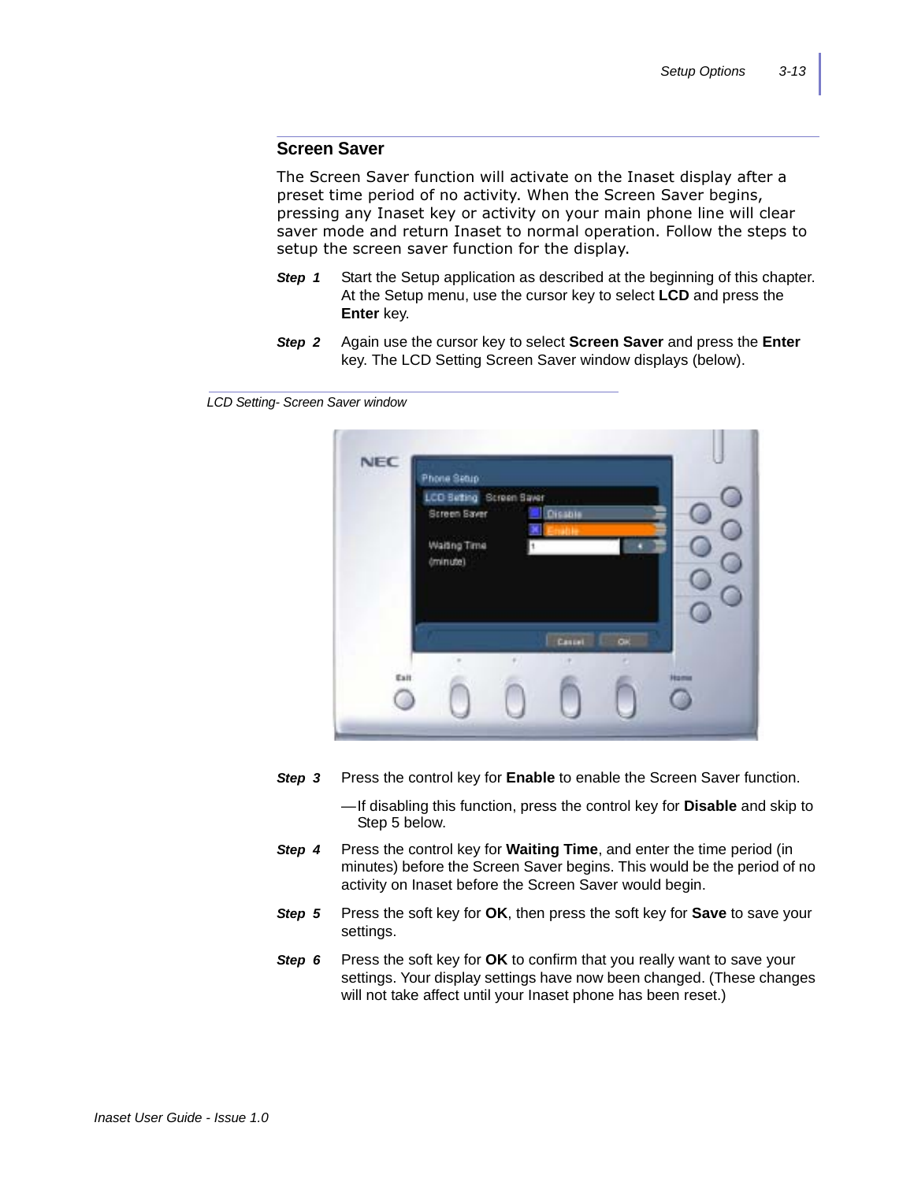## Screen Saver

The Screen Saver function will activate on the Inaset display after a preset time period of no activity. When the Screen Saver begins, pressing any Inaset key or activity on your main phone line will clear saver mode and return Inaset to normal operation. Follow the steps to setup the screen saver function for the display.

*Step 1* Start the Setup application as described at the beginning of this chapter. At the Setup menu, use the cursor key to select **LCD** and press the **Enter** key.

*Step 2* Again use the cursor key to select **Screen Saver** and press the **Enter** key. The LCD Setting Screen Saver window displays (below).

*LCD Setting- Screen Saver window*

*Step 3* Press the control key for **Enable** to enable the Screen Saver function.

— If disabling this function, press the control key for **Disable** and skip to Step 5 below.

*Step 4* Press the control key for **Waiting Time**, and enter the time period (in minutes) before the Screen Saver begins. This would be the period of no activity on Inaset before the Screen Saver would begin.

*Step 5* Press the soft key for **OK**, then press the soft key for **Save** to save your settings.

*Step 6* Press the soft key for **OK** to confirm that you really want to save your settings. Your display settings have now been changed. (These changes will not take affect until your Inaset phone has been reset.)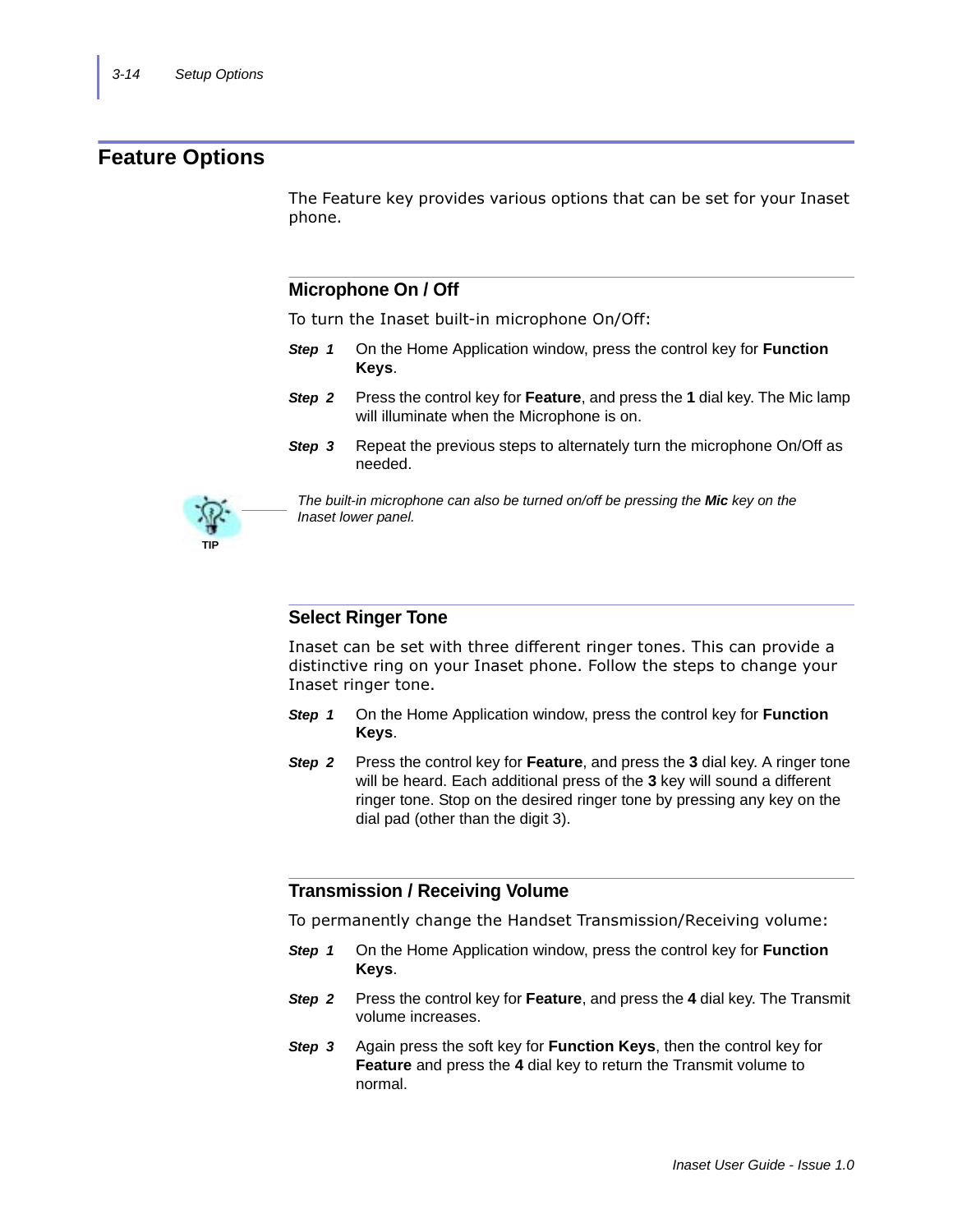# Feature Options

The Feature key provides various options that can be set for your Inaset phone.

## Microphone On / Off

To turn the Inaset built-in microphone On/Off:

***Step 1*** On the Home Application window, press the control key for **Function Keys**.

***Step 2*** Press the control key for **Feature**, and press the **1** dial key. The Mic lamp will illuminate when the Microphone is on.

***Step 3*** Repeat the previous steps to alternately turn the microphone On/Off as needed.

TIP

*The built-in microphone can also be turned on/off be pressing the **Mic** key on the Inaset lower panel.*

## Select Ringer Tone

Inaset can be set with three different ringer tones. This can provide a distinctive ring on your Inaset phone. Follow the steps to change your Inaset ringer tone.

***Step 1*** On the Home Application window, press the control key for **Function Keys**.

***Step 2*** Press the control key for **Feature**, and press the **3** dial key. A ringer tone will be heard. Each additional press of the **3** key will sound a different ringer tone. Stop on the desired ringer tone by pressing any key on the dial pad (other than the digit 3).

## Transmission / Receiving Volume

To permanently change the Handset Transmission/Receiving volume:

***Step 1*** On the Home Application window, press the control key for **Function Keys**.

***Step 2*** Press the control key for **Feature**, and press the **4** dial key. The Transmit volume increases.

***Step 3*** Again press the soft key for **Function Keys**, then the control key for **Feature** and press the **4** dial key to return the Transmit volume to normal.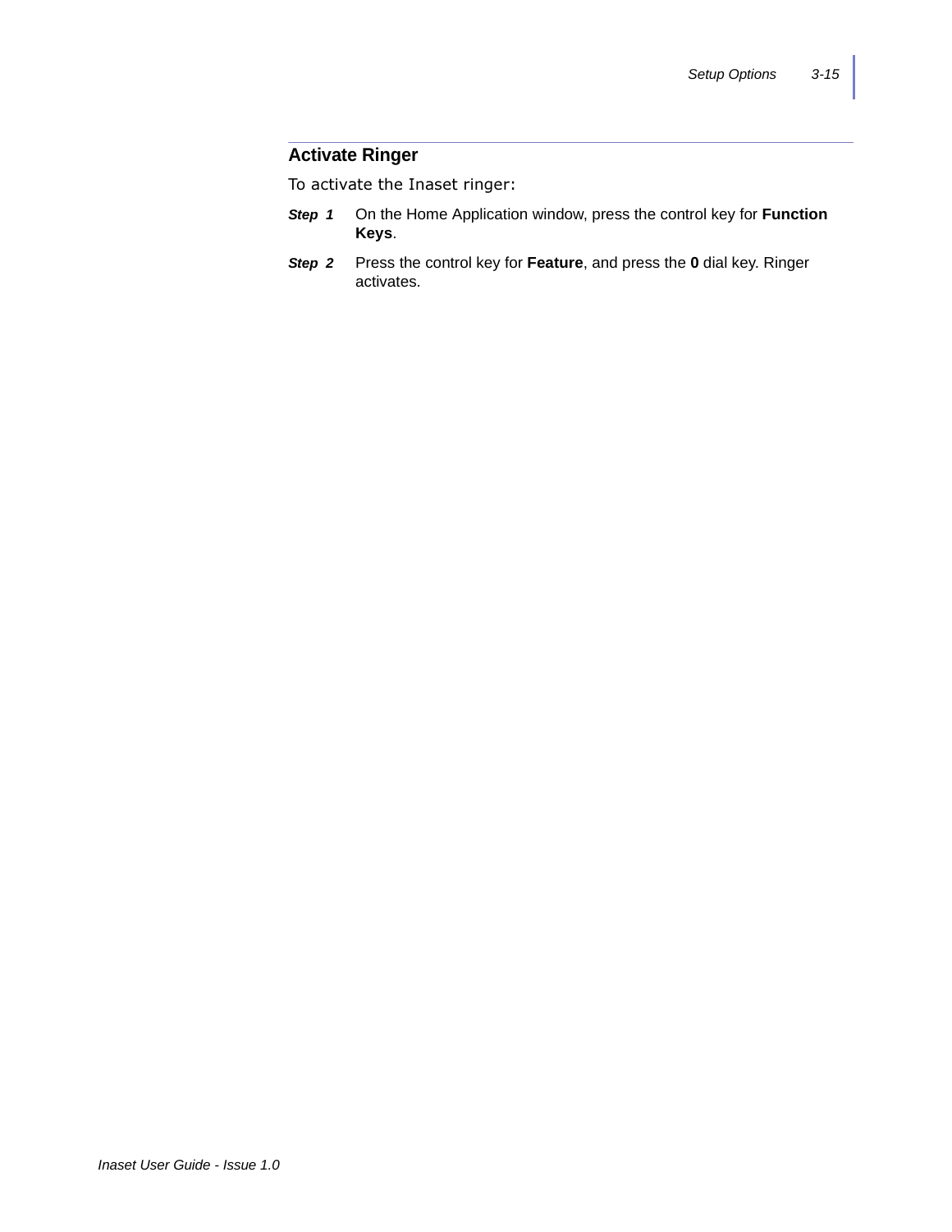## Activate Ringer

To activate the Inaset ringer:

***Step 1*** On the Home Application window, press the control key for **Function Keys**.

***Step 2*** Press the control key for **Feature**, and press the **0** dial key. Ringer activates.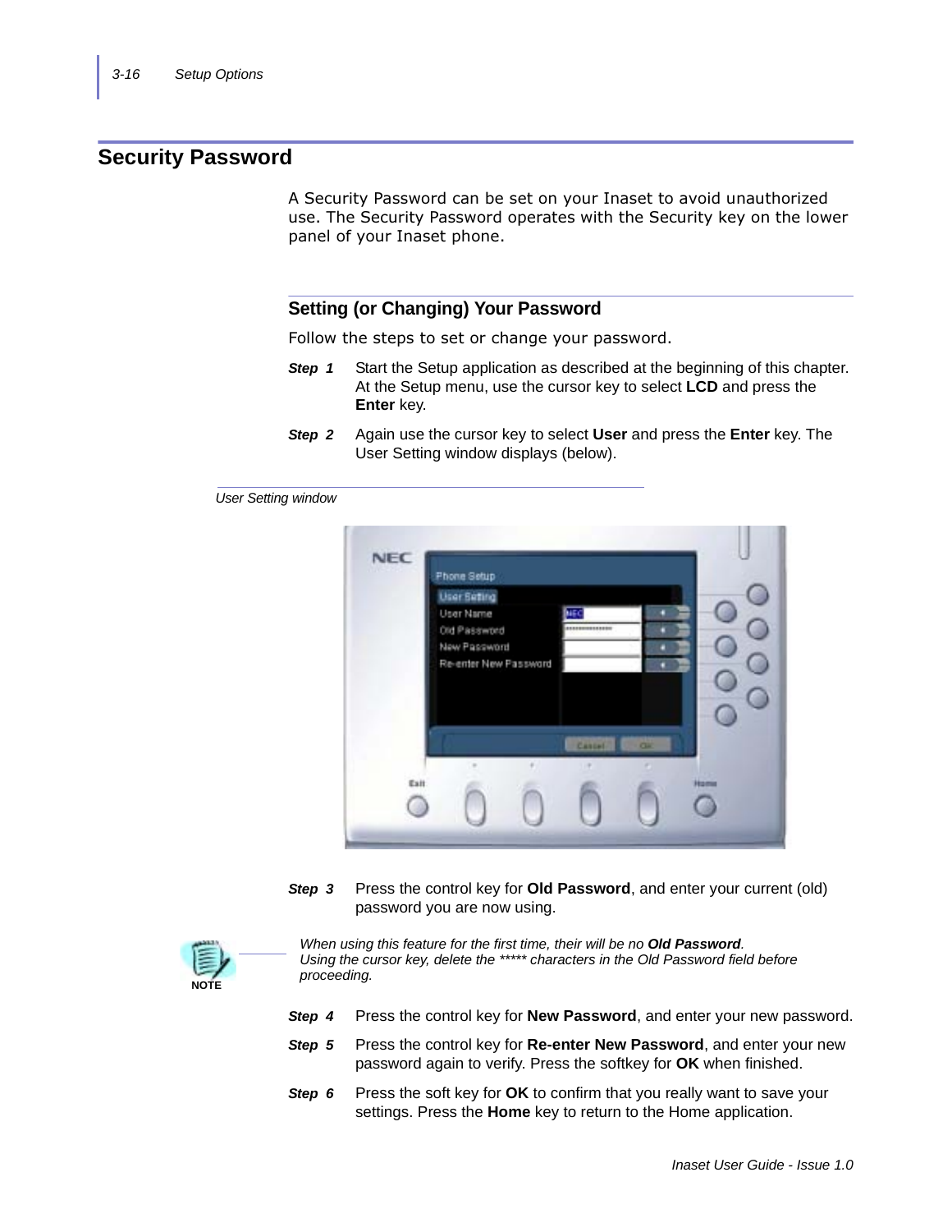## Security Password

A Security Password can be set on your Inaset to avoid unauthorized use. The Security Password operates with the Security key on the lower panel of your Inaset phone.

### Setting (or Changing) Your Password

Follow the steps to set or change your password.

***Step 1*** Start the Setup application as described at the beginning of this chapter. At the Setup menu, use the cursor key to select **LCD** and press the **Enter** key.

***Step 2*** Again use the cursor key to select **User** and press the **Enter** key. The User Setting window displays (below).

*User Setting window*

***Step 3*** Press the control key for **Old Password**, and enter your current (old) password you are now using.

NOTE

*When using this feature for the first time, their will be no **Old Password**.*
*Using the cursor key, delete the ***** characters in the Old Password field before proceeding.*

***Step 4*** Press the control key for **New Password**, and enter your new password.

***Step 5*** Press the control key for **Re-enter New Password**, and enter your new password again to verify. Press the softkey for **OK** when finished.

***Step 6*** Press the soft key for **OK** to confirm that you really want to save your settings. Press the **Home** key to return to the Home application.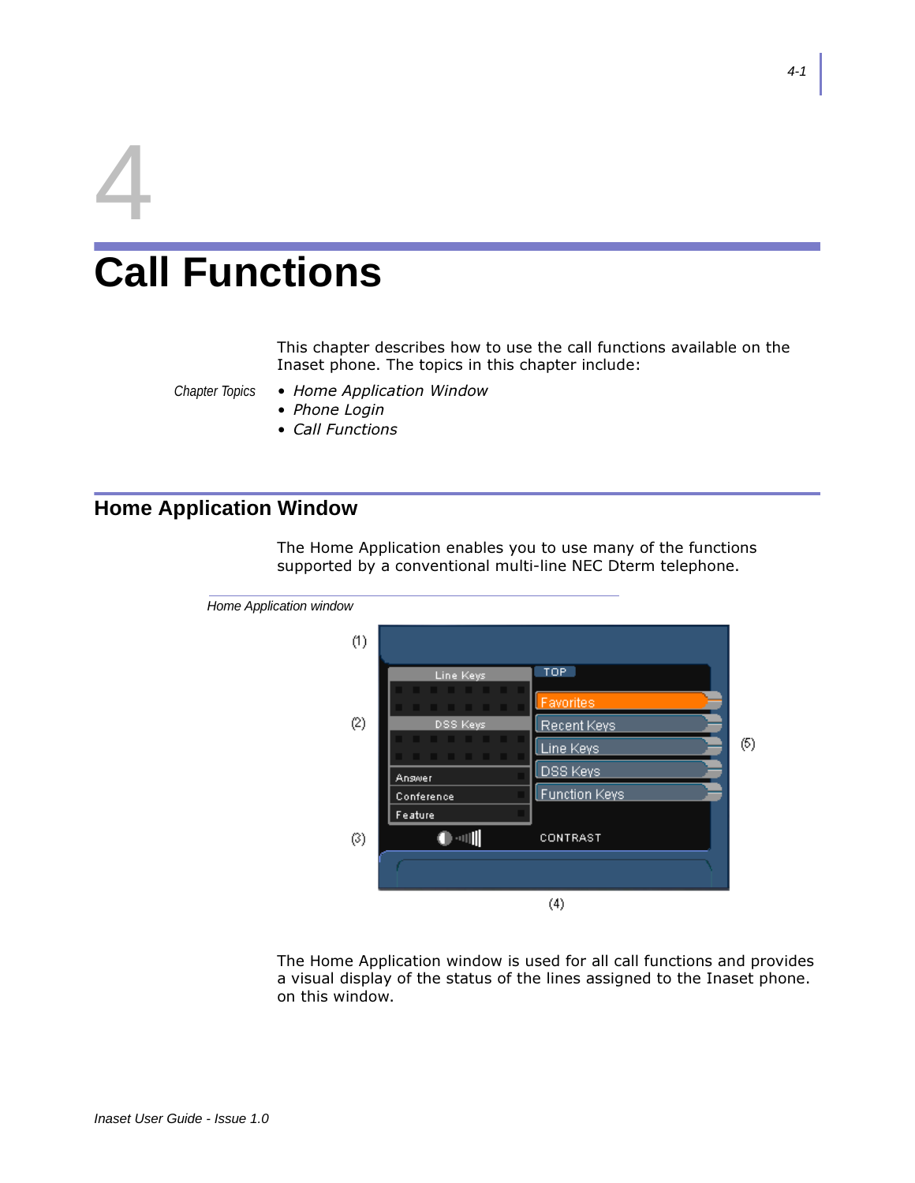# 4

# Call Functions

This chapter describes how to use the call functions available on the Inaset phone. The topics in this chapter include:

*Chapter Topics*

- *Home Application Window*
- *Phone Login*
- *Call Functions*

## Home Application Window

The Home Application enables you to use many of the functions supported by a conventional multi-line NEC Dterm telephone.

*Home Application window*

The Home Application window is used for all call functions and provides a visual display of the status of the lines assigned to the Inaset phone. on this window.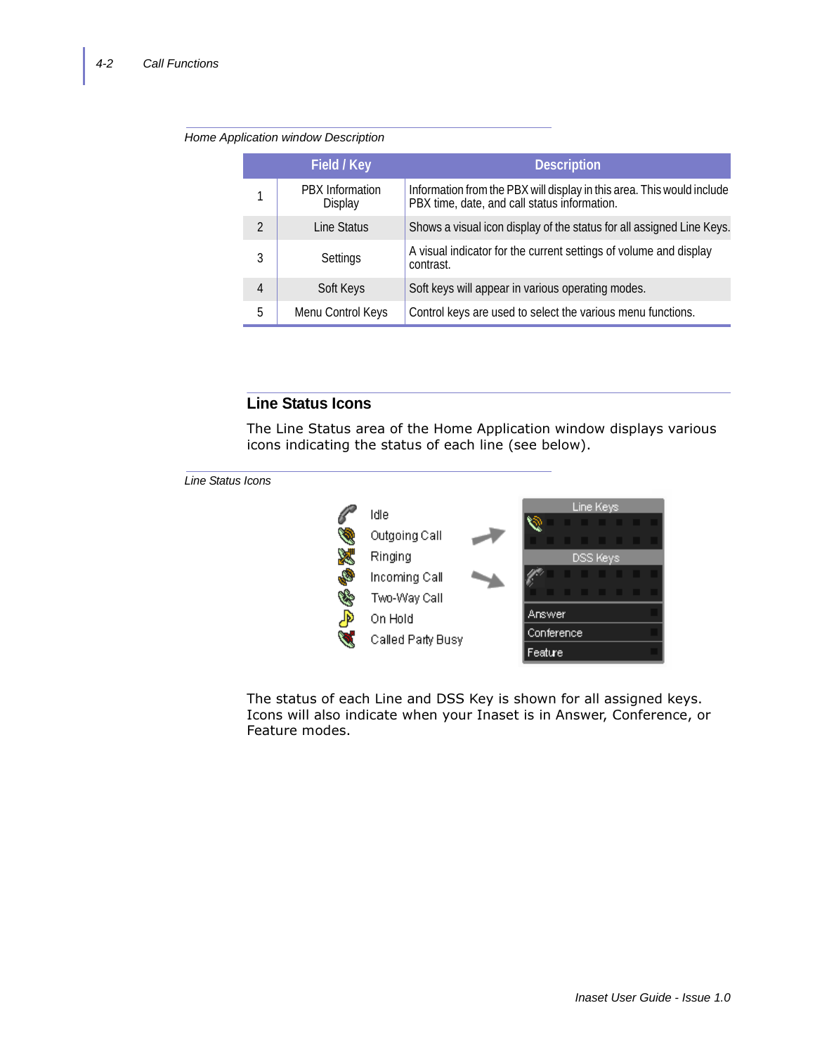*Home Application window Description*

| | Field / Key | Description |
|---|---|---|
| 1 | PBX Information Display | Information from the PBX will display in this area. This would include PBX time, date, and call status information. |
| 2 | Line Status | Shows a visual icon display of the status for all assigned Line Keys. |
| 3 | Settings | A visual indicator for the current settings of volume and display contrast. |
| 4 | Soft Keys | Soft keys will appear in various operating modes. |
| 5 | Menu Control Keys | Control keys are used to select the various menu functions. |

## Line Status Icons

The Line Status area of the Home Application window displays various icons indicating the status of each line (see below).

*Line Status Icons*

- Idle
- Outgoing Call
- Ringing
- Incoming Call
- Two-Way Call
- On Hold
- Called Party Busy

Line Keys

DSS Keys

Answer

Conference

Feature

The status of each Line and DSS Key is shown for all assigned keys. Icons will also indicate when your Inaset is in Answer, Conference, or Feature modes.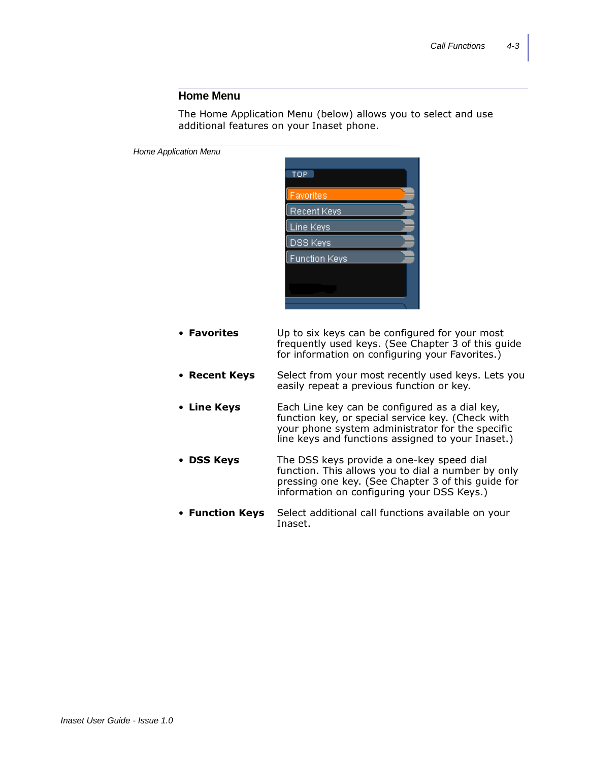## Home Menu

The Home Application Menu (below) allows you to select and use additional features on your Inaset phone.

*Home Application Menu*

- **Favorites** — Up to six keys can be configured for your most frequently used keys. (See Chapter 3 of this guide for information on configuring your Favorites.)
- **Recent Keys** — Select from your most recently used keys. Lets you easily repeat a previous function or key.
- **Line Keys** — Each Line key can be configured as a dial key, function key, or special service key. (Check with your phone system administrator for the specific line keys and functions assigned to your Inaset.)
- **DSS Keys** — The DSS keys provide a one-key speed dial function. This allows you to dial a number by only pressing one key. (See Chapter 3 of this guide for information on configuring your DSS Keys.)
- **Function Keys** — Select additional call functions available on your Inaset.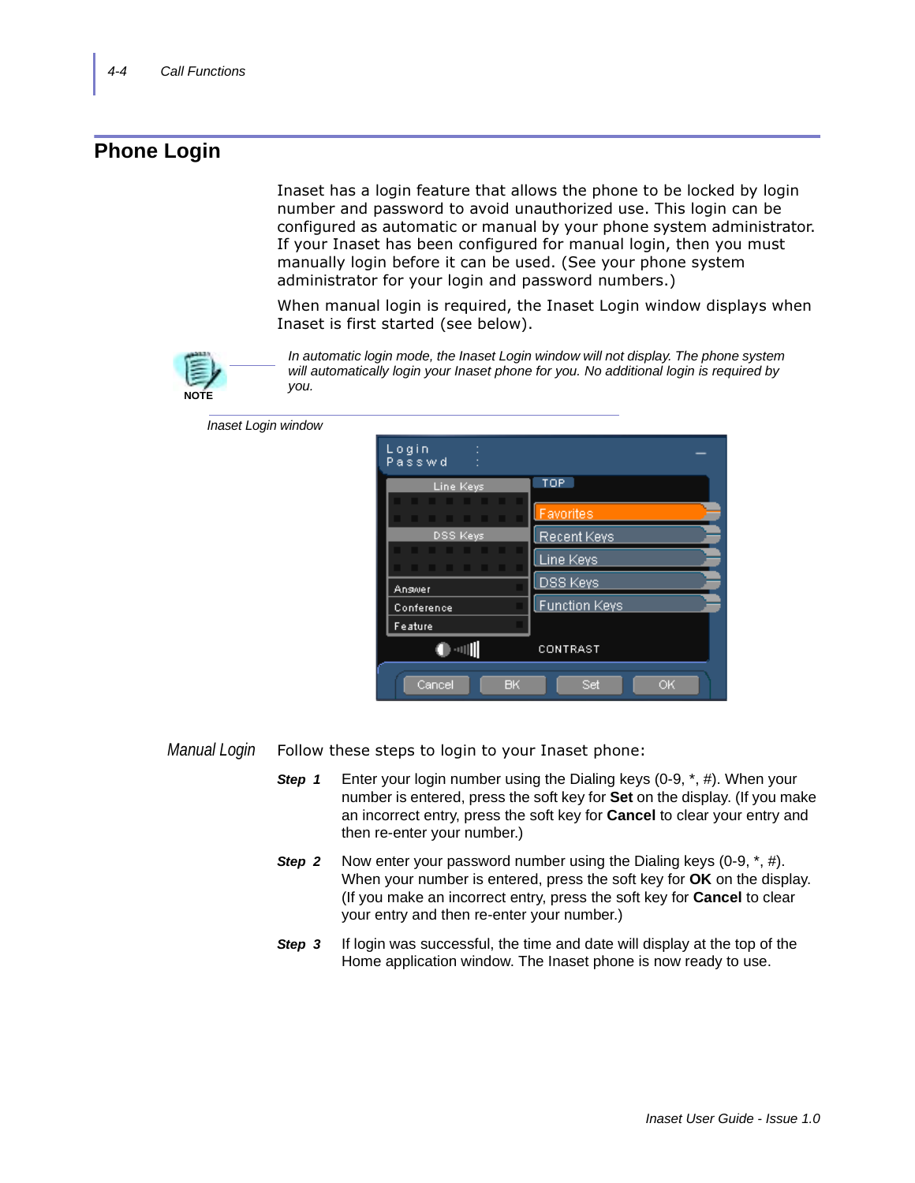## Phone Login

Inaset has a login feature that allows the phone to be locked by login number and password to avoid unauthorized use. This login can be configured as automatic or manual by your phone system administrator. If your Inaset has been configured for manual login, then you must manually login before it can be used. (See your phone system administrator for your login and password numbers.)

When manual login is required, the Inaset Login window displays when Inaset is first started (see below).

> **NOTE**
>
> *In automatic login mode, the Inaset Login window will not display. The phone system will automatically login your Inaset phone for you. No additional login is required by you.*

*Inaset Login window*

*Manual Login*

Follow these steps to login to your Inaset phone:

***Step 1*** Enter your login number using the Dialing keys (0-9, *, #). When your number is entered, press the soft key for **Set** on the display. (If you make an incorrect entry, press the soft key for **Cancel** to clear your entry and then re-enter your number.)

***Step 2*** Now enter your password number using the Dialing keys (0-9, *, #). When your number is entered, press the soft key for **OK** on the display. (If you make an incorrect entry, press the soft key for **Cancel** to clear your entry and then re-enter your number.)

***Step 3*** If login was successful, the time and date will display at the top of the Home application window. The Inaset phone is now ready to use.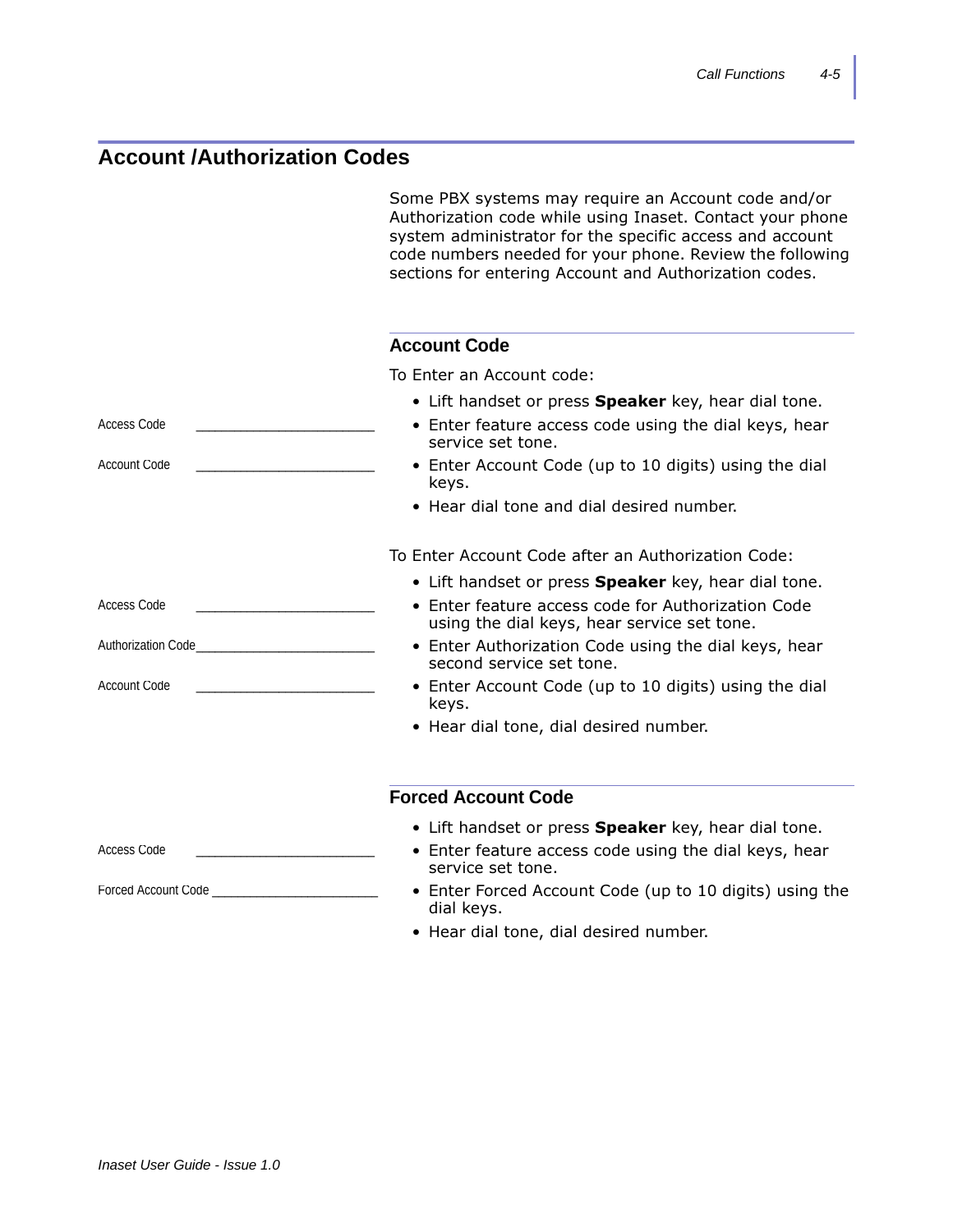## Account /Authorization Codes

Some PBX systems may require an Account code and/or Authorization code while using Inaset. Contact your phone system administrator for the specific access and account code numbers needed for your phone. Review the following sections for entering Account and Authorization codes.

### Account Code

To Enter an Account code:

- Lift handset or press **Speaker** key, hear dial tone.
- Enter feature access code using the dial keys, hear service set tone.
- Enter Account Code (up to 10 digits) using the dial keys.
- Hear dial tone and dial desired number.

Access Code ______________________

Account Code ______________________

To Enter Account Code after an Authorization Code:

- Lift handset or press **Speaker** key, hear dial tone.
- Enter feature access code for Authorization Code using the dial keys, hear service set tone.
- Enter Authorization Code using the dial keys, hear second service set tone.
- Enter Account Code (up to 10 digits) using the dial keys.
- Hear dial tone, dial desired number.

Access Code ______________________

Authorization Code______________________

Account Code ______________________

### Forced Account Code

- Lift handset or press **Speaker** key, hear dial tone.
- Enter feature access code using the dial keys, hear service set tone.
- Enter Forced Account Code (up to 10 digits) using the dial keys.
- Hear dial tone, dial desired number.

Access Code ______________________

Forced Account Code ______________________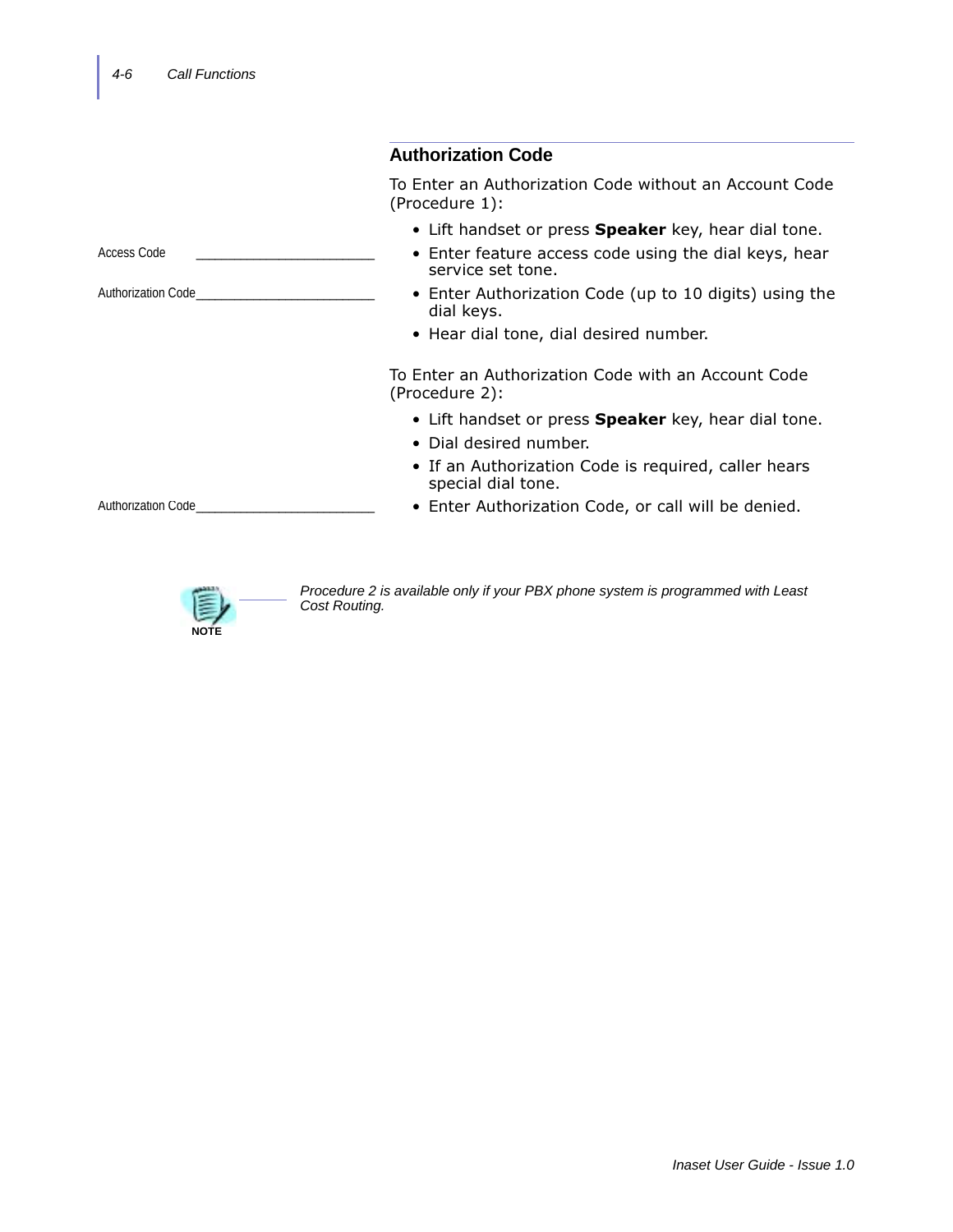## Authorization Code

To Enter an Authorization Code without an Account Code (Procedure 1):

Access Code ______________________

Authorization Code______________________

- Lift handset or press **Speaker** key, hear dial tone.
- Enter feature access code using the dial keys, hear service set tone.
- Enter Authorization Code (up to 10 digits) using the dial keys.
- Hear dial tone, dial desired number.

To Enter an Authorization Code with an Account Code (Procedure 2):

Authorization Code______________________

- Lift handset or press **Speaker** key, hear dial tone.
- Dial desired number.
- If an Authorization Code is required, caller hears special dial tone.
- Enter Authorization Code, or call will be denied.

NOTE

*Procedure 2 is available only if your PBX phone system is programmed with Least Cost Routing.*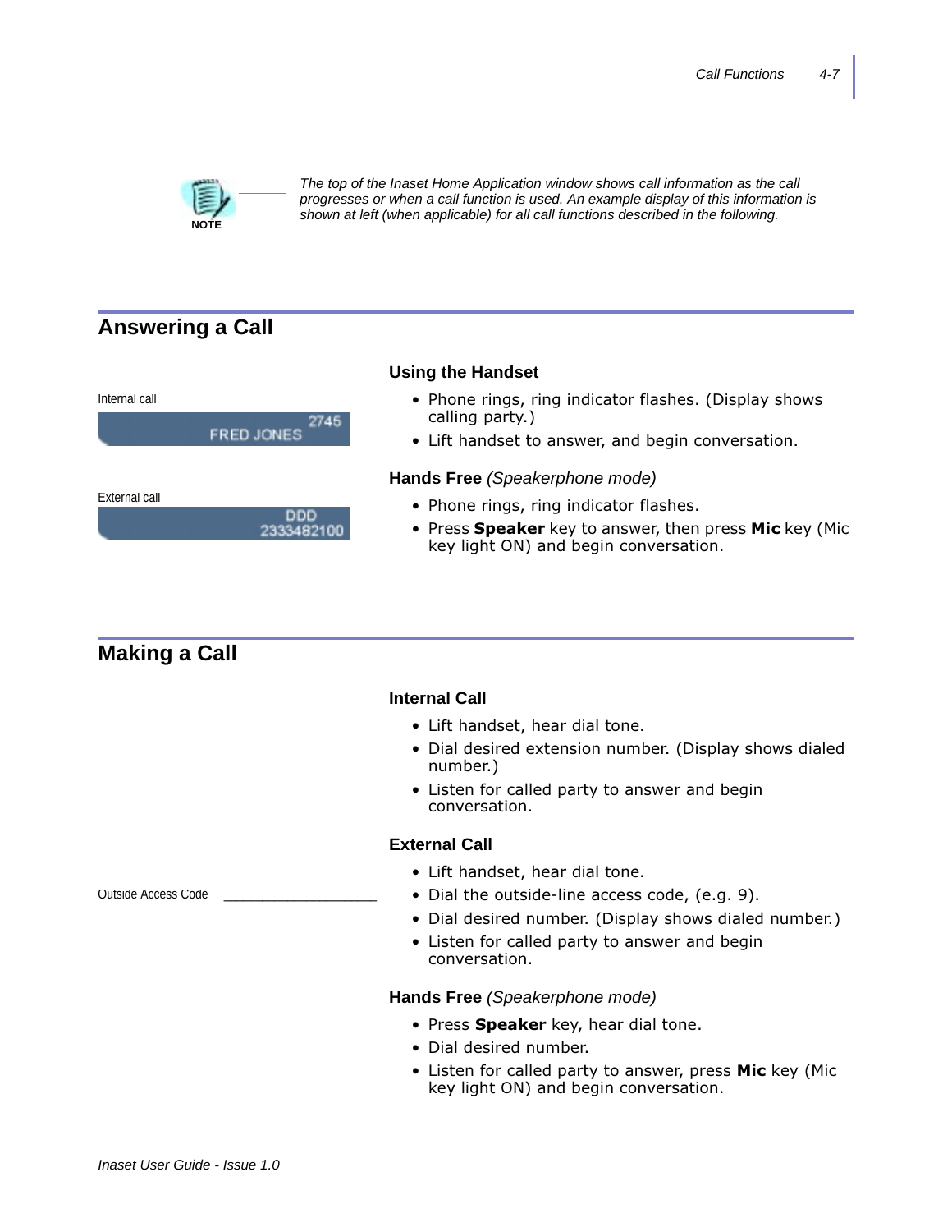NOTE

*The top of the Inaset Home Application window shows call information as the call progresses or when a call function is used. An example display of this information is shown at left (when applicable) for all call functions described in the following.*

## Answering a Call

Internal call

2745
FRED JONES

External call

DDD
2333482100

### Using the Handset

- Phone rings, ring indicator flashes. (Display shows calling party.)
- Lift handset to answer, and begin conversation.

### Hands Free *(Speakerphone mode)*

- Phone rings, ring indicator flashes.
- Press **Speaker** key to answer, then press **Mic** key (Mic key light ON) and begin conversation.

## Making a Call

### Internal Call

- Lift handset, hear dial tone.
- Dial desired extension number. (Display shows dialed number.)
- Listen for called party to answer and begin conversation.

### External Call

Outside Access Code ____________________

- Lift handset, hear dial tone.
- Dial the outside-line access code, (e.g. 9).
- Dial desired number. (Display shows dialed number.)
- Listen for called party to answer and begin conversation.

### Hands Free *(Speakerphone mode)*

- Press **Speaker** key, hear dial tone.
- Dial desired number.
- Listen for called party to answer, press **Mic** key (Mic key light ON) and begin conversation.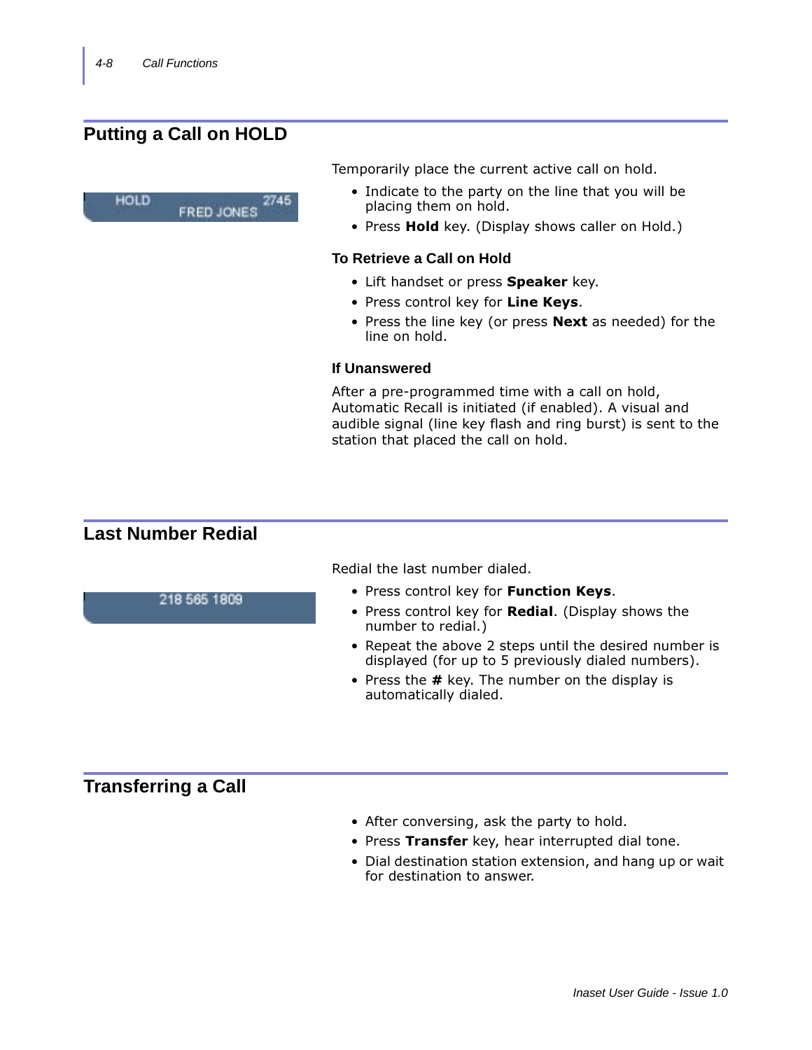## Putting a Call on HOLD

HOLD 2745
FRED JONES

Temporarily place the current active call on hold.

- Indicate to the party on the line that you will be placing them on hold.
- Press **Hold** key. (Display shows caller on Hold.)

### To Retrieve a Call on Hold

- Lift handset or press **Speaker** key.
- Press control key for **Line Keys**.
- Press the line key (or press **Next** as needed) for the line on hold.

### If Unanswered

After a pre-programmed time with a call on hold, Automatic Recall is initiated (if enabled). A visual and audible signal (line key flash and ring burst) is sent to the station that placed the call on hold.

## Last Number Redial

218 565 1809

Redial the last number dialed.

- Press control key for **Function Keys**.
- Press control key for **Redial**. (Display shows the number to redial.)
- Repeat the above 2 steps until the desired number is displayed (for up to 5 previously dialed numbers).
- Press the **#** key. The number on the display is automatically dialed.

## Transferring a Call

- After conversing, ask the party to hold.
- Press **Transfer** key, hear interrupted dial tone.
- Dial destination station extension, and hang up or wait for destination to answer.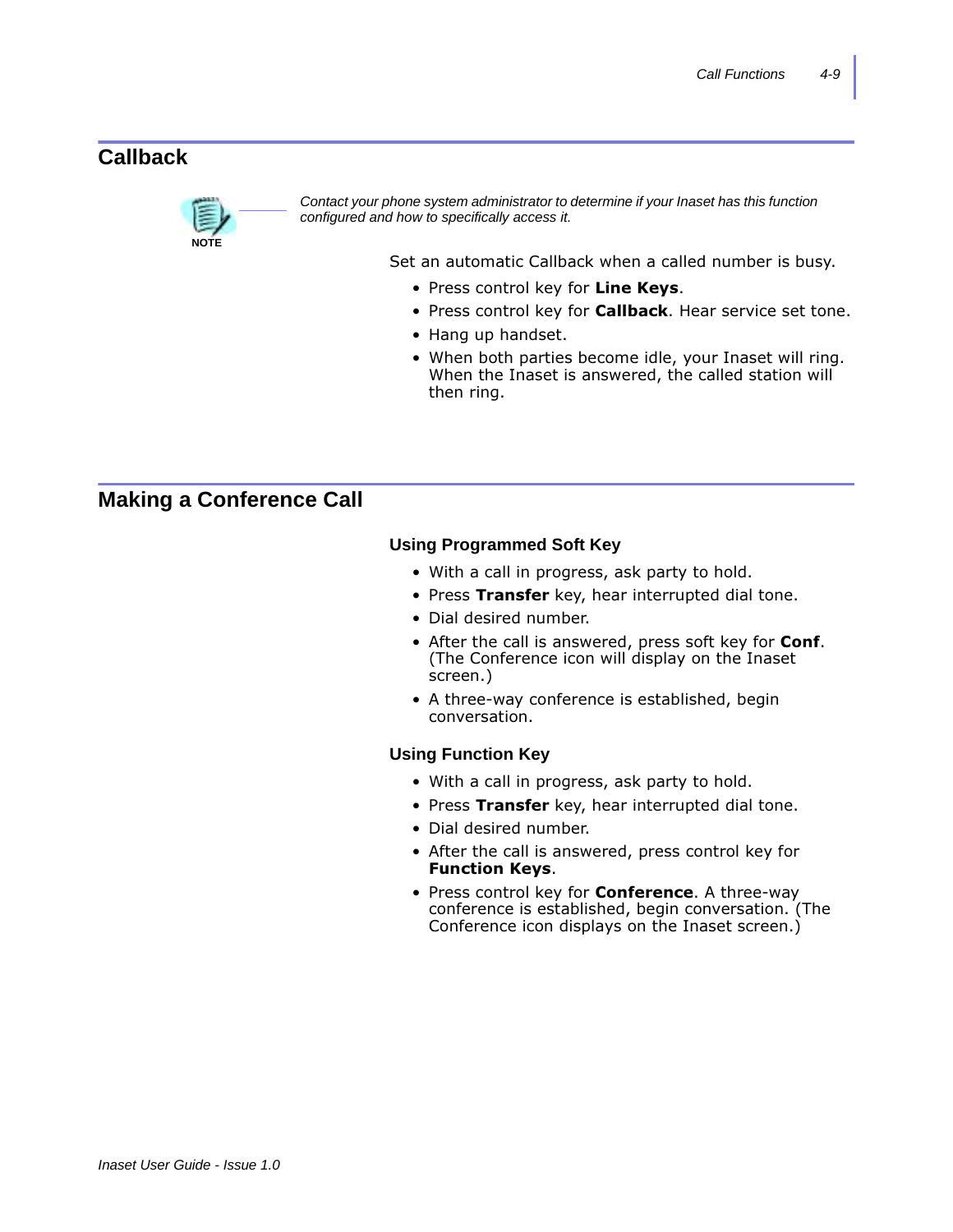## Callback

NOTE

*Contact your phone system administrator to determine if your Inaset has this function configured and how to specifically access it.*

Set an automatic Callback when a called number is busy.

- Press control key for **Line Keys**.
- Press control key for **Callback**. Hear service set tone.
- Hang up handset.
- When both parties become idle, your Inaset will ring. When the Inaset is answered, the called station will then ring.

## Making a Conference Call

### Using Programmed Soft Key

- With a call in progress, ask party to hold.
- Press **Transfer** key, hear interrupted dial tone.
- Dial desired number.
- After the call is answered, press soft key for **Conf**. (The Conference icon will display on the Inaset screen.)
- A three-way conference is established, begin conversation.

### Using Function Key

- With a call in progress, ask party to hold.
- Press **Transfer** key, hear interrupted dial tone.
- Dial desired number.
- After the call is answered, press control key for **Function Keys**.
- Press control key for **Conference**. A three-way conference is established, begin conversation. (The Conference icon displays on the Inaset screen.)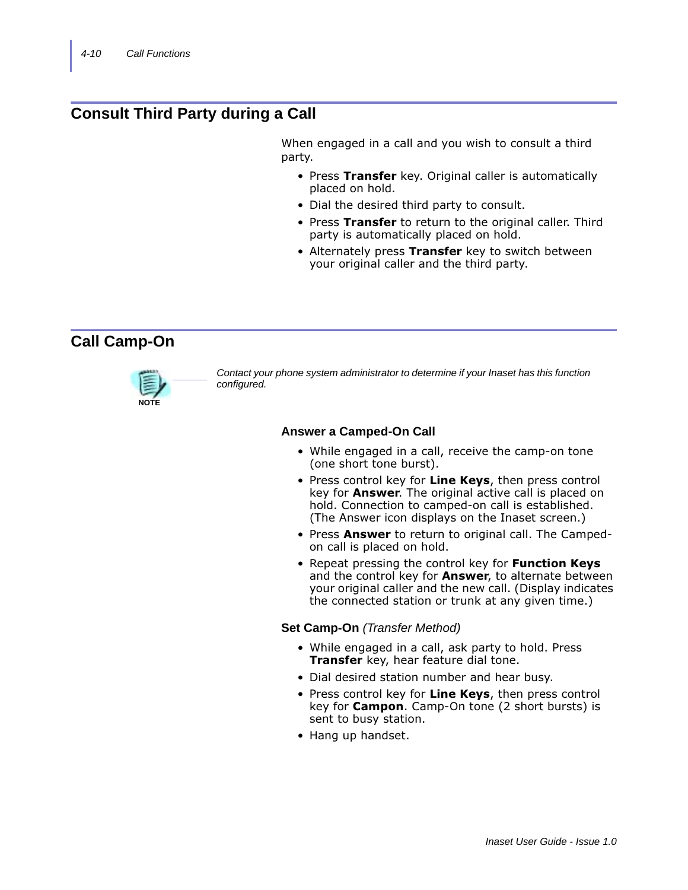## Consult Third Party during a Call

When engaged in a call and you wish to consult a third party.

- Press **Transfer** key. Original caller is automatically placed on hold.
- Dial the desired third party to consult.
- Press **Transfer** to return to the original caller. Third party is automatically placed on hold.
- Alternately press **Transfer** key to switch between your original caller and the third party.

## Call Camp-On

NOTE

*Contact your phone system administrator to determine if your Inaset has this function configured.*

### Answer a Camped-On Call

- While engaged in a call, receive the camp-on tone (one short tone burst).
- Press control key for **Line Keys**, then press control key for **Answer**. The original active call is placed on hold. Connection to camped-on call is established. (The Answer icon displays on the Inaset screen.)
- Press **Answer** to return to original call. The Camped-on call is placed on hold.
- Repeat pressing the control key for **Function Keys** and the control key for **Answer**, to alternate between your original caller and the new call. (Display indicates the connected station or trunk at any given time.)

### Set Camp-On *(Transfer Method)*

- While engaged in a call, ask party to hold. Press **Transfer** key, hear feature dial tone.
- Dial desired station number and hear busy.
- Press control key for **Line Keys**, then press control key for **Campon**. Camp-On tone (2 short bursts) is sent to busy station.
- Hang up handset.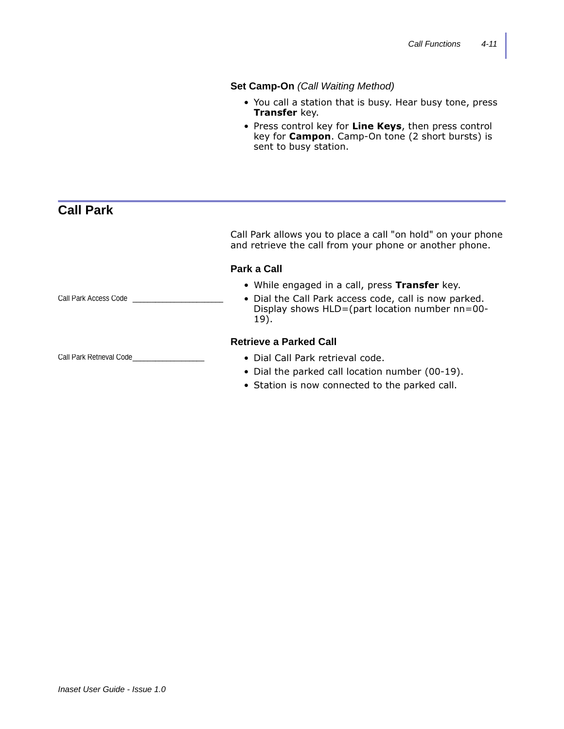**Set Camp-On** *(Call Waiting Method)*

- You call a station that is busy. Hear busy tone, press **Transfer** key.
- Press control key for **Line Keys**, then press control key for **Campon**. Camp-On tone (2 short bursts) is sent to busy station.

## Call Park

Call Park allows you to place a call "on hold" on your phone and retrieve the call from your phone or another phone.

### Park a Call

Call Park Access Code ___________________

- While engaged in a call, press **Transfer** key.
- Dial the Call Park access code, call is now parked. Display shows HLD=(part location number nn=00-19).

### Retrieve a Parked Call

Call Park Retrieval Code_________________

- Dial Call Park retrieval code.
- Dial the parked call location number (00-19).
- Station is now connected to the parked call.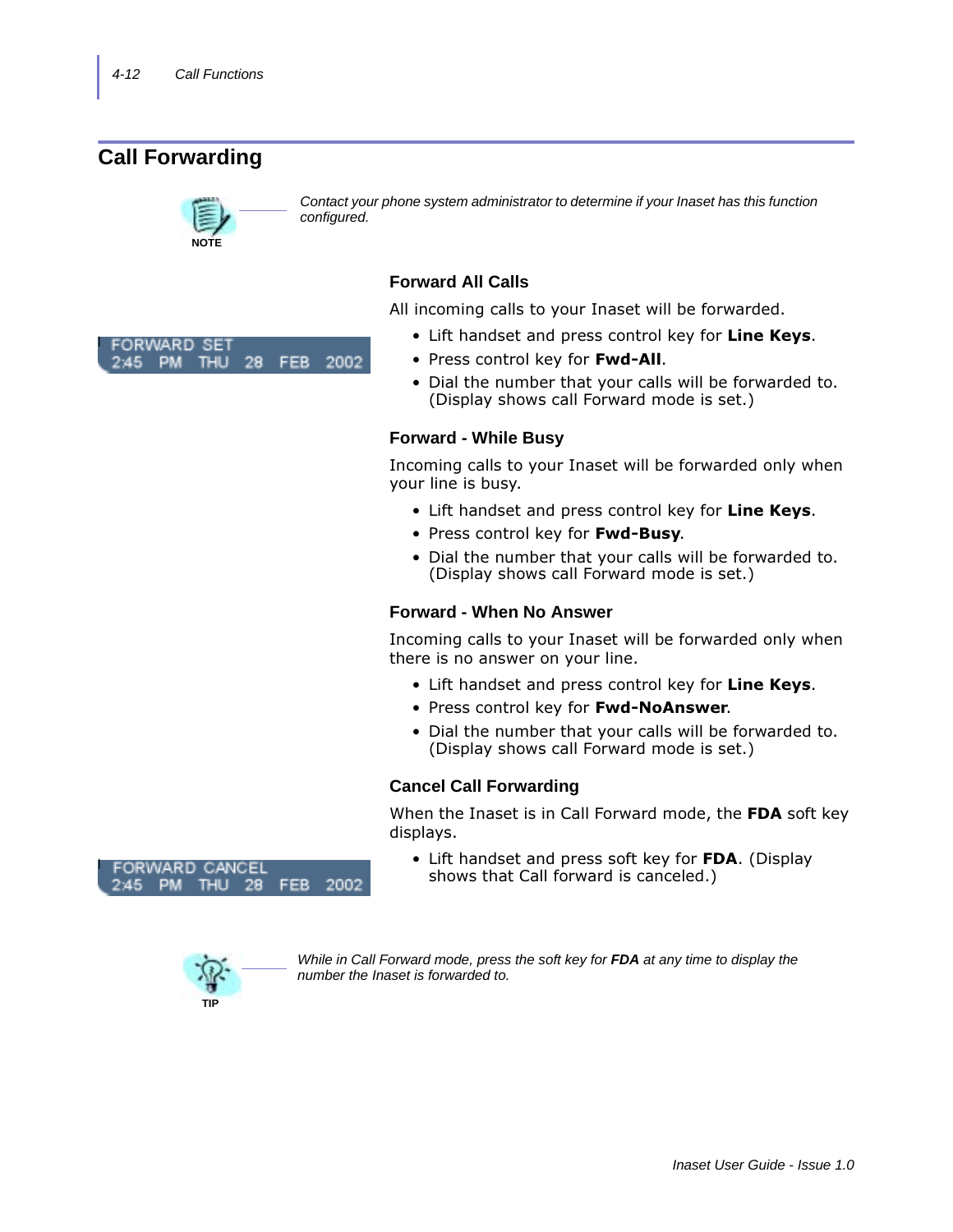## Call Forwarding

NOTE

*Contact your phone system administrator to determine if your Inaset has this function configured.*

### Forward All Calls

All incoming calls to your Inaset will be forwarded.

FORWARD SET
2:45 PM THU 28 FEB 2002

- Lift handset and press control key for **Line Keys**.
- Press control key for **Fwd-All**.
- Dial the number that your calls will be forwarded to. (Display shows call Forward mode is set.)

### Forward - While Busy

Incoming calls to your Inaset will be forwarded only when your line is busy.

- Lift handset and press control key for **Line Keys**.
- Press control key for **Fwd-Busy**.
- Dial the number that your calls will be forwarded to. (Display shows call Forward mode is set.)

### Forward - When No Answer

Incoming calls to your Inaset will be forwarded only when there is no answer on your line.

- Lift handset and press control key for **Line Keys**.
- Press control key for **Fwd-NoAnswer**.
- Dial the number that your calls will be forwarded to. (Display shows call Forward mode is set.)

### Cancel Call Forwarding

When the Inaset is in Call Forward mode, the **FDA** soft key displays.

FORWARD CANCEL
2:45 PM THU 28 FEB 2002

- Lift handset and press soft key for **FDA**. (Display shows that Call forward is canceled.)

TIP

*While in Call Forward mode, press the soft key for **FDA** at any time to display the number the Inaset is forwarded to.*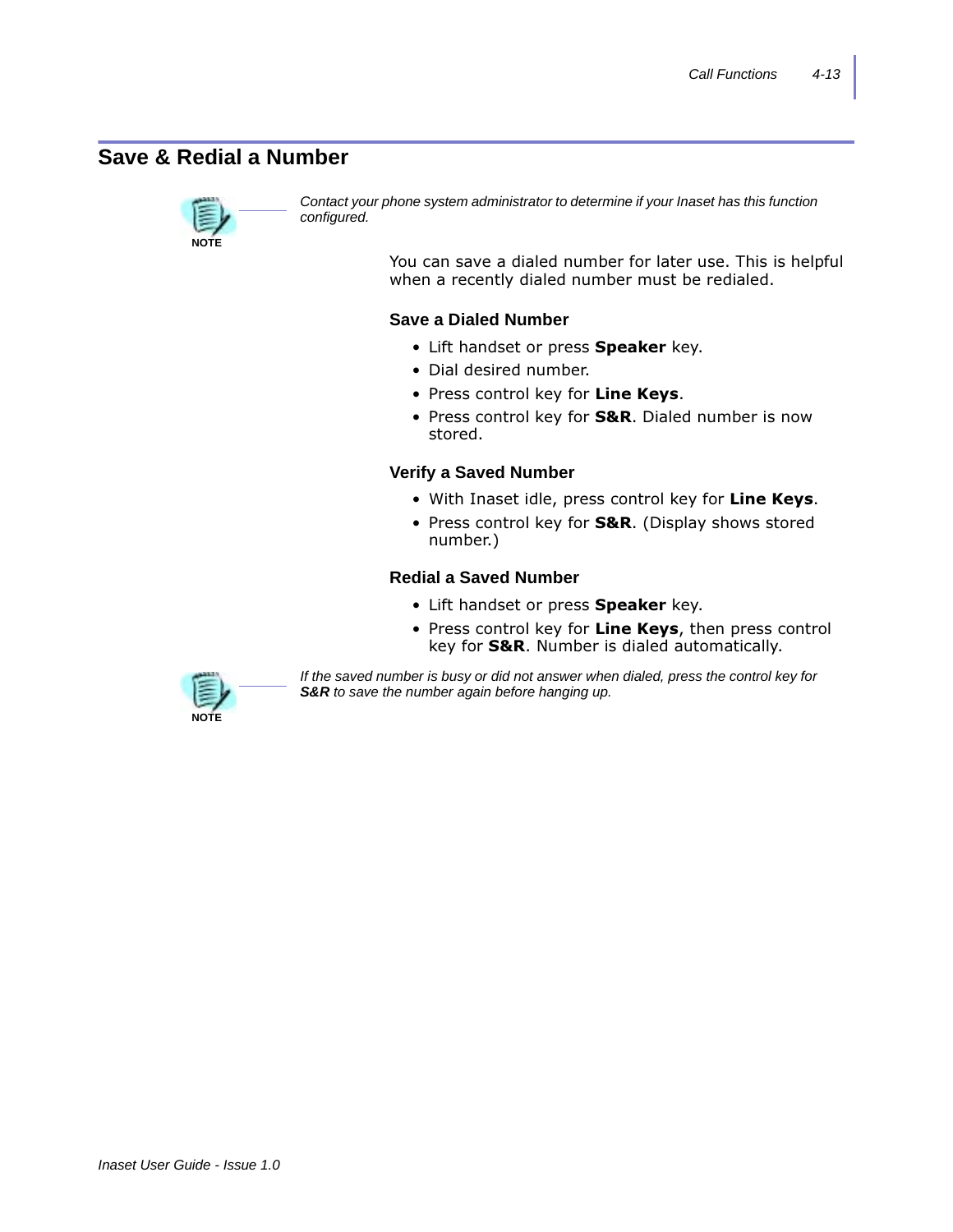## Save & Redial a Number

NOTE

*Contact your phone system administrator to determine if your Inaset has this function configured.*

You can save a dialed number for later use. This is helpful when a recently dialed number must be redialed.

### Save a Dialed Number

- Lift handset or press **Speaker** key.
- Dial desired number.
- Press control key for **Line Keys**.
- Press control key for **S&R**. Dialed number is now stored.

### Verify a Saved Number

- With Inaset idle, press control key for **Line Keys**.
- Press control key for **S&R**. (Display shows stored number.)

### Redial a Saved Number

- Lift handset or press **Speaker** key.
- Press control key for **Line Keys**, then press control key for **S&R**. Number is dialed automatically.

NOTE

*If the saved number is busy or did not answer when dialed, press the control key for **S&R** to save the number again before hanging up.*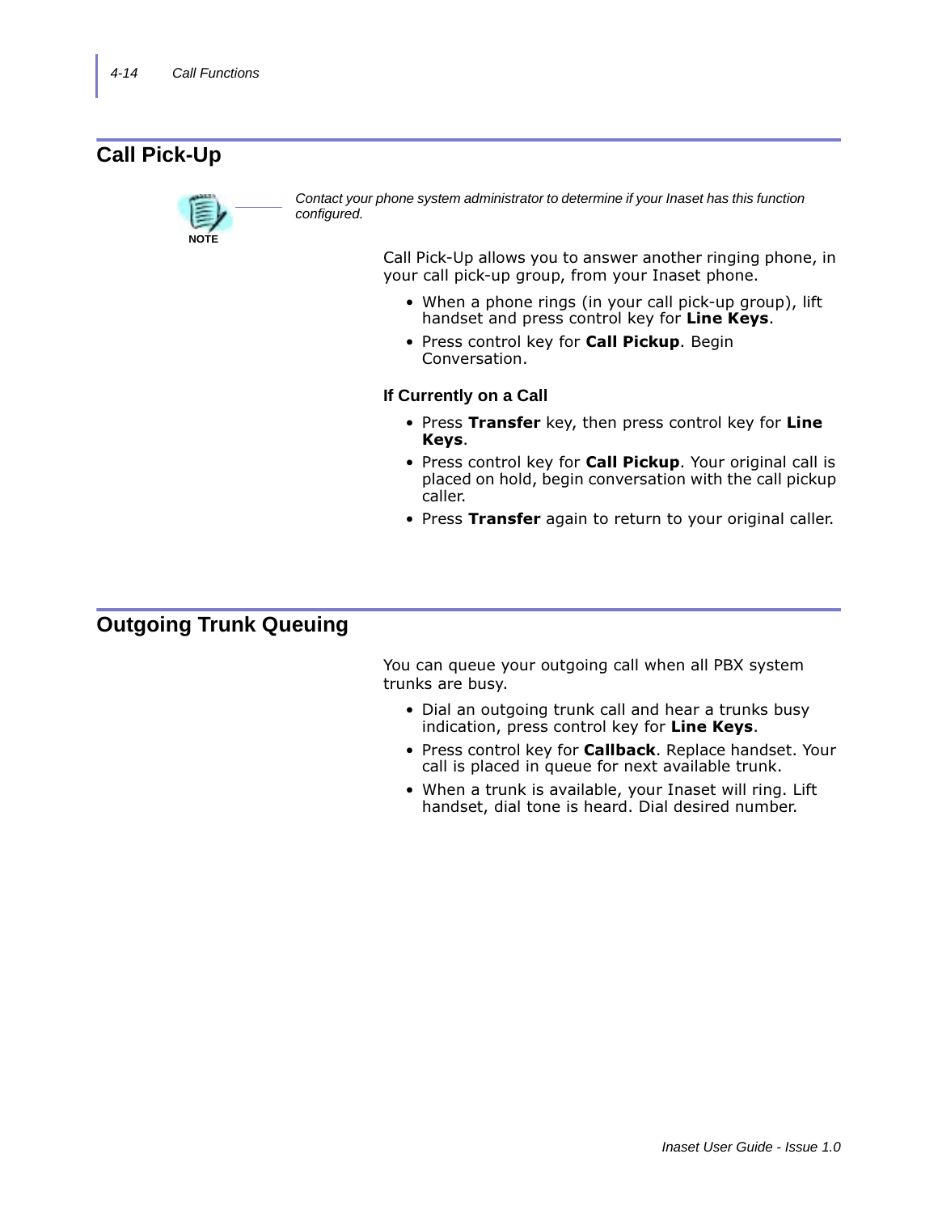## Call Pick-Up

NOTE

*Contact your phone system administrator to determine if your Inaset has this function configured.*

Call Pick-Up allows you to answer another ringing phone, in your call pick-up group, from your Inaset phone.

- When a phone rings (in your call pick-up group), lift handset and press control key for **Line Keys**.
- Press control key for **Call Pickup**. Begin Conversation.

### If Currently on a Call

- Press **Transfer** key, then press control key for **Line Keys**.
- Press control key for **Call Pickup**. Your original call is placed on hold, begin conversation with the call pickup caller.
- Press **Transfer** again to return to your original caller.

## Outgoing Trunk Queuing

You can queue your outgoing call when all PBX system trunks are busy.

- Dial an outgoing trunk call and hear a trunks busy indication, press control key for **Line Keys**.
- Press control key for **Callback**. Replace handset. Your call is placed in queue for next available trunk.
- When a trunk is available, your Inaset will ring. Lift handset, dial tone is heard. Dial desired number.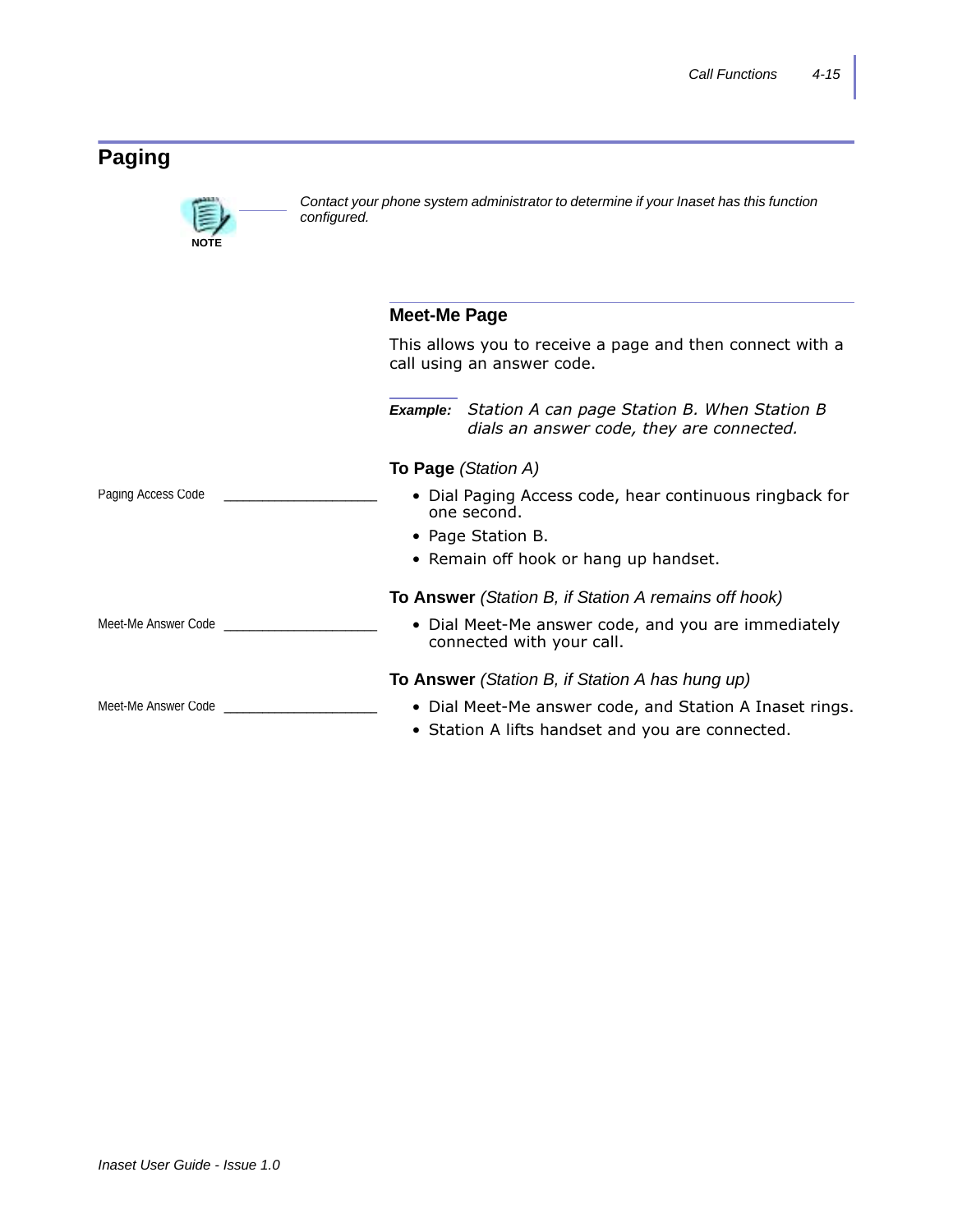# Paging

**NOTE**

*Contact your phone system administrator to determine if your Inaset has this function configured.*

## Meet-Me Page

This allows you to receive a page and then connect with a call using an answer code.

***Example:*** *Station A can page Station B. When Station B dials an answer code, they are connected.*

**To Page** *(Station A)*

Paging Access Code ___________________

- Dial Paging Access code, hear continuous ringback for one second.
- Page Station B.
- Remain off hook or hang up handset.

**To Answer** *(Station B, if Station A remains off hook)*

Meet-Me Answer Code ___________________

- Dial Meet-Me answer code, and you are immediately connected with your call.

**To Answer** *(Station B, if Station A has hung up)*

Meet-Me Answer Code ___________________

- Dial Meet-Me answer code, and Station A Inaset rings.
- Station A lifts handset and you are connected.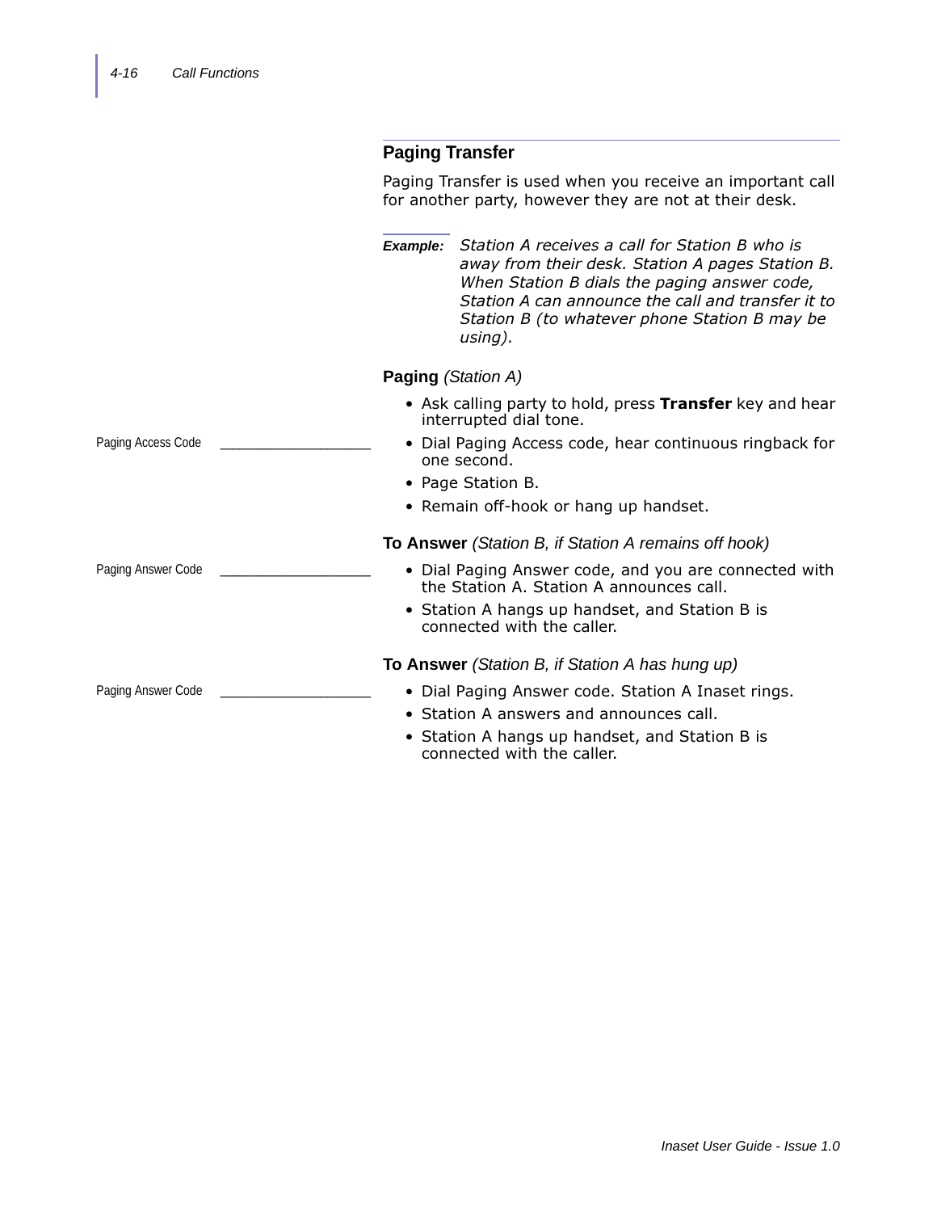## Paging Transfer

Paging Transfer is used when you receive an important call for another party, however they are not at their desk.

**Example:** *Station A receives a call for Station B who is away from their desk. Station A pages Station B. When Station B dials the paging answer code, Station A can announce the call and transfer it to Station B (to whatever phone Station B may be using).*

**Paging** *(Station A)*

- Ask calling party to hold, press **Transfer** key and hear interrupted dial tone.
- Dial Paging Access code, hear continuous ringback for one second.
- Page Station B.
- Remain off-hook or hang up handset.

Paging Access Code ___________________

**To Answer** *(Station B, if Station A remains off hook)*

- Dial Paging Answer code, and you are connected with the Station A. Station A announces call.
- Station A hangs up handset, and Station B is connected with the caller.

Paging Answer Code ___________________

**To Answer** *(Station B, if Station A has hung up)*

- Dial Paging Answer code. Station A Inaset rings.
- Station A answers and announces call.
- Station A hangs up handset, and Station B is connected with the caller.

Paging Answer Code ___________________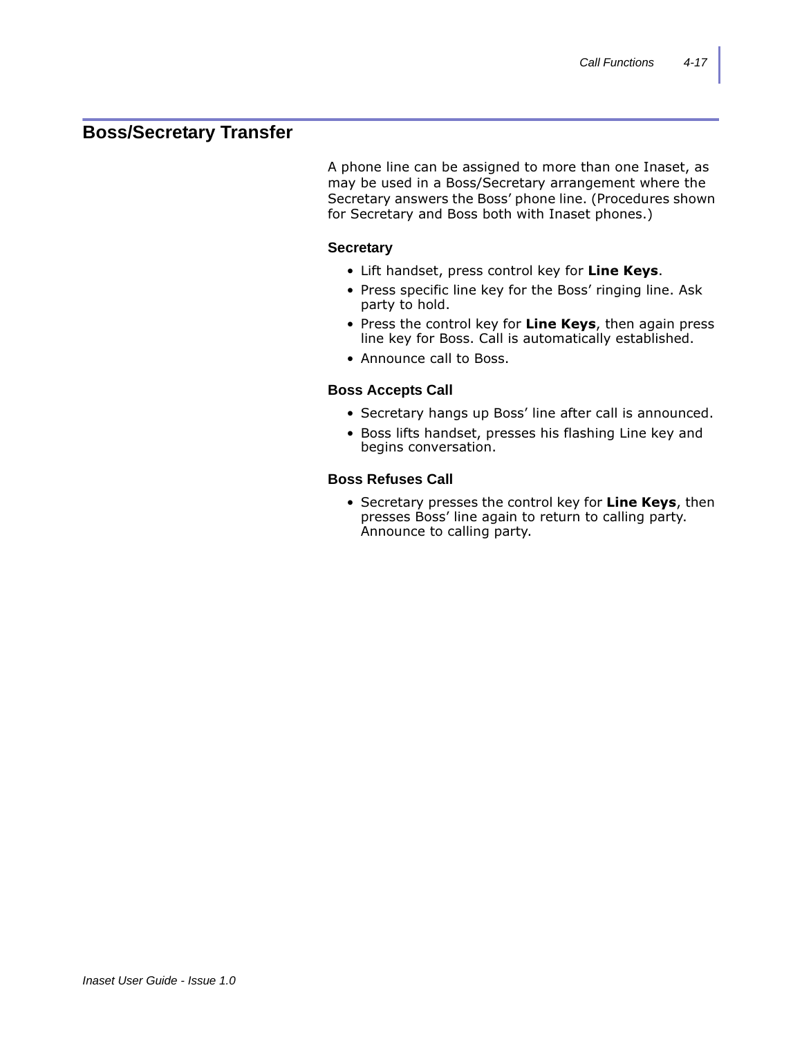## Boss/Secretary Transfer

A phone line can be assigned to more than one Inaset, as may be used in a Boss/Secretary arrangement where the Secretary answers the Boss' phone line. (Procedures shown for Secretary and Boss both with Inaset phones.)

### Secretary

- Lift handset, press control key for **Line Keys**.
- Press specific line key for the Boss' ringing line. Ask party to hold.
- Press the control key for **Line Keys**, then again press line key for Boss. Call is automatically established.
- Announce call to Boss.

### Boss Accepts Call

- Secretary hangs up Boss' line after call is announced.
- Boss lifts handset, presses his flashing Line key and begins conversation.

### Boss Refuses Call

- Secretary presses the control key for **Line Keys**, then presses Boss' line again to return to calling party. Announce to calling party.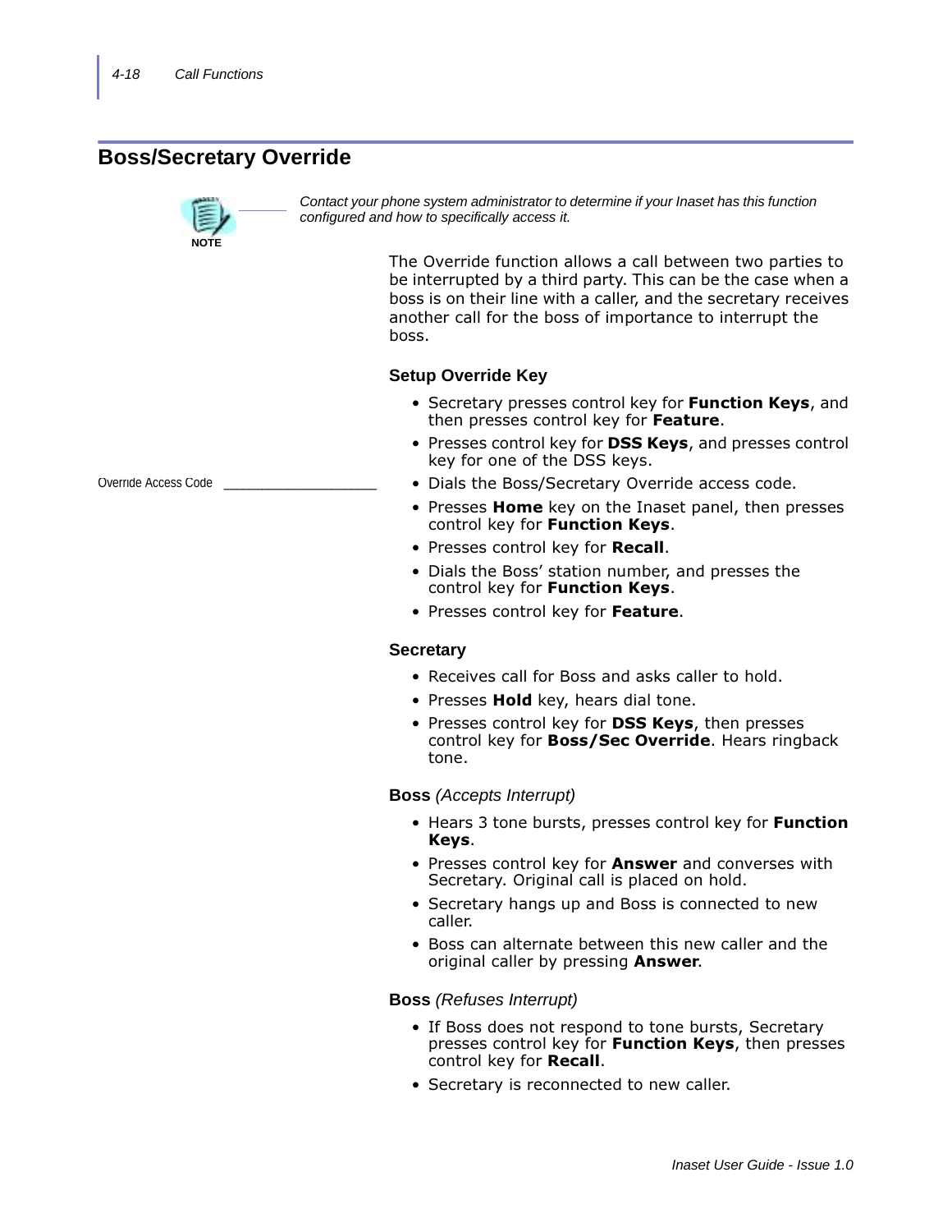## Boss/Secretary Override

NOTE

*Contact your phone system administrator to determine if your Inaset has this function configured and how to specifically access it.*

The Override function allows a call between two parties to be interrupted by a third party. This can be the case when a boss is on their line with a caller, and the secretary receives another call for the boss of importance to interrupt the boss.

### Setup Override Key

- Secretary presses control key for **Function Keys**, and then presses control key for **Feature**.
- Presses control key for **DSS Keys**, and presses control key for one of the DSS keys.
- Dials the Boss/Secretary Override access code.
- Presses **Home** key on the Inaset panel, then presses control key for **Function Keys**.
- Presses control key for **Recall**.
- Dials the Boss' station number, and presses the control key for **Function Keys**.
- Presses control key for **Feature**.

Override Access Code ____________________

### Secretary

- Receives call for Boss and asks caller to hold.
- Presses **Hold** key, hears dial tone.
- Presses control key for **DSS Keys**, then presses control key for **Boss/Sec Override**. Hears ringback tone.

### Boss *(Accepts Interrupt)*

- Hears 3 tone bursts, presses control key for **Function Keys**.
- Presses control key for **Answer** and converses with Secretary. Original call is placed on hold.
- Secretary hangs up and Boss is connected to new caller.
- Boss can alternate between this new caller and the original caller by pressing **Answer**.

### Boss *(Refuses Interrupt)*

- If Boss does not respond to tone bursts, Secretary presses control key for **Function Keys**, then presses control key for **Recall**.
- Secretary is reconnected to new caller.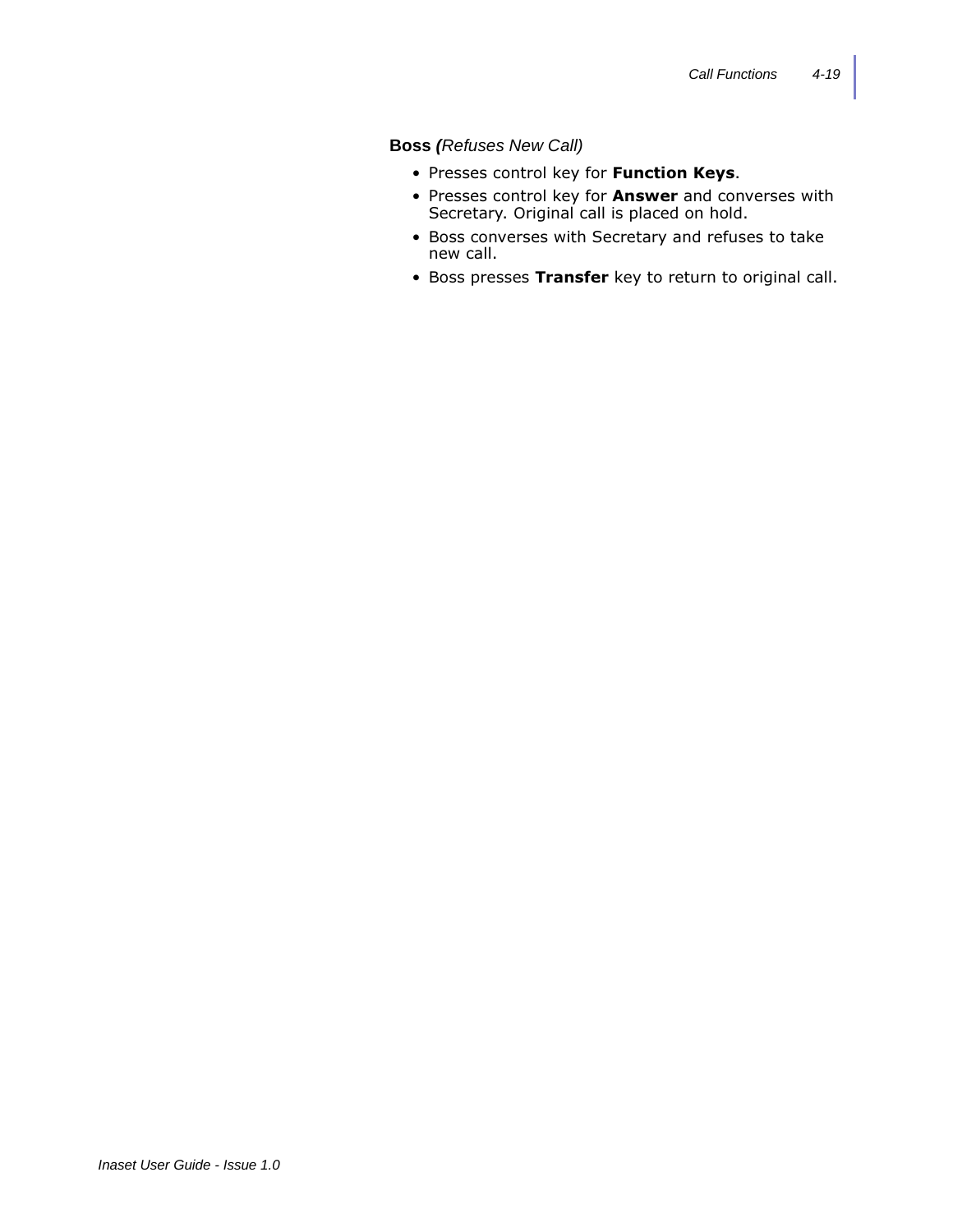**Boss** ***(Refuses New Call)***

- Presses control key for **Function Keys**.
- Presses control key for **Answer** and converses with Secretary. Original call is placed on hold.
- Boss converses with Secretary and refuses to take new call.
- Boss presses **Transfer** key to return to original call.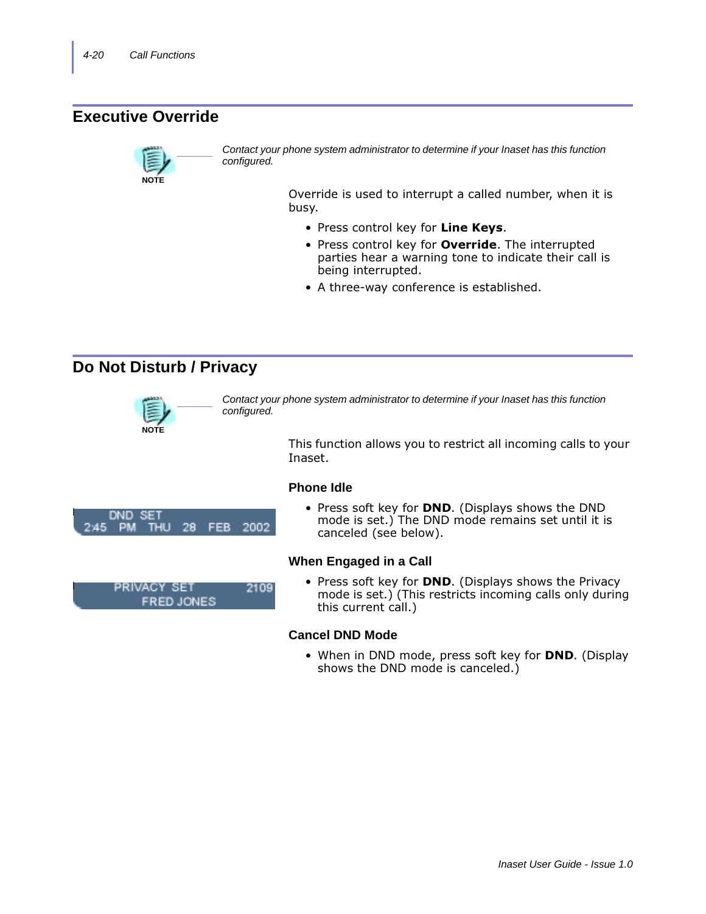## Executive Override

NOTE

*Contact your phone system administrator to determine if your Inaset has this function configured.*

Override is used to interrupt a called number, when it is busy.

- Press control key for **Line Keys**.
- Press control key for **Override**. The interrupted parties hear a warning tone to indicate their call is being interrupted.
- A three-way conference is established.

## Do Not Disturb / Privacy

NOTE

*Contact your phone system administrator to determine if your Inaset has this function configured.*

This function allows you to restrict all incoming calls to your Inaset.

### Phone Idle

DND SET
2:45 PM THU 28 FEB 2002

- Press soft key for **DND**. (Displays shows the DND mode is set.) The DND mode remains set until it is canceled (see below).

### When Engaged in a Call

PRIVACY SET 2109
FRED JONES

- Press soft key for **DND**. (Displays shows the Privacy mode is set.) (This restricts incoming calls only during this current call.)

### Cancel DND Mode

- When in DND mode, press soft key for **DND**. (Display shows the DND mode is canceled.)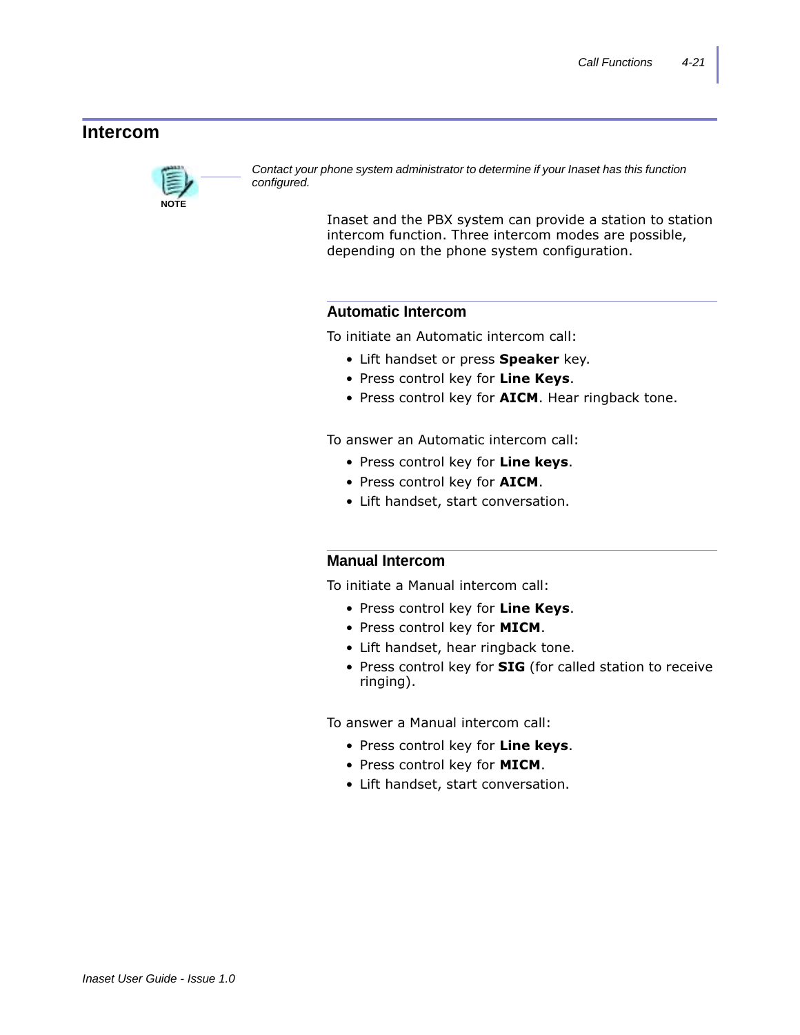## Intercom

**NOTE**

*Contact your phone system administrator to determine if your Inaset has this function configured.*

Inaset and the PBX system can provide a station to station intercom function. Three intercom modes are possible, depending on the phone system configuration.

### Automatic Intercom

To initiate an Automatic intercom call:

- Lift handset or press **Speaker** key.
- Press control key for **Line Keys**.
- Press control key for **AICM**. Hear ringback tone.

To answer an Automatic intercom call:

- Press control key for **Line keys**.
- Press control key for **AICM**.
- Lift handset, start conversation.

### Manual Intercom

To initiate a Manual intercom call:

- Press control key for **Line Keys**.
- Press control key for **MICM**.
- Lift handset, hear ringback tone.
- Press control key for **SIG** (for called station to receive ringing).

To answer a Manual intercom call:

- Press control key for **Line keys**.
- Press control key for **MICM**.
- Lift handset, start conversation.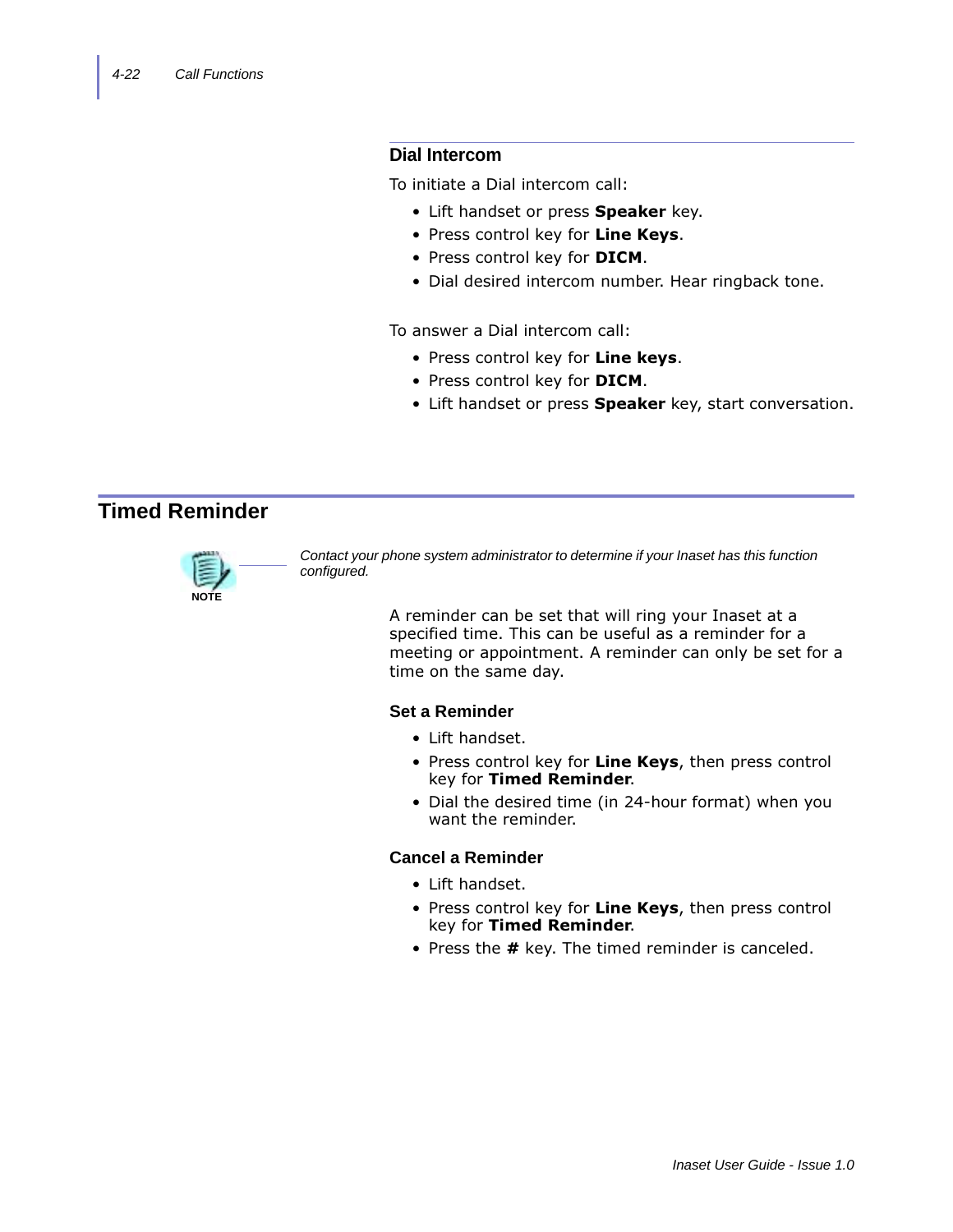### Dial Intercom

To initiate a Dial intercom call:

- Lift handset or press **Speaker** key.
- Press control key for **Line Keys**.
- Press control key for **DICM**.
- Dial desired intercom number. Hear ringback tone.

To answer a Dial intercom call:

- Press control key for **Line keys**.
- Press control key for **DICM**.
- Lift handset or press **Speaker** key, start conversation.

## Timed Reminder

NOTE

*Contact your phone system administrator to determine if your Inaset has this function configured.*

A reminder can be set that will ring your Inaset at a specified time. This can be useful as a reminder for a meeting or appointment. A reminder can only be set for a time on the same day.

### Set a Reminder

- Lift handset.
- Press control key for **Line Keys**, then press control key for **Timed Reminder**.
- Dial the desired time (in 24-hour format) when you want the reminder.

### Cancel a Reminder

- Lift handset.
- Press control key for **Line Keys**, then press control key for **Timed Reminder**.
- Press the **#** key. The timed reminder is canceled.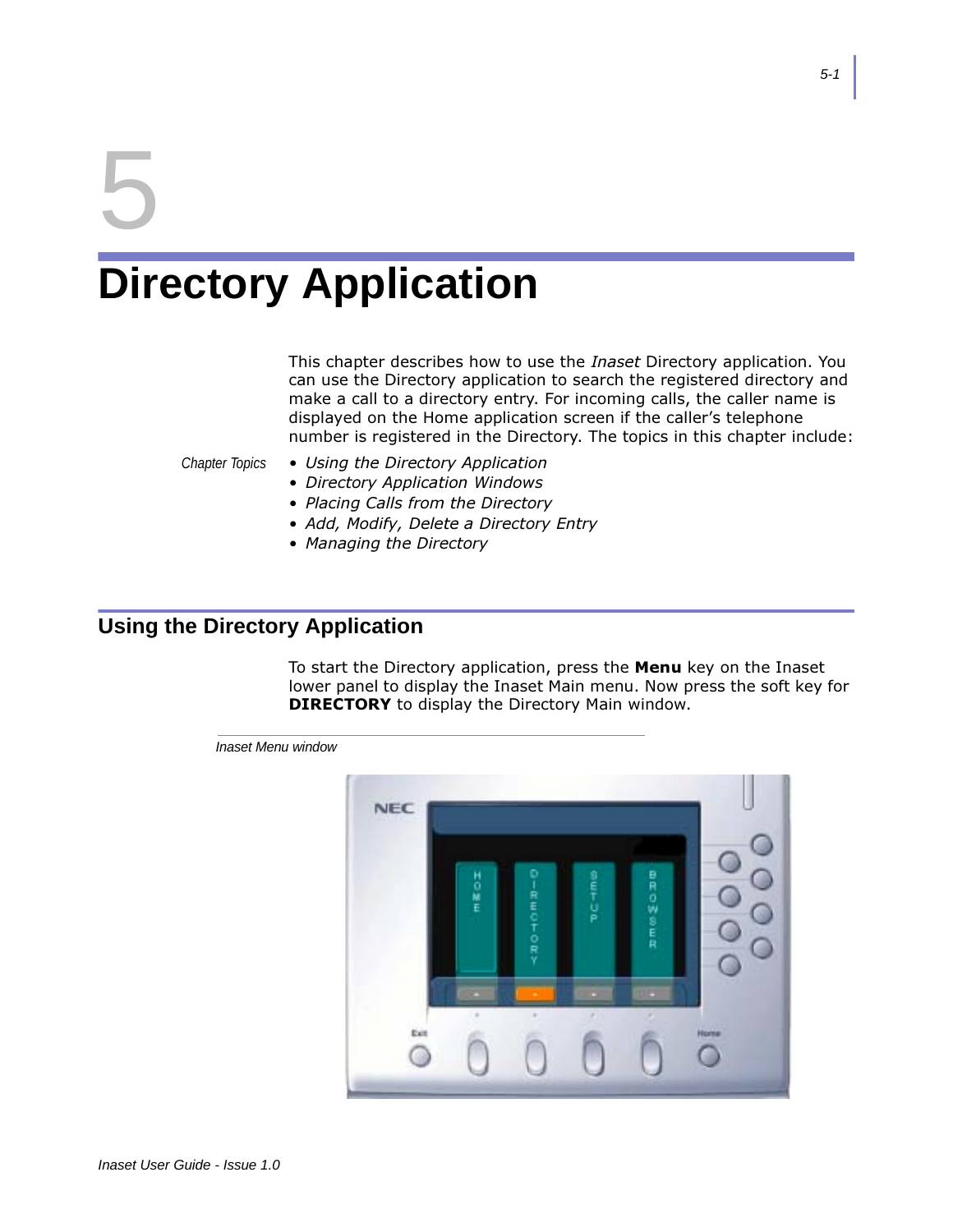# 5

# Directory Application

This chapter describes how to use the *Inaset* Directory application. You can use the Directory application to search the registered directory and make a call to a directory entry. For incoming calls, the caller name is displayed on the Home application screen if the caller's telephone number is registered in the Directory. The topics in this chapter include:

*Chapter Topics*

- *Using the Directory Application*
- *Directory Application Windows*
- *Placing Calls from the Directory*
- *Add, Modify, Delete a Directory Entry*
- *Managing the Directory*

## Using the Directory Application

To start the Directory application, press the **Menu** key on the Inaset lower panel to display the Inaset Main menu. Now press the soft key for **DIRECTORY** to display the Directory Main window.

*Inaset Menu window*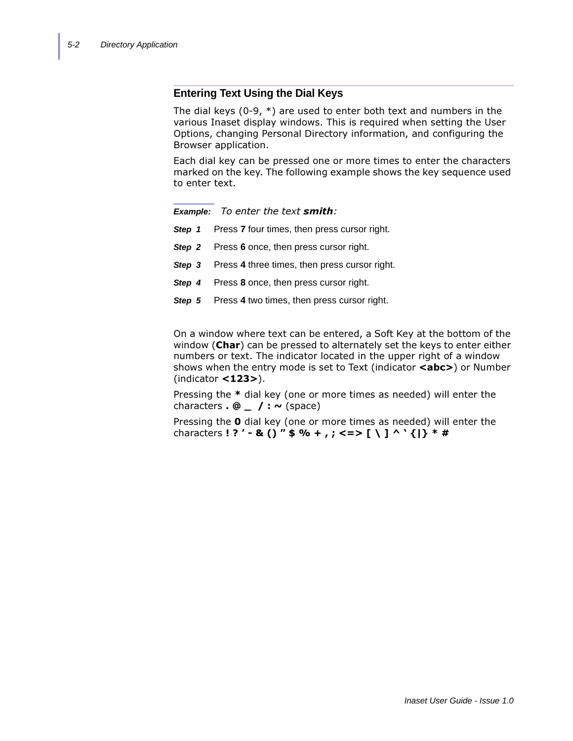## Entering Text Using the Dial Keys

The dial keys (0-9, *) are used to enter both text and numbers in the various Inaset display windows. This is required when setting the User Options, changing Personal Directory information, and configuring the Browser application.

Each dial key can be pressed one or more times to enter the characters marked on the key. The following example shows the key sequence used to enter text.

***Example:*** *To enter the text **smith**:*

***Step 1*** Press **7** four times, then press cursor right.

***Step 2*** Press **6** once, then press cursor right.

***Step 3*** Press **4** three times, then press cursor right.

***Step 4*** Press **8** once, then press cursor right.

***Step 5*** Press **4** two times, then press cursor right.

On a window where text can be entered, a Soft Key at the bottom of the window (**Char**) can be pressed to alternately set the keys to enter either numbers or text. The indicator located in the upper right of a window shows when the entry mode is set to Text (indicator **<abc>**) or Number (indicator **<123>**).

Pressing the * dial key (one or more times as needed) will enter the characters **. @ _ / : ~** (space)

Pressing the **0** dial key (one or more times as needed) will enter the characters **! ? ' - & () " $ % + , ; <=> [ \ ] ^ ` {|} * #**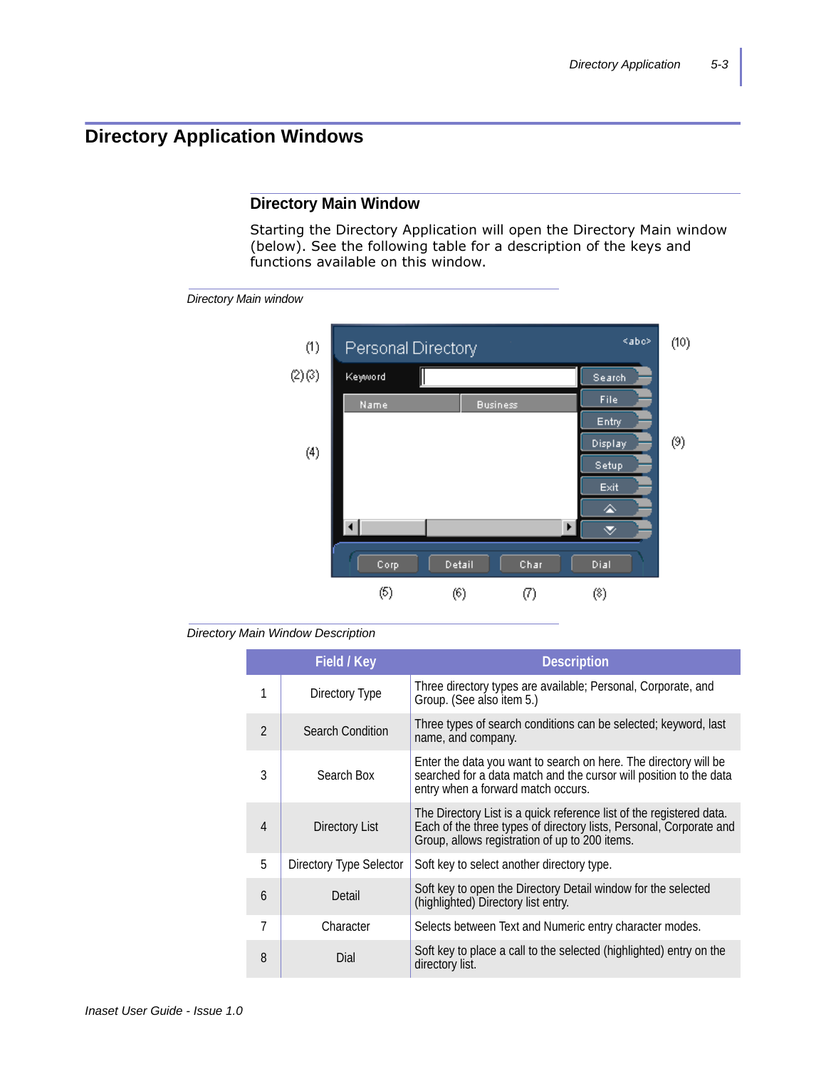# Directory Application Windows

## Directory Main Window

Starting the Directory Application will open the Directory Main window (below). See the following table for a description of the keys and functions available on this window.

*Directory Main window*

*Directory Main Window Description*

| | Field / Key | Description |
|---|---|---|
| 1 | Directory Type | Three directory types are available; Personal, Corporate, and Group. (See also item 5.) |
| 2 | Search Condition | Three types of search conditions can be selected; keyword, last name, and company. |
| 3 | Search Box | Enter the data you want to search on here. The directory will be searched for a data match and the cursor will position to the data entry when a forward match occurs. |
| 4 | Directory List | The Directory List is a quick reference list of the registered data. Each of the three types of directory lists, Personal, Corporate and Group, allows registration of up to 200 items. |
| 5 | Directory Type Selector | Soft key to select another directory type. |
| 6 | Detail | Soft key to open the Directory Detail window for the selected (highlighted) Directory list entry. |
| 7 | Character | Selects between Text and Numeric entry character modes. |
| 8 | Dial | Soft key to place a call to the selected (highlighted) entry on the directory list. |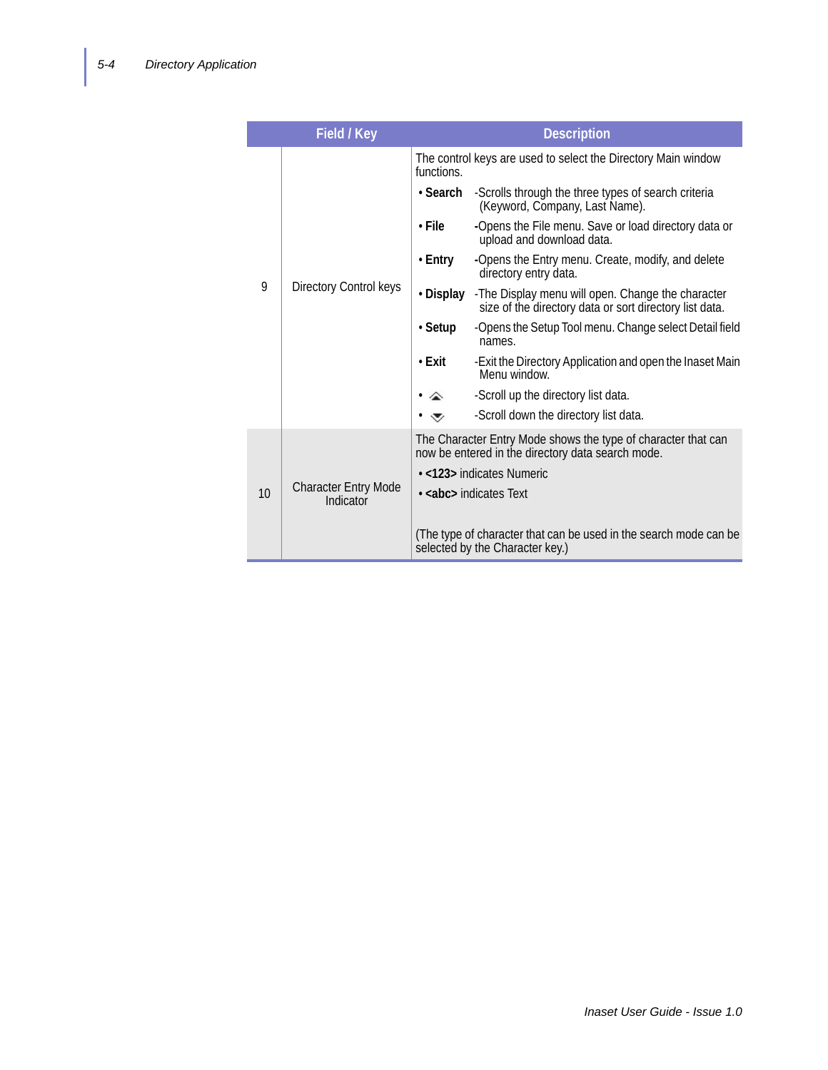| | Field / Key | Description |
|---|---|---|
| 9 | Directory Control keys | The control keys are used to select the Directory Main window functions.<br>• **Search** -Scrolls through the three types of search criteria (Keyword, Company, Last Name).<br>• **File** -Opens the File menu. Save or load directory data or upload and download data.<br>• **Entry** -Opens the Entry menu. Create, modify, and delete directory entry data.<br>• **Display** -The Display menu will open. Change the character size of the directory data or sort directory list data.<br>• **Setup** -Opens the Setup Tool menu. Change select Detail field names.<br>• **Exit** -Exit the Directory Application and open the Inaset Main Menu window.<br>• ⇑ -Scroll up the directory list data.<br>• ⇓ -Scroll down the directory list data. |
| 10 | Character Entry Mode Indicator | The Character Entry Mode shows the type of character that can now be entered in the directory data search mode.<br>• **<123>** indicates Numeric<br>• **<abc>** indicates Text<br><br>(The type of character that can be used in the search mode can be selected by the Character key.) |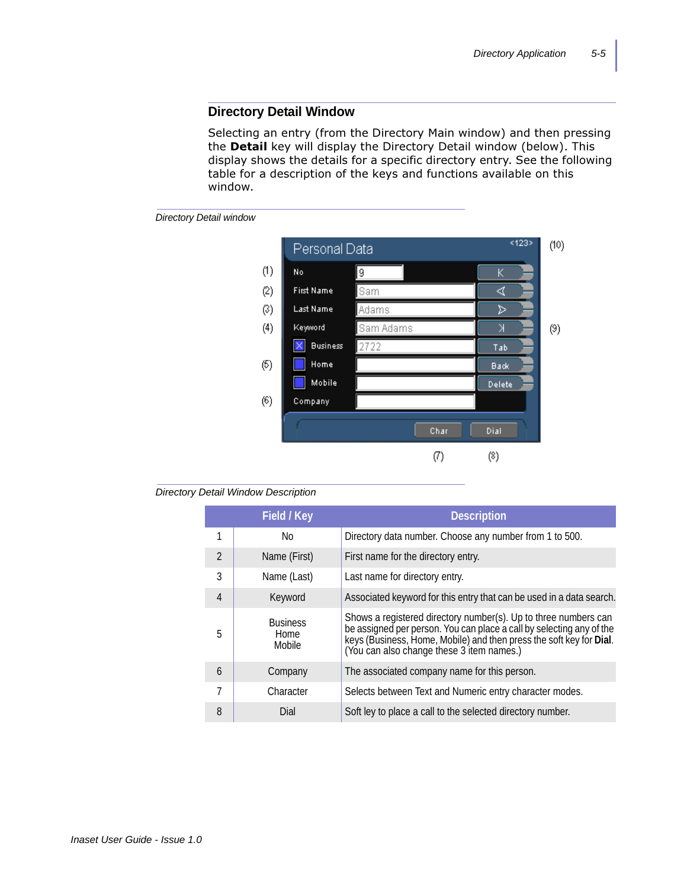## Directory Detail Window

Selecting an entry (from the Directory Main window) and then pressing the **Detail** key will display the Directory Detail window (below). This display shows the details for a specific directory entry. See the following table for a description of the keys and functions available on this window.

*Directory Detail window*

*Directory Detail Window Description*

| | Field / Key | Description |
|---|---|---|
| 1 | No | Directory data number. Choose any number from 1 to 500. |
| 2 | Name (First) | First name for the directory entry. |
| 3 | Name (Last) | Last name for directory entry. |
| 4 | Keyword | Associated keyword for this entry that can be used in a data search. |
| 5 | Business<br>Home<br>Mobile | Shows a registered directory number(s). Up to three numbers can be assigned per person. You can place a call by selecting any of the keys (Business, Home, Mobile) and then press the soft key for **Dial**. (You can also change these 3 item names.) |
| 6 | Company | The associated company name for this person. |
| 7 | Character | Selects between Text and Numeric entry character modes. |
| 8 | Dial | Soft ley to place a call to the selected directory number. |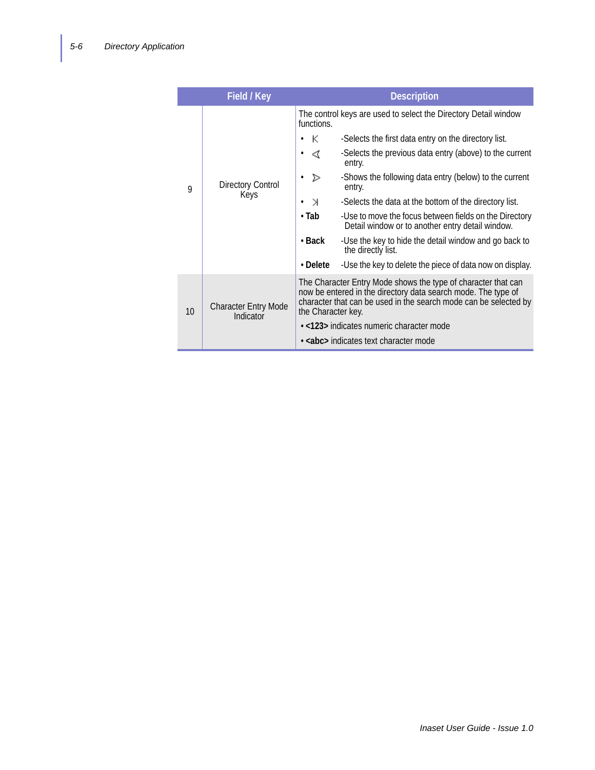| | Field / Key | Description |
|---|---|---|
| 9 | Directory Control Keys | The control keys are used to select the Directory Detail window functions.<br>• K -Selects the first data entry on the directory list.<br>• ◁ -Selects the previous data entry (above) to the current entry.<br>• ▷ -Shows the following data entry (below) to the current entry.<br>• >I -Selects the data at the bottom of the directory list.<br>• **Tab** -Use to move the focus between fields on the Directory Detail window or to another entry detail window.<br>• **Back** -Use the key to hide the detail window and go back to the directly list.<br>• **Delete** -Use the key to delete the piece of data now on display. |
| 10 | Character Entry Mode Indicator | The Character Entry Mode shows the type of character that can now be entered in the directory data search mode. The type of character that can be used in the search mode can be selected by the Character key.<br>• **<123>** indicates numeric character mode<br>• **<abc>** indicates text character mode |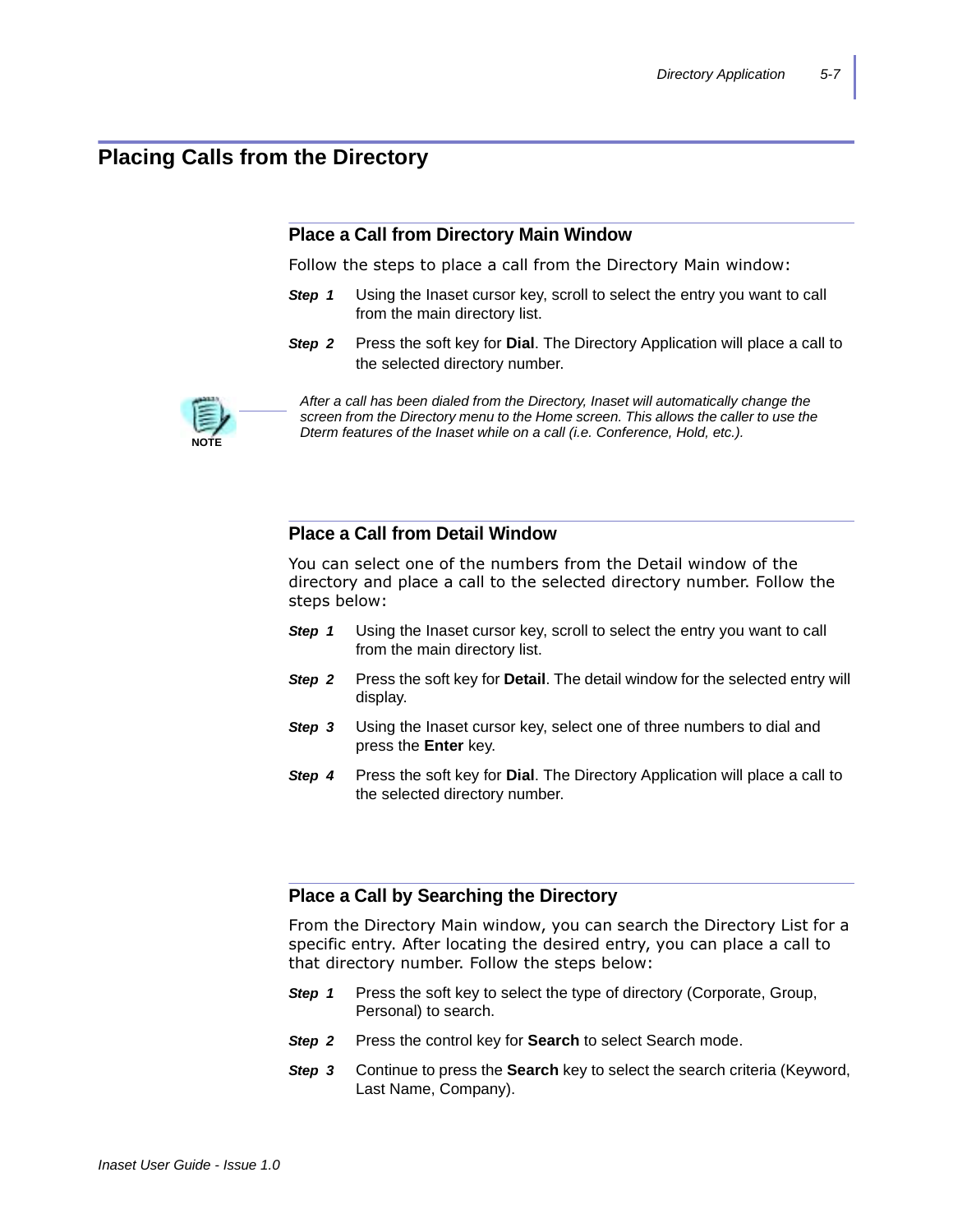## Placing Calls from the Directory

### Place a Call from Directory Main Window

Follow the steps to place a call from the Directory Main window:

***Step 1*** Using the Inaset cursor key, scroll to select the entry you want to call from the main directory list.

***Step 2*** Press the soft key for **Dial**. The Directory Application will place a call to the selected directory number.

**NOTE**

*After a call has been dialed from the Directory, Inaset will automatically change the screen from the Directory menu to the Home screen. This allows the caller to use the Dterm features of the Inaset while on a call (i.e. Conference, Hold, etc.).*

### Place a Call from Detail Window

You can select one of the numbers from the Detail window of the directory and place a call to the selected directory number. Follow the steps below:

***Step 1*** Using the Inaset cursor key, scroll to select the entry you want to call from the main directory list.

***Step 2*** Press the soft key for **Detail**. The detail window for the selected entry will display.

***Step 3*** Using the Inaset cursor key, select one of three numbers to dial and press the **Enter** key.

***Step 4*** Press the soft key for **Dial**. The Directory Application will place a call to the selected directory number.

### Place a Call by Searching the Directory

From the Directory Main window, you can search the Directory List for a specific entry. After locating the desired entry, you can place a call to that directory number. Follow the steps below:

***Step 1*** Press the soft key to select the type of directory (Corporate, Group, Personal) to search.

***Step 2*** Press the control key for **Search** to select Search mode.

***Step 3*** Continue to press the **Search** key to select the search criteria (Keyword, Last Name, Company).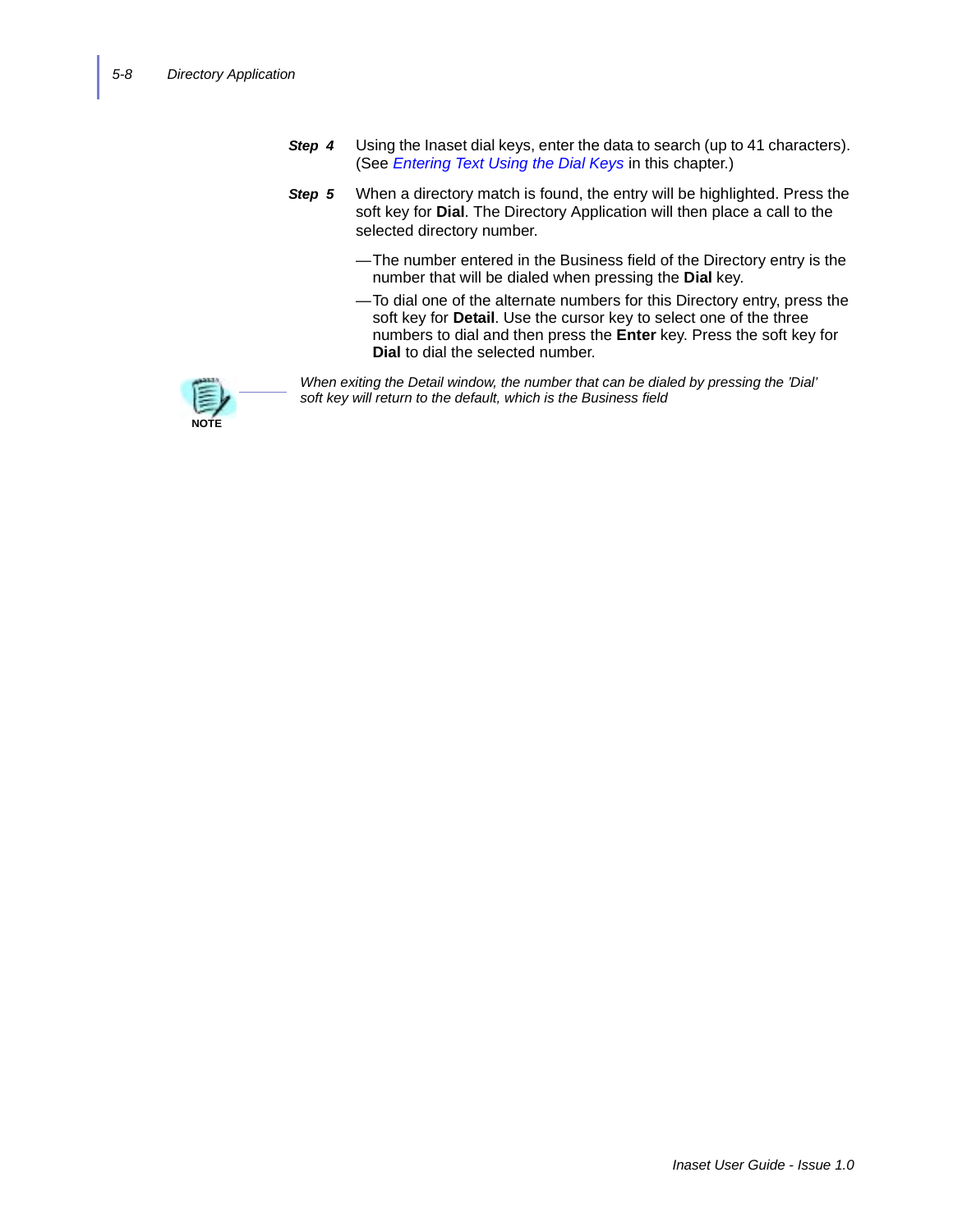**Step 4** Using the Inaset dial keys, enter the data to search (up to 41 characters). (See *Entering Text Using the Dial Keys* in this chapter.)

**Step 5** When a directory match is found, the entry will be highlighted. Press the soft key for **Dial**. The Directory Application will then place a call to the selected directory number.

—The number entered in the Business field of the Directory entry is the number that will be dialed when pressing the **Dial** key.

—To dial one of the alternate numbers for this Directory entry, press the soft key for **Detail**. Use the cursor key to select one of the three numbers to dial and then press the **Enter** key. Press the soft key for **Dial** to dial the selected number.

NOTE

*When exiting the Detail window, the number that can be dialed by pressing the 'Dial' soft key will return to the default, which is the Business field*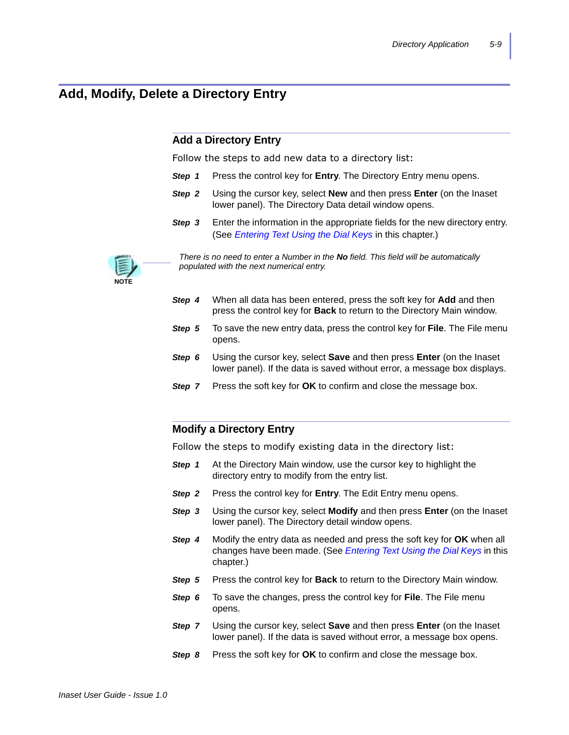# Add, Modify, Delete a Directory Entry

## Add a Directory Entry

Follow the steps to add new data to a directory list:

***Step 1*** Press the control key for **Entry**. The Directory Entry menu opens.

***Step 2*** Using the cursor key, select **New** and then press **Enter** (on the Inaset lower panel). The Directory Data detail window opens.

***Step 3*** Enter the information in the appropriate fields for the new directory entry. (See *Entering Text Using the Dial Keys* in this chapter.)

**NOTE**

*There is no need to enter a Number in the **No** field. This field will be automatically populated with the next numerical entry.*

***Step 4*** When all data has been entered, press the soft key for **Add** and then press the control key for **Back** to return to the Directory Main window.

***Step 5*** To save the new entry data, press the control key for **File**. The File menu opens.

***Step 6*** Using the cursor key, select **Save** and then press **Enter** (on the Inaset lower panel). If the data is saved without error, a message box displays.

***Step 7*** Press the soft key for **OK** to confirm and close the message box.

## Modify a Directory Entry

Follow the steps to modify existing data in the directory list:

***Step 1*** At the Directory Main window, use the cursor key to highlight the directory entry to modify from the entry list.

***Step 2*** Press the control key for **Entry**. The Edit Entry menu opens.

***Step 3*** Using the cursor key, select **Modify** and then press **Enter** (on the Inaset lower panel). The Directory detail window opens.

***Step 4*** Modify the entry data as needed and press the soft key for **OK** when all changes have been made. (See *Entering Text Using the Dial Keys* in this chapter.)

***Step 5*** Press the control key for **Back** to return to the Directory Main window.

***Step 6*** To save the changes, press the control key for **File**. The File menu opens.

***Step 7*** Using the cursor key, select **Save** and then press **Enter** (on the Inaset lower panel). If the data is saved without error, a message box opens.

***Step 8*** Press the soft key for **OK** to confirm and close the message box.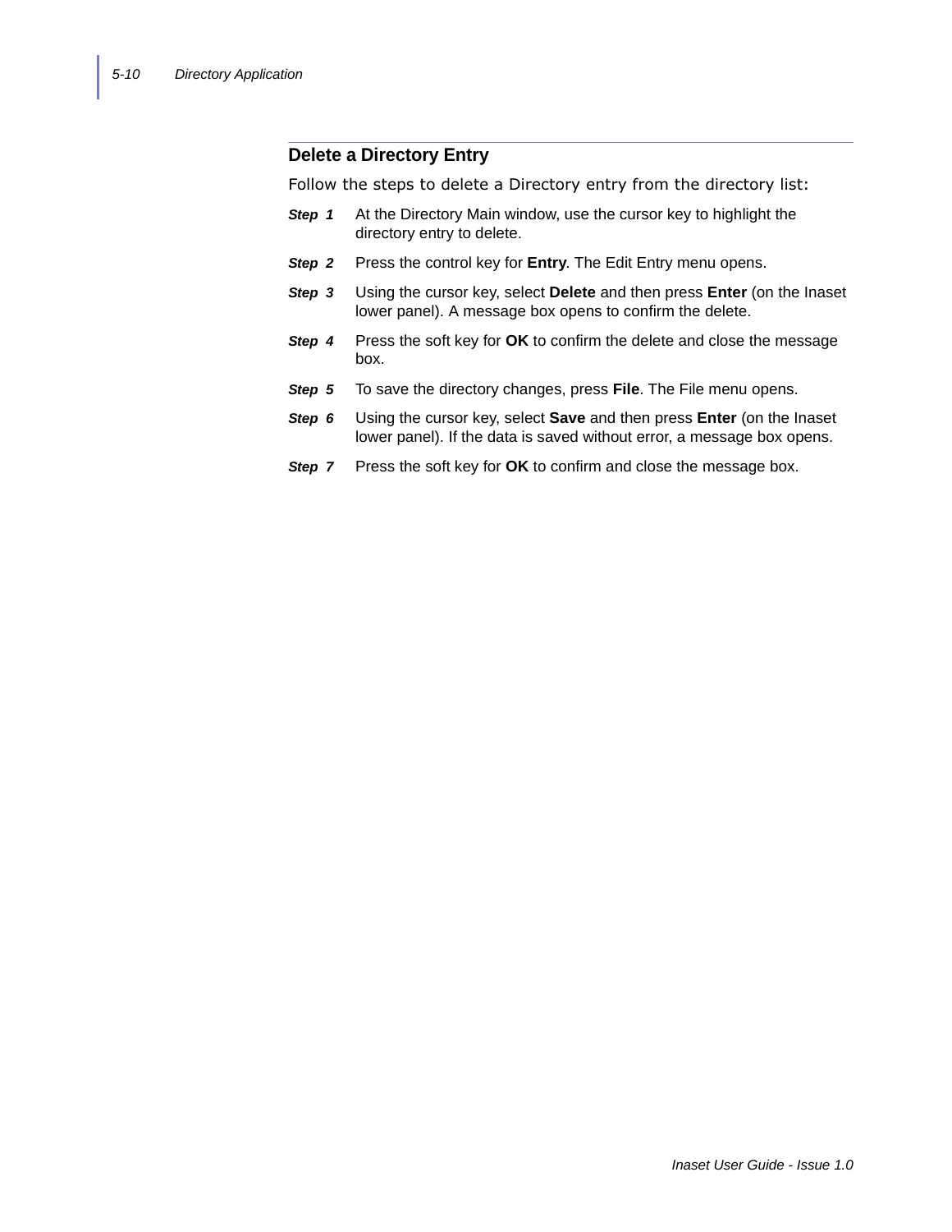## Delete a Directory Entry

Follow the steps to delete a Directory entry from the directory list:

***Step 1*** At the Directory Main window, use the cursor key to highlight the directory entry to delete.

***Step 2*** Press the control key for **Entry**. The Edit Entry menu opens.

***Step 3*** Using the cursor key, select **Delete** and then press **Enter** (on the Inaset lower panel). A message box opens to confirm the delete.

***Step 4*** Press the soft key for **OK** to confirm the delete and close the message box.

***Step 5*** To save the directory changes, press **File**. The File menu opens.

***Step 6*** Using the cursor key, select **Save** and then press **Enter** (on the Inaset lower panel). If the data is saved without error, a message box opens.

***Step 7*** Press the soft key for **OK** to confirm and close the message box.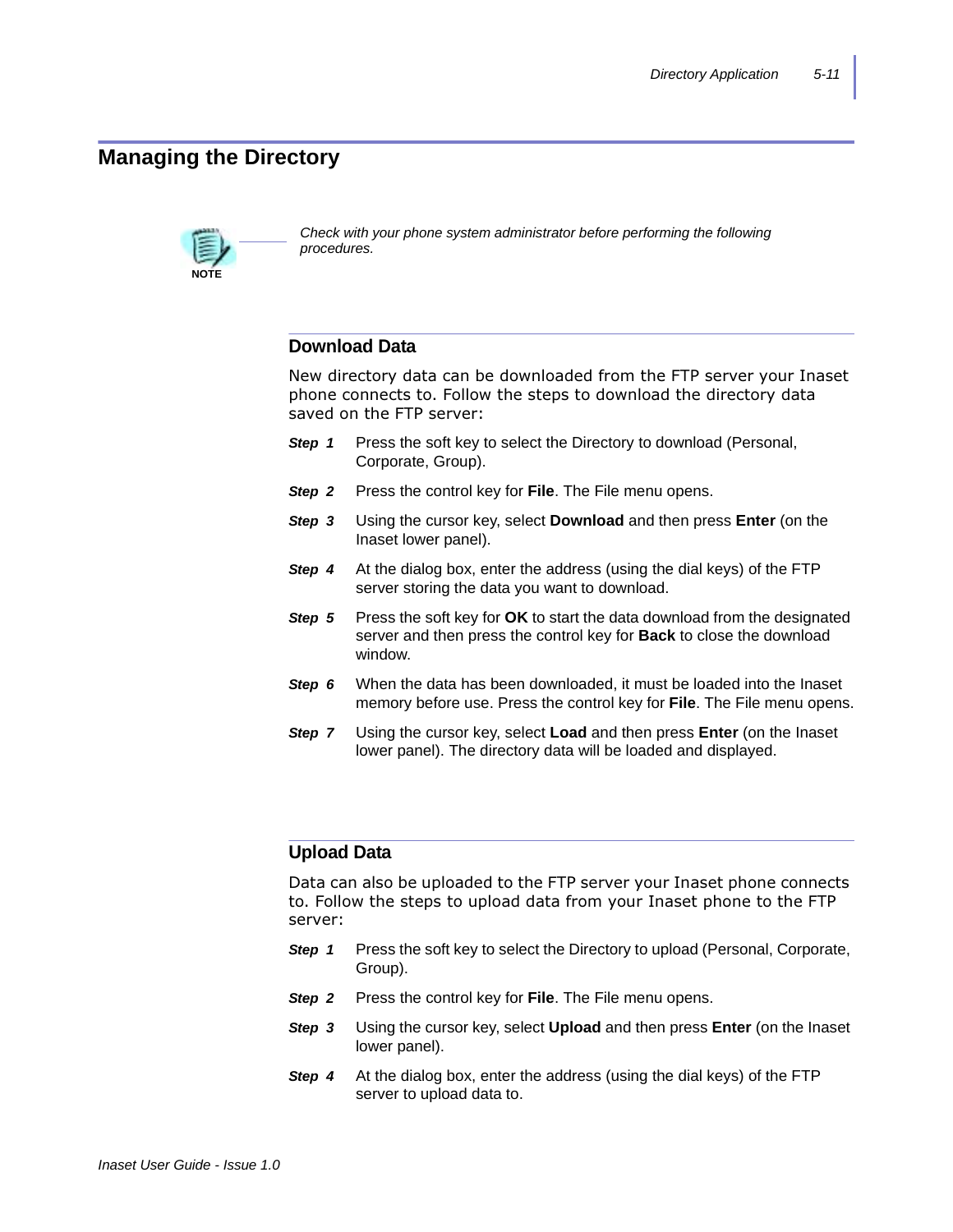# Managing the Directory

> **NOTE**
> *Check with your phone system administrator before performing the following procedures.*

## Download Data

New directory data can be downloaded from the FTP server your Inaset phone connects to. Follow the steps to download the directory data saved on the FTP server:

***Step 1*** Press the soft key to select the Directory to download (Personal, Corporate, Group).

***Step 2*** Press the control key for **File**. The File menu opens.

***Step 3*** Using the cursor key, select **Download** and then press **Enter** (on the Inaset lower panel).

***Step 4*** At the dialog box, enter the address (using the dial keys) of the FTP server storing the data you want to download.

***Step 5*** Press the soft key for **OK** to start the data download from the designated server and then press the control key for **Back** to close the download window.

***Step 6*** When the data has been downloaded, it must be loaded into the Inaset memory before use. Press the control key for **File**. The File menu opens.

***Step 7*** Using the cursor key, select **Load** and then press **Enter** (on the Inaset lower panel). The directory data will be loaded and displayed.

## Upload Data

Data can also be uploaded to the FTP server your Inaset phone connects to. Follow the steps to upload data from your Inaset phone to the FTP server:

***Step 1*** Press the soft key to select the Directory to upload (Personal, Corporate, Group).

***Step 2*** Press the control key for **File**. The File menu opens.

***Step 3*** Using the cursor key, select **Upload** and then press **Enter** (on the Inaset lower panel).

***Step 4*** At the dialog box, enter the address (using the dial keys) of the FTP server to upload data to.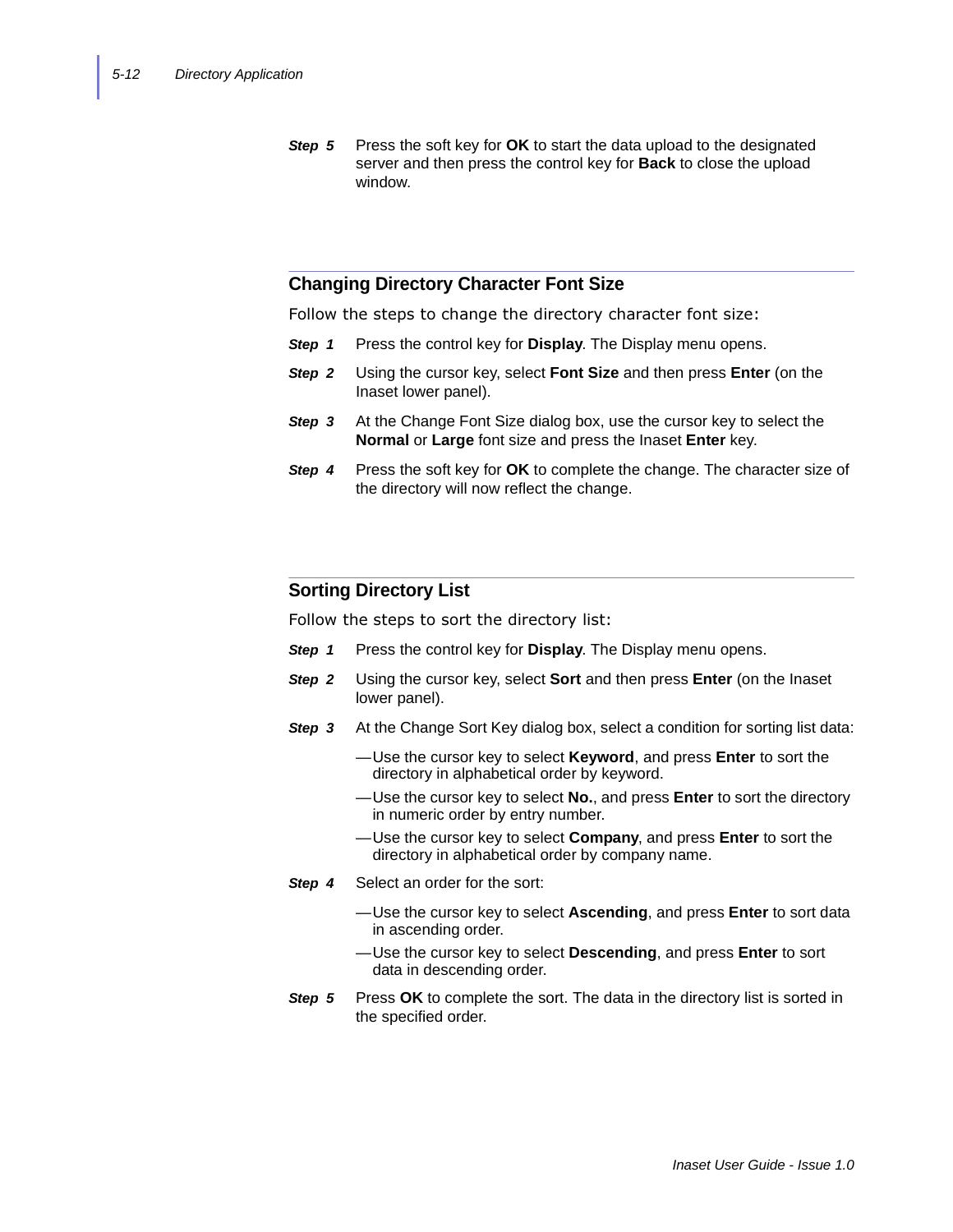**Step 5** Press the soft key for **OK** to start the data upload to the designated server and then press the control key for **Back** to close the upload window.

## Changing Directory Character Font Size

Follow the steps to change the directory character font size:

**Step 1** Press the control key for **Display**. The Display menu opens.

**Step 2** Using the cursor key, select **Font Size** and then press **Enter** (on the Inaset lower panel).

**Step 3** At the Change Font Size dialog box, use the cursor key to select the **Normal** or **Large** font size and press the Inaset **Enter** key.

**Step 4** Press the soft key for **OK** to complete the change. The character size of the directory will now reflect the change.

## Sorting Directory List

Follow the steps to sort the directory list:

**Step 1** Press the control key for **Display**. The Display menu opens.

**Step 2** Using the cursor key, select **Sort** and then press **Enter** (on the Inaset lower panel).

**Step 3** At the Change Sort Key dialog box, select a condition for sorting list data:

- —Use the cursor key to select **Keyword**, and press **Enter** to sort the directory in alphabetical order by keyword.
- —Use the cursor key to select **No.**, and press **Enter** to sort the directory in numeric order by entry number.
- —Use the cursor key to select **Company**, and press **Enter** to sort the directory in alphabetical order by company name.

**Step 4** Select an order for the sort:

- —Use the cursor key to select **Ascending**, and press **Enter** to sort data in ascending order.
- —Use the cursor key to select **Descending**, and press **Enter** to sort data in descending order.

**Step 5** Press **OK** to complete the sort. The data in the directory list is sorted in the specified order.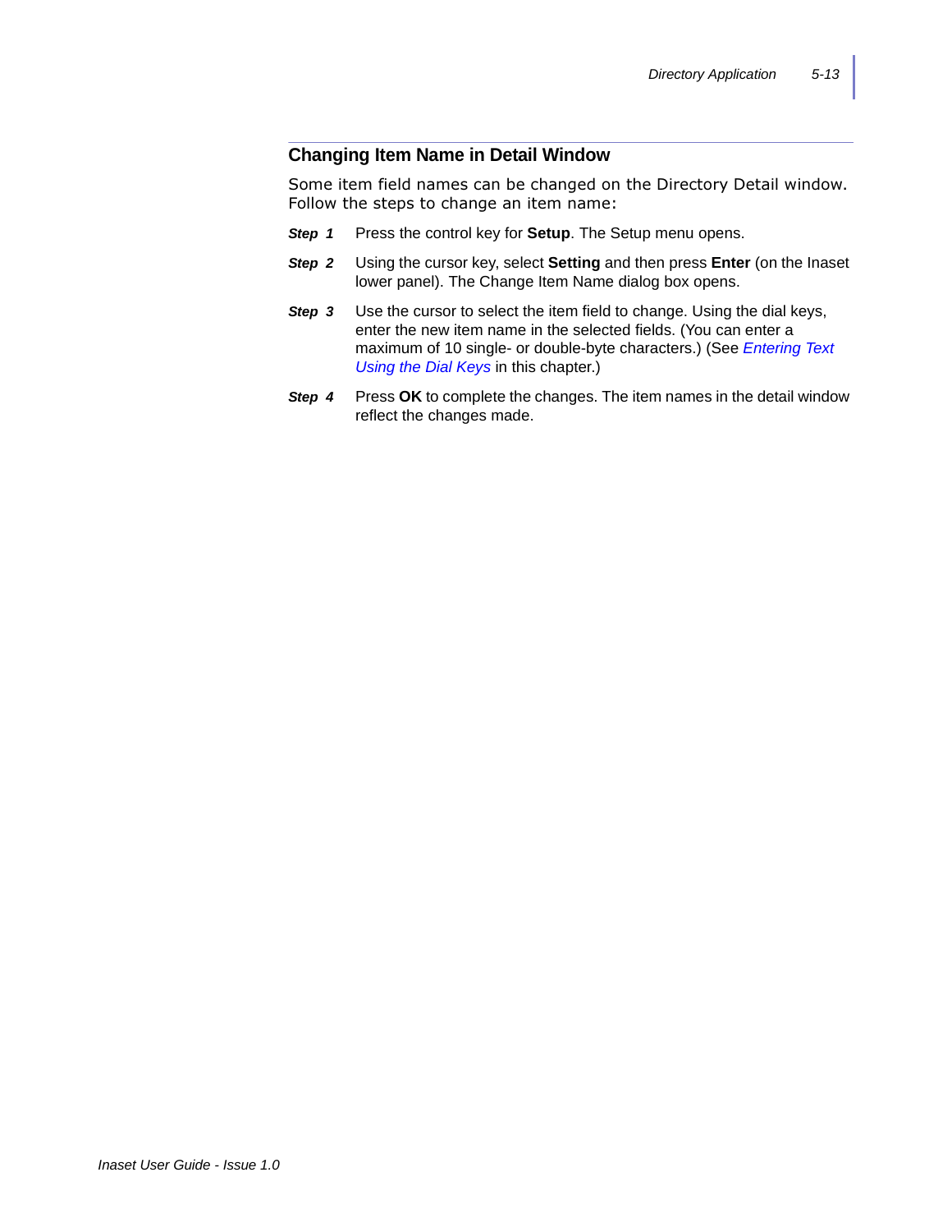## Changing Item Name in Detail Window

Some item field names can be changed on the Directory Detail window. Follow the steps to change an item name:

***Step 1*** Press the control key for **Setup**. The Setup menu opens.

***Step 2*** Using the cursor key, select **Setting** and then press **Enter** (on the Inaset lower panel). The Change Item Name dialog box opens.

***Step 3*** Use the cursor to select the item field to change. Using the dial keys, enter the new item name in the selected fields. (You can enter a maximum of 10 single- or double-byte characters.) (See *Entering Text Using the Dial Keys* in this chapter.)

***Step 4*** Press **OK** to complete the changes. The item names in the detail window reflect the changes made.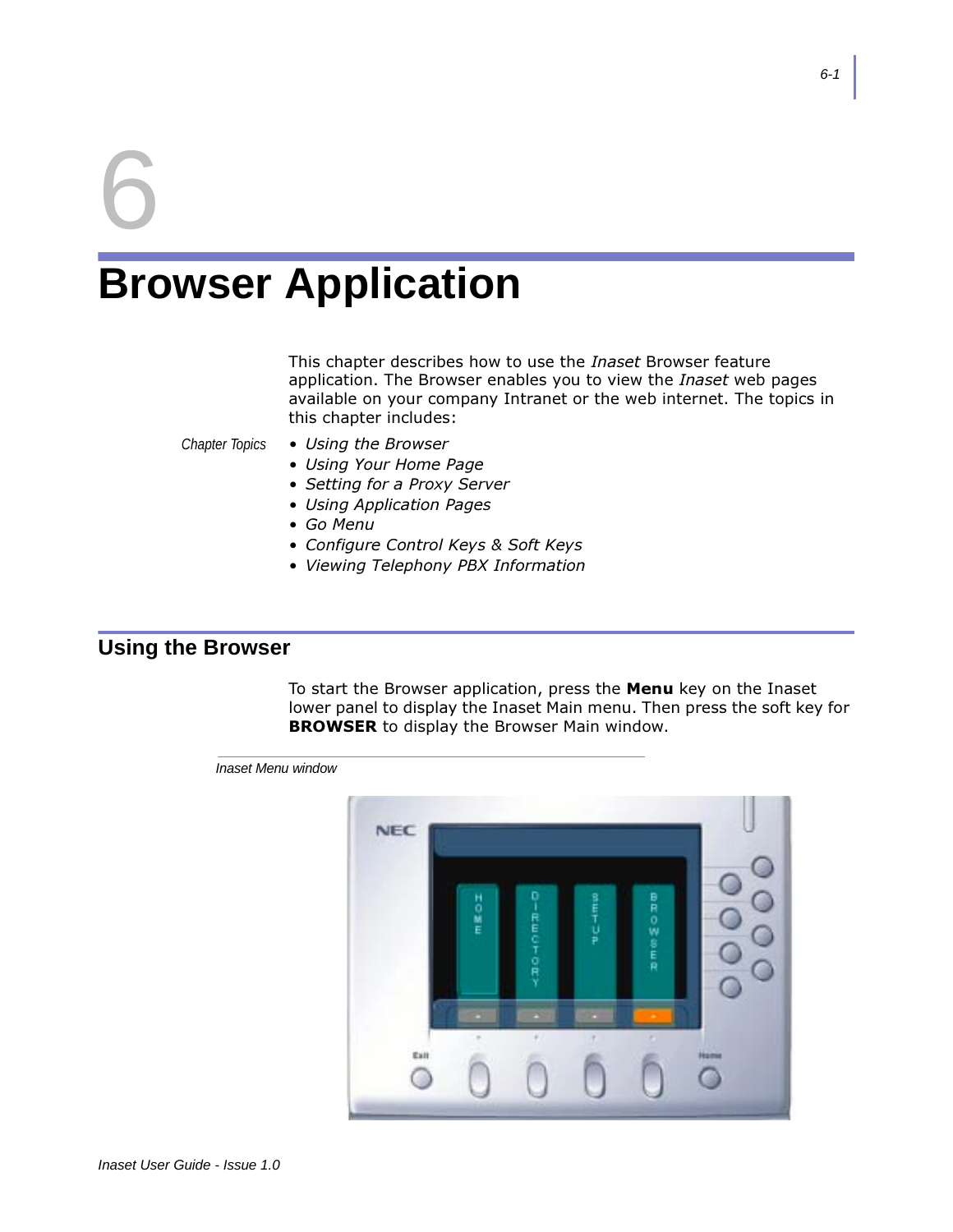# 6 Browser Application

This chapter describes how to use the *Inaset* Browser feature application. The Browser enables you to view the *Inaset* web pages available on your company Intranet or the web internet. The topics in this chapter includes:

*Chapter Topics*

- *Using the Browser*
- *Using Your Home Page*
- *Setting for a Proxy Server*
- *Using Application Pages*
- *Go Menu*
- *Configure Control Keys & Soft Keys*
- *Viewing Telephony PBX Information*

## Using the Browser

To start the Browser application, press the **Menu** key on the Inaset lower panel to display the Inaset Main menu. Then press the soft key for **BROWSER** to display the Browser Main window.

*Inaset Menu window*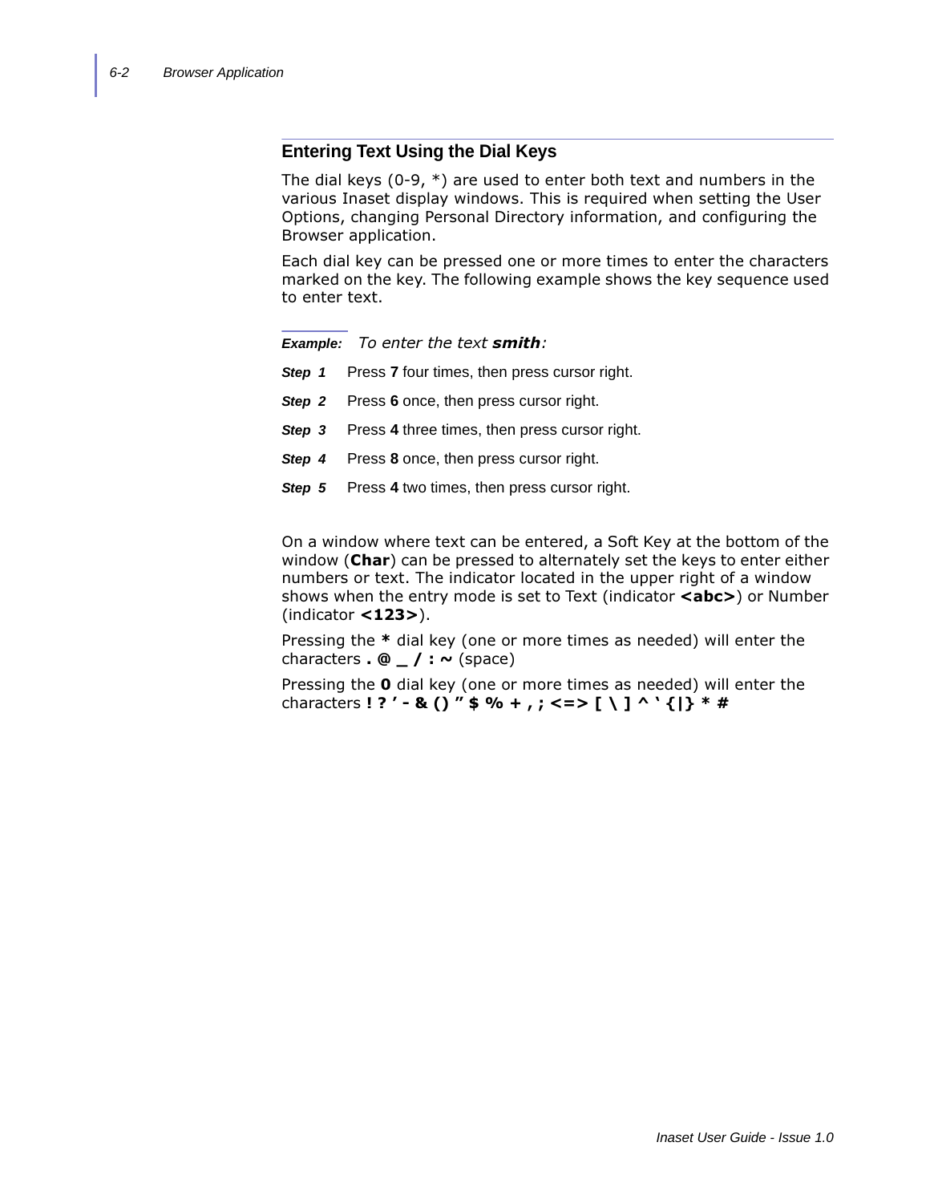## Entering Text Using the Dial Keys

The dial keys (0-9, *) are used to enter both text and numbers in the various Inaset display windows. This is required when setting the User Options, changing Personal Directory information, and configuring the Browser application.

Each dial key can be pressed one or more times to enter the characters marked on the key. The following example shows the key sequence used to enter text.

***Example:*** *To enter the text **smith**:*

***Step 1*** Press **7** four times, then press cursor right.

***Step 2*** Press **6** once, then press cursor right.

***Step 3*** Press **4** three times, then press cursor right.

***Step 4*** Press **8** once, then press cursor right.

***Step 5*** Press **4** two times, then press cursor right.

On a window where text can be entered, a Soft Key at the bottom of the window (**Char**) can be pressed to alternately set the keys to enter either numbers or text. The indicator located in the upper right of a window shows when the entry mode is set to Text (indicator **<abc>**) or Number (indicator **<123>**).

Pressing the **\*** dial key (one or more times as needed) will enter the characters **. @ _ / : ~** (space)

Pressing the **0** dial key (one or more times as needed) will enter the characters **! ? ' - & () " $ % + , ; <=> [ \ ] ^ ' {|} * #**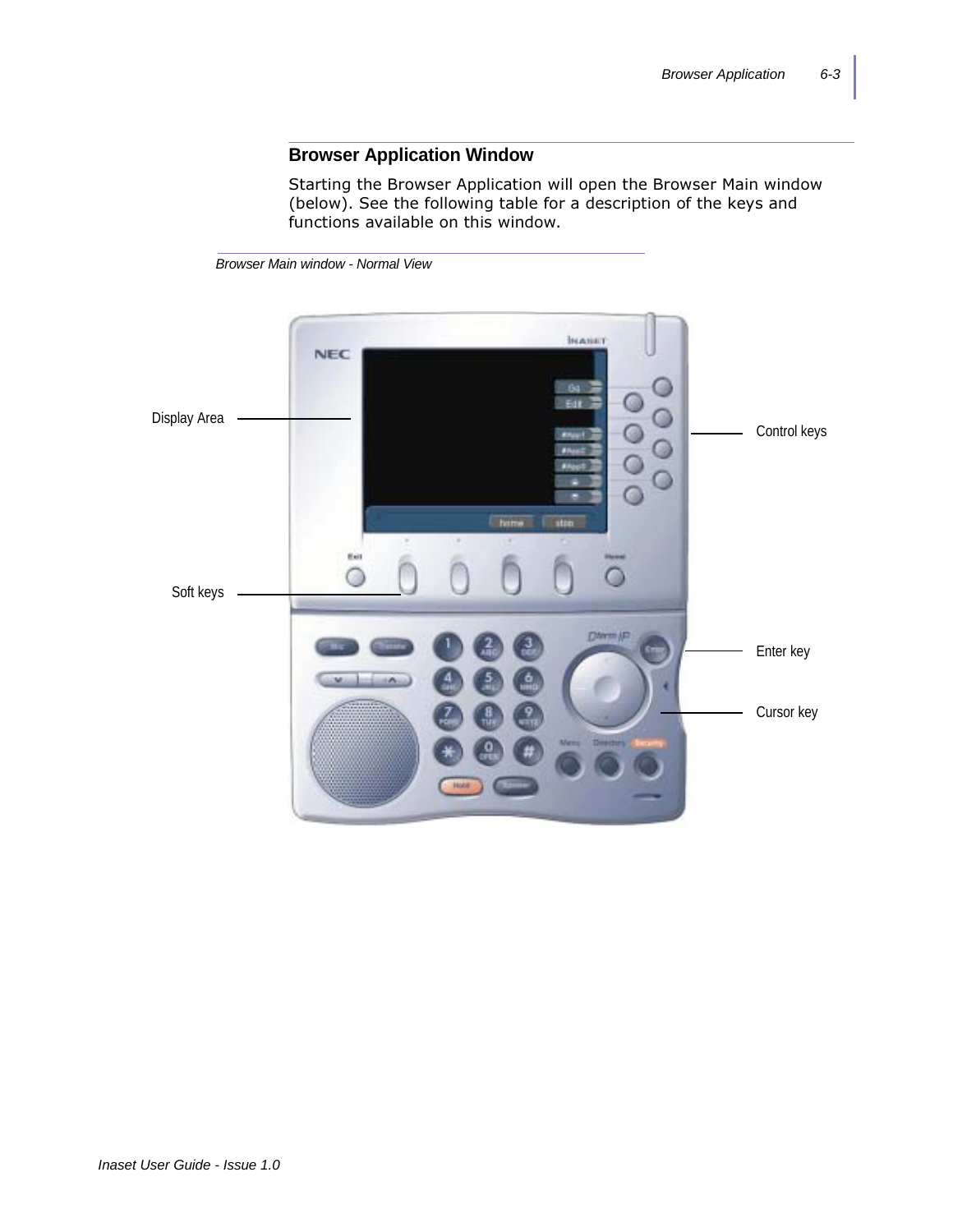## Browser Application Window

Starting the Browser Application will open the Browser Main window (below). See the following table for a description of the keys and functions available on this window.

*Browser Main window - Normal View*

Display Area

Soft keys

Control keys

Enter key

Cursor key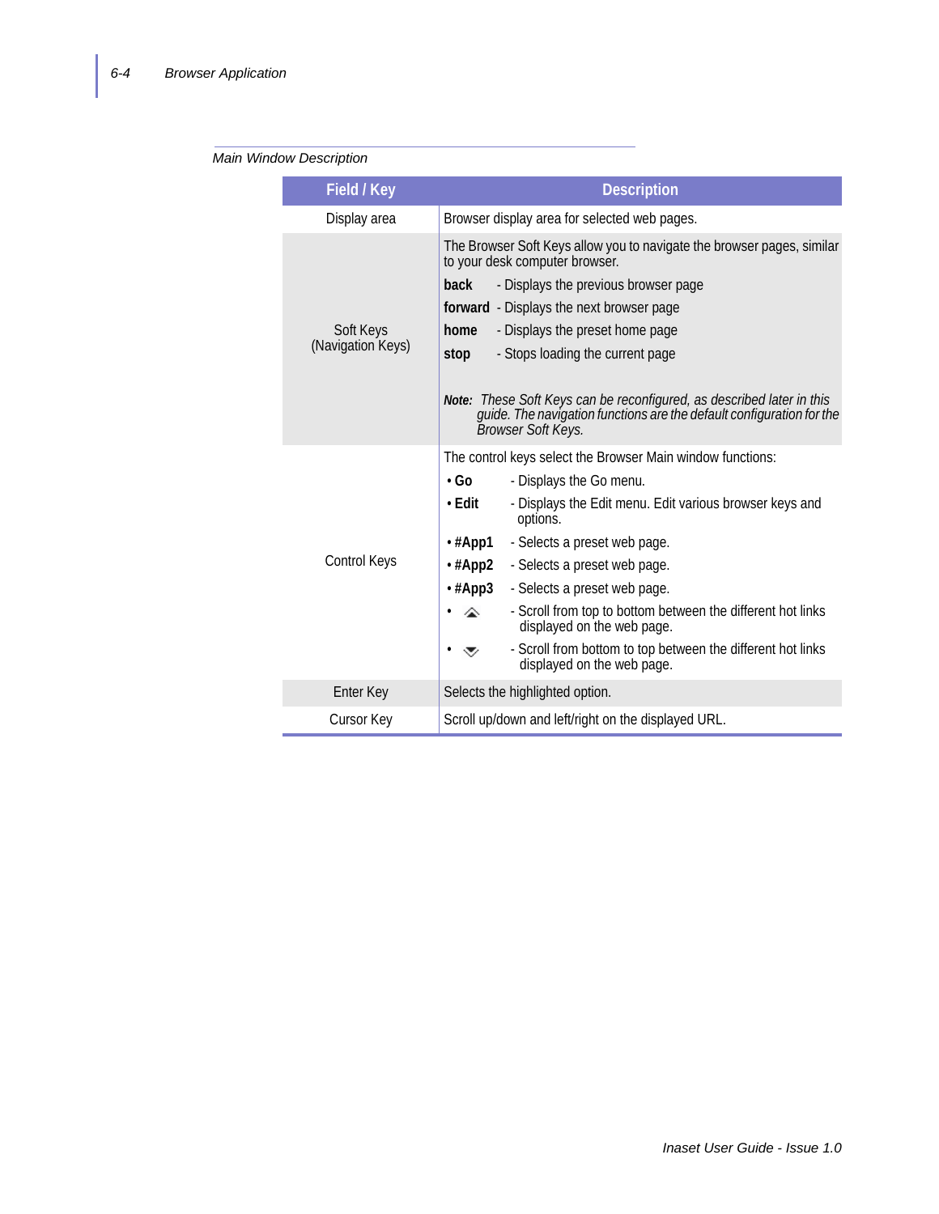Main Window Description

| Field / Key | Description |
|---|---|
| Display area | Browser display area for selected web pages. |
| Soft Keys (Navigation Keys) | The Browser Soft Keys allow you to navigate the browser pages, similar to your desk computer browser.<br>**back** - Displays the previous browser page<br>**forward** - Displays the next browser page<br>**home** - Displays the preset home page<br>**stop** - Stops loading the current page<br>***Note:*** *These Soft Keys can be reconfigured, as described later in this guide. The navigation functions are the default configuration for the Browser Soft Keys.* |
| Control Keys | The control keys select the Browser Main window functions:<br>• **Go** - Displays the Go menu.<br>• **Edit** - Displays the Edit menu. Edit various browser keys and options.<br>• **#App1** - Selects a preset web page.<br>• **#App2** - Selects a preset web page.<br>• **#App3** - Selects a preset web page.<br>• ⏶ - Scroll from top to bottom between the different hot links displayed on the web page.<br>• ⏷ - Scroll from bottom to top between the different hot links displayed on the web page. |
| Enter Key | Selects the highlighted option. |
| Cursor Key | Scroll up/down and left/right on the displayed URL. |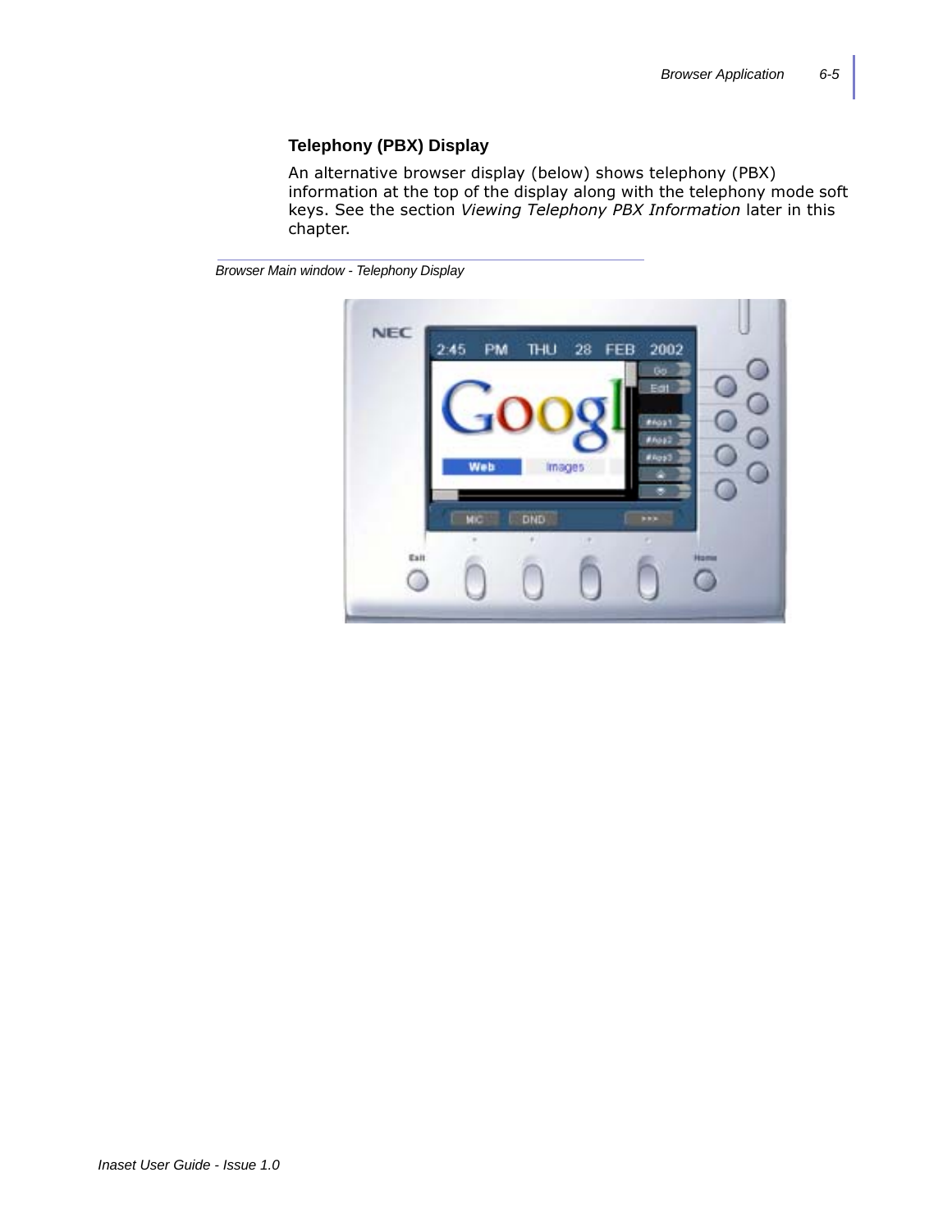### Telephony (PBX) Display

An alternative browser display (below) shows telephony (PBX) information at the top of the display along with the telephony mode soft keys. See the section *Viewing Telephony PBX Information* later in this chapter.

*Browser Main window - Telephony Display*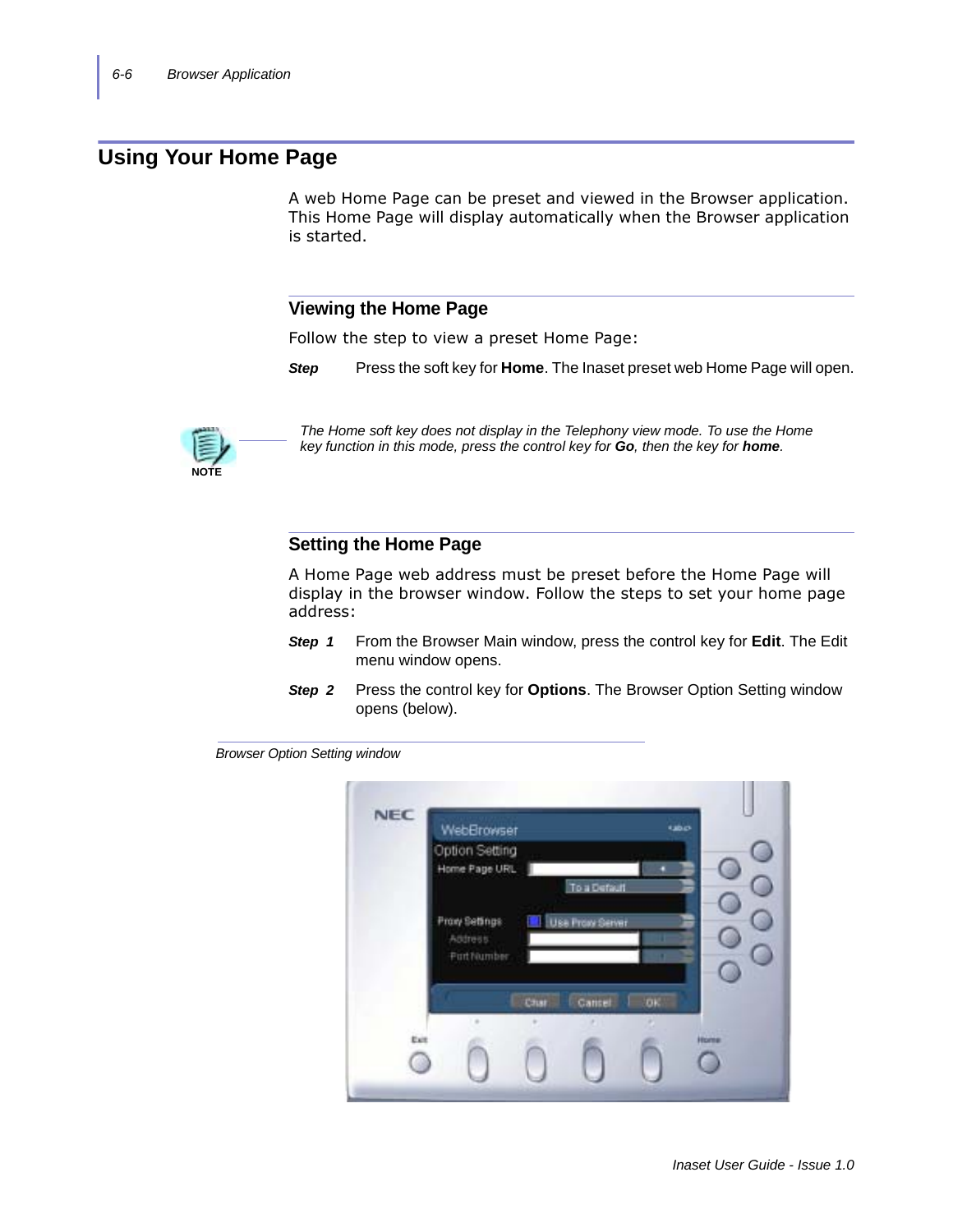## Using Your Home Page

A web Home Page can be preset and viewed in the Browser application. This Home Page will display automatically when the Browser application is started.

### Viewing the Home Page

Follow the step to view a preset Home Page:

***Step*** Press the soft key for **Home**. The Inaset preset web Home Page will open.

NOTE

*The Home soft key does not display in the Telephony view mode. To use the Home key function in this mode, press the control key for **Go**, then the key for **home**.*

### Setting the Home Page

A Home Page web address must be preset before the Home Page will display in the browser window. Follow the steps to set your home page address:

***Step 1*** From the Browser Main window, press the control key for **Edit**. The Edit menu window opens.

***Step 2*** Press the control key for **Options**. The Browser Option Setting window opens (below).

*Browser Option Setting window*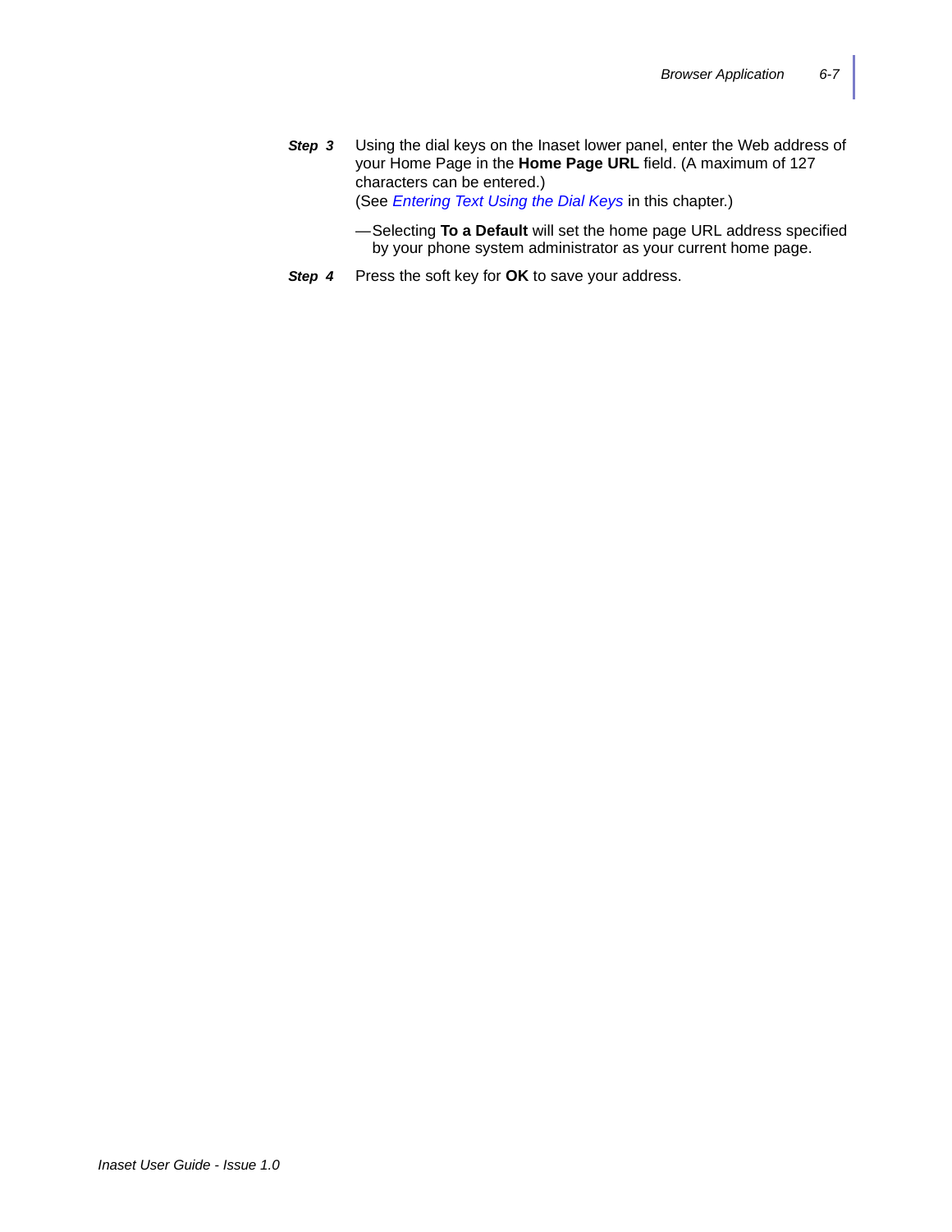***Step 3*** Using the dial keys on the Inaset lower panel, enter the Web address of your Home Page in the **Home Page URL** field. (A maximum of 127 characters can be entered.)
(See *Entering Text Using the Dial Keys* in this chapter.)

—Selecting **To a Default** will set the home page URL address specified by your phone system administrator as your current home page.

***Step 4*** Press the soft key for **OK** to save your address.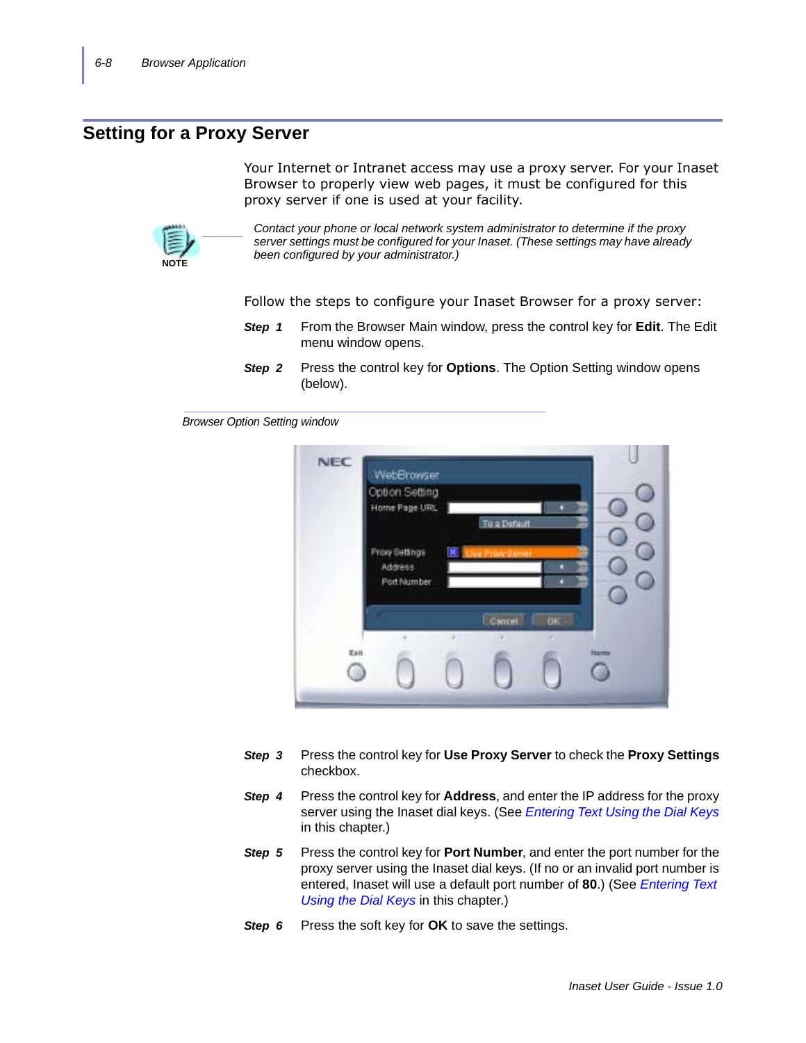## Setting for a Proxy Server

Your Internet or Intranet access may use a proxy server. For your Inaset Browser to properly view web pages, it must be configured for this proxy server if one is used at your facility.

NOTE

*Contact your phone or local network system administrator to determine if the proxy server settings must be configured for your Inaset. (These settings may have already been configured by your administrator.)*

Follow the steps to configure your Inaset Browser for a proxy server:

***Step 1*** From the Browser Main window, press the control key for **Edit**. The Edit menu window opens.

***Step 2*** Press the control key for **Options**. The Option Setting window opens (below).

*Browser Option Setting window*

***Step 3*** Press the control key for **Use Proxy Server** to check the **Proxy Settings** checkbox.

***Step 4*** Press the control key for **Address**, and enter the IP address for the proxy server using the Inaset dial keys. (See *Entering Text Using the Dial Keys* in this chapter.)

***Step 5*** Press the control key for **Port Number**, and enter the port number for the proxy server using the Inaset dial keys. (If no or an invalid port number is entered, Inaset will use a default port number of **80**.) (See *Entering Text Using the Dial Keys* in this chapter.)

***Step 6*** Press the soft key for **OK** to save the settings.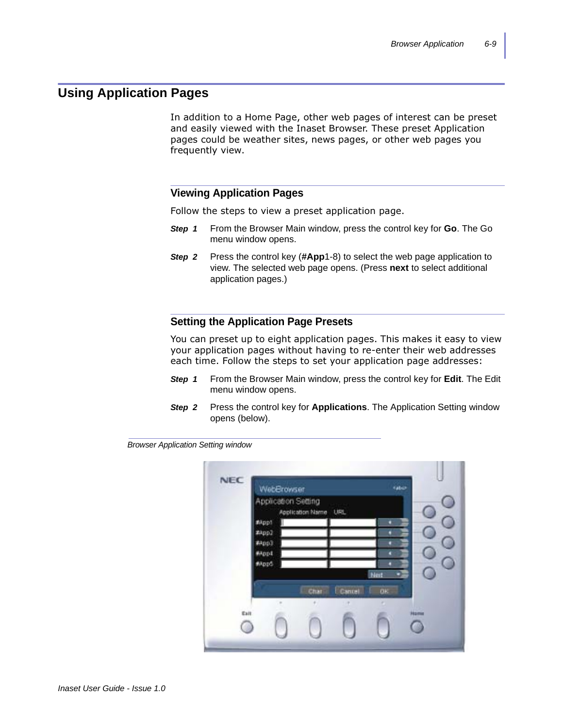## Using Application Pages

In addition to a Home Page, other web pages of interest can be preset and easily viewed with the Inaset Browser. These preset Application pages could be weather sites, news pages, or other web pages you frequently view.

### Viewing Application Pages

Follow the steps to view a preset application page.

***Step 1*** From the Browser Main window, press the control key for **Go**. The Go menu window opens.

***Step 2*** Press the control key (**#App**1-8) to select the web page application to view. The selected web page opens. (Press **next** to select additional application pages.)

### Setting the Application Page Presets

You can preset up to eight application pages. This makes it easy to view your application pages without having to re-enter their web addresses each time. Follow the steps to set your application page addresses:

***Step 1*** From the Browser Main window, press the control key for **Edit**. The Edit menu window opens.

***Step 2*** Press the control key for **Applications**. The Application Setting window opens (below).

*Browser Application Setting window*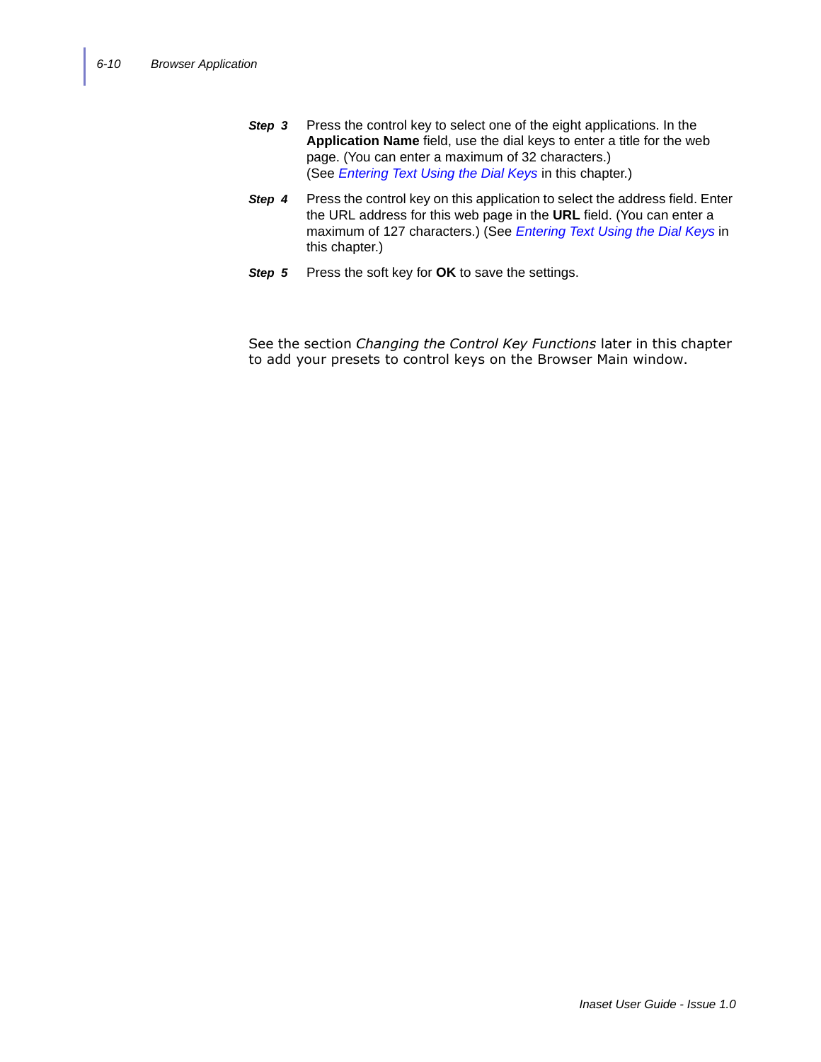**Step 3** Press the control key to select one of the eight applications. In the **Application Name** field, use the dial keys to enter a title for the web page. (You can enter a maximum of 32 characters.) (See *Entering Text Using the Dial Keys* in this chapter.)

**Step 4** Press the control key on this application to select the address field. Enter the URL address for this web page in the **URL** field. (You can enter a maximum of 127 characters.) (See *Entering Text Using the Dial Keys* in this chapter.)

**Step 5** Press the soft key for **OK** to save the settings.

See the section *Changing the Control Key Functions* later in this chapter to add your presets to control keys on the Browser Main window.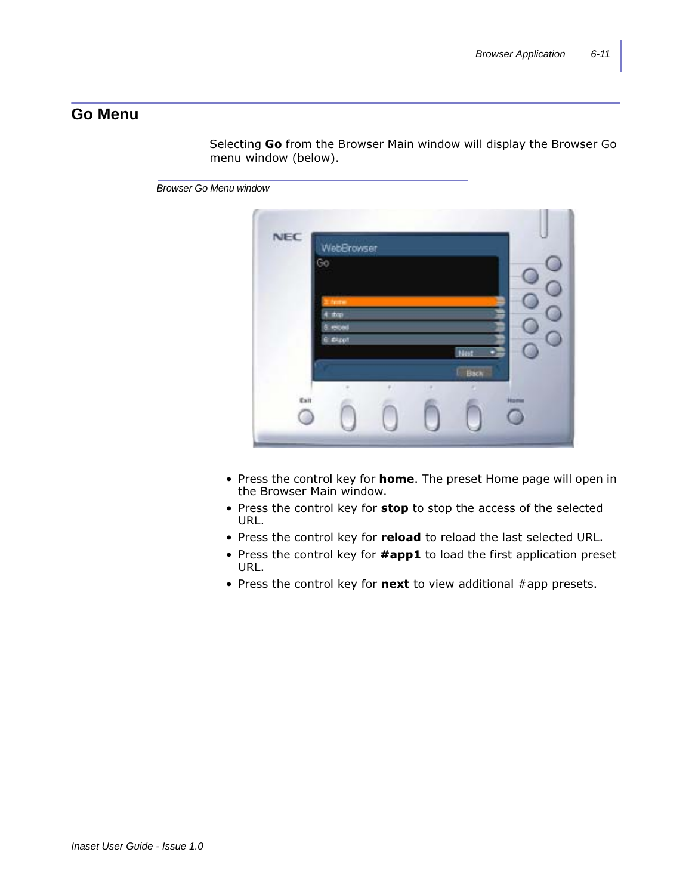## Go Menu

Selecting **Go** from the Browser Main window will display the Browser Go menu window (below).

*Browser Go Menu window*

- Press the control key for **home**. The preset Home page will open in the Browser Main window.
- Press the control key for **stop** to stop the access of the selected URL.
- Press the control key for **reload** to reload the last selected URL.
- Press the control key for **#app1** to load the first application preset URL.
- Press the control key for **next** to view additional #app presets.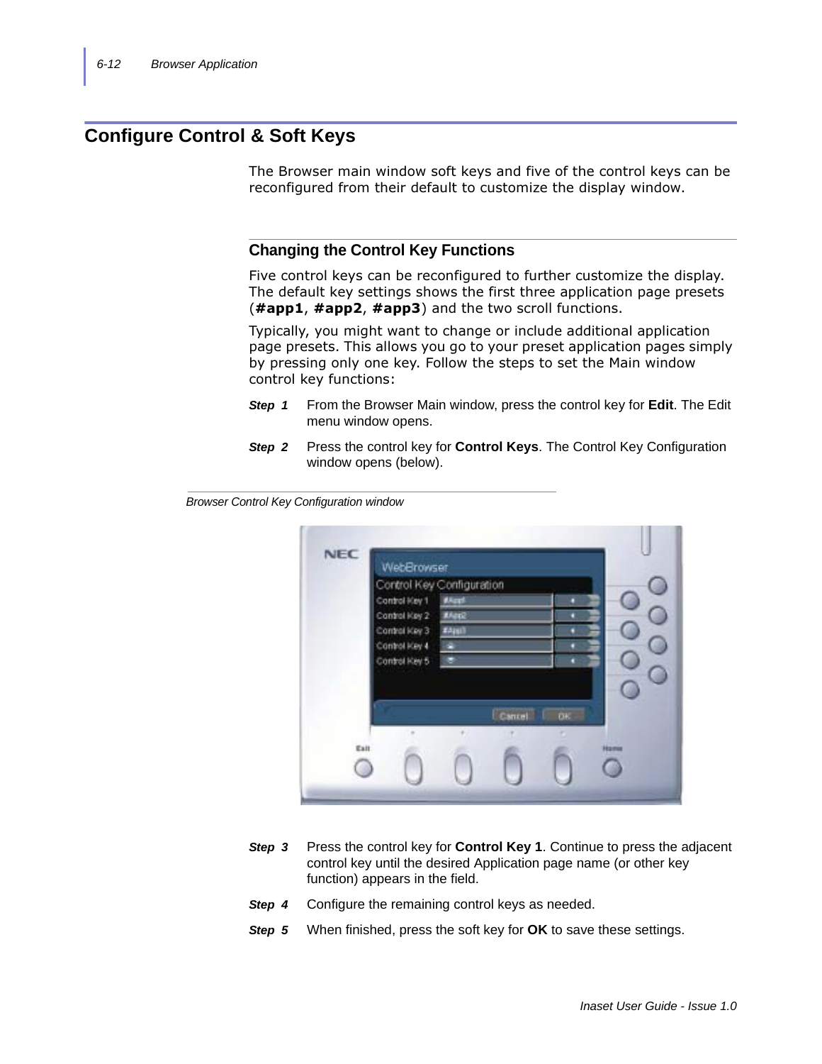## Configure Control & Soft Keys

The Browser main window soft keys and five of the control keys can be reconfigured from their default to customize the display window.

### Changing the Control Key Functions

Five control keys can be reconfigured to further customize the display. The default key settings shows the first three application page presets (**#app1**, **#app2**, **#app3**) and the two scroll functions.

Typically, you might want to change or include additional application page presets. This allows you go to your preset application pages simply by pressing only one key. Follow the steps to set the Main window control key functions:

***Step 1*** From the Browser Main window, press the control key for **Edit**. The Edit menu window opens.

***Step 2*** Press the control key for **Control Keys**. The Control Key Configuration window opens (below).

*Browser Control Key Configuration window*

***Step 3*** Press the control key for **Control Key 1**. Continue to press the adjacent control key until the desired Application page name (or other key function) appears in the field.

***Step 4*** Configure the remaining control keys as needed.

***Step 5*** When finished, press the soft key for **OK** to save these settings.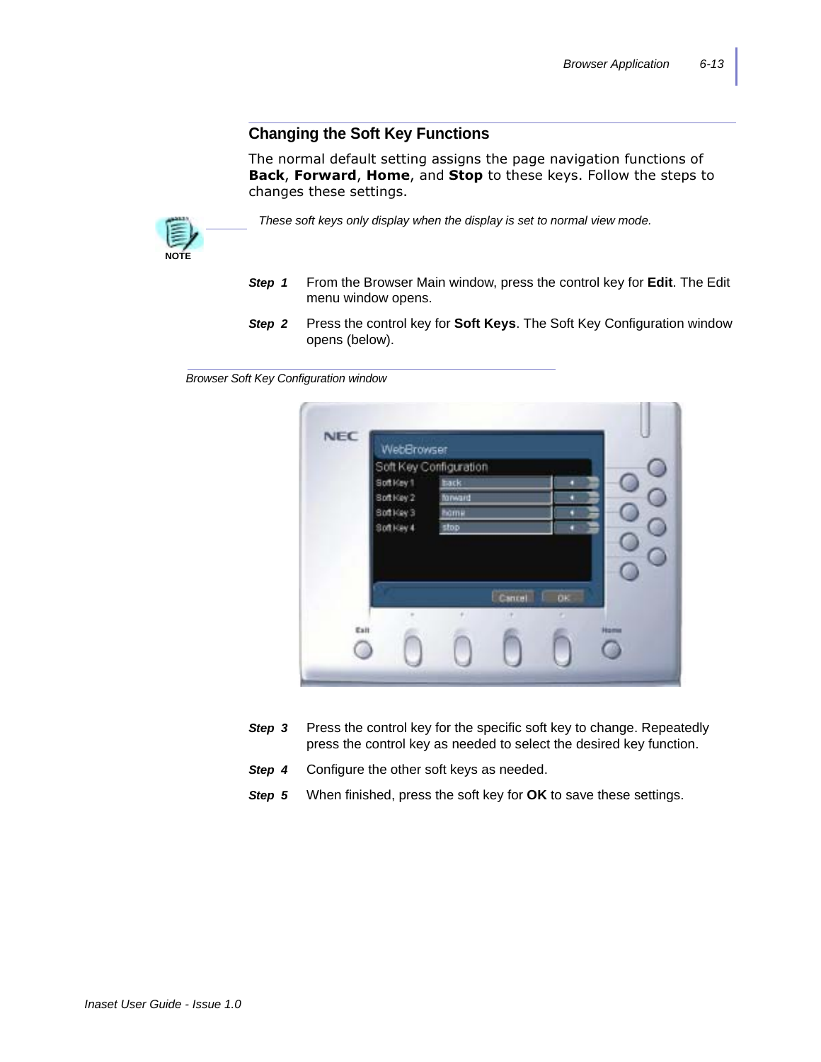## Changing the Soft Key Functions

The normal default setting assigns the page navigation functions of **Back**, **Forward**, **Home**, and **Stop** to these keys. Follow the steps to changes these settings.

> **NOTE:** *These soft keys only display when the display is set to normal view mode.*

***Step 1*** From the Browser Main window, press the control key for **Edit**. The Edit menu window opens.

***Step 2*** Press the control key for **Soft Keys**. The Soft Key Configuration window opens (below).

*Browser Soft Key Configuration window*

***Step 3*** Press the control key for the specific soft key to change. Repeatedly press the control key as needed to select the desired key function.

***Step 4*** Configure the other soft keys as needed.

***Step 5*** When finished, press the soft key for **OK** to save these settings.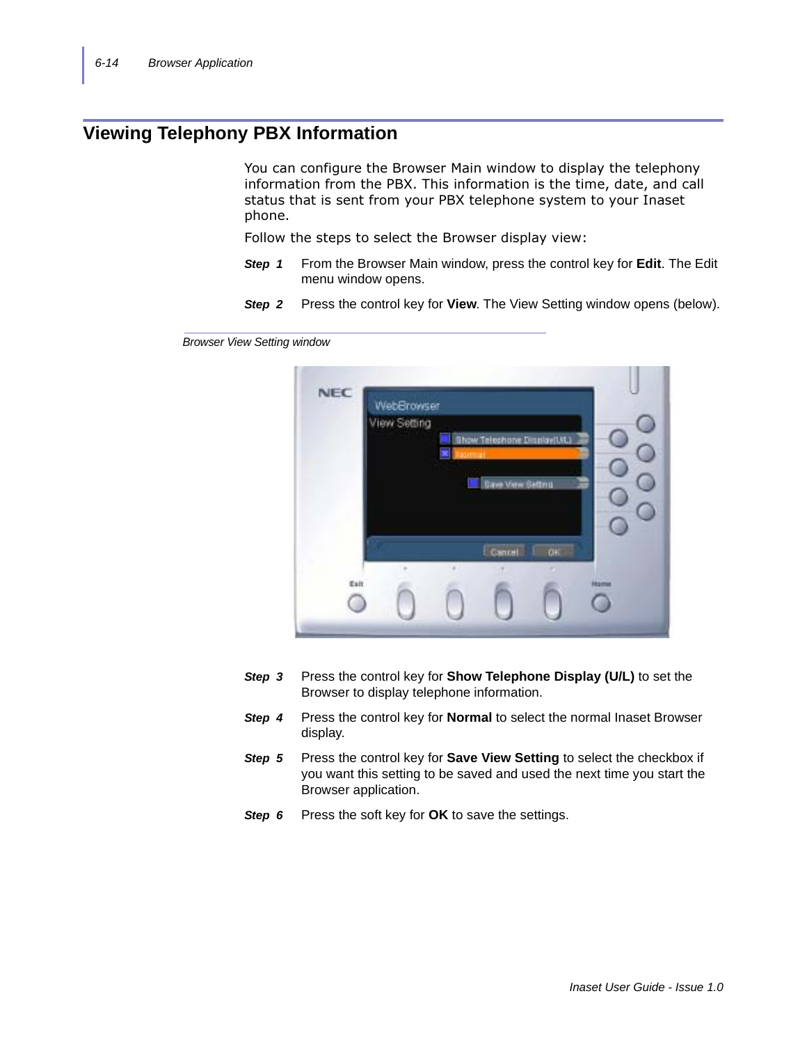## Viewing Telephony PBX Information

You can configure the Browser Main window to display the telephony information from the PBX. This information is the time, date, and call status that is sent from your PBX telephone system to your Inaset phone.

Follow the steps to select the Browser display view:

***Step 1*** From the Browser Main window, press the control key for **Edit**. The Edit menu window opens.

***Step 2*** Press the control key for **View**. The View Setting window opens (below).

*Browser View Setting window*

***Step 3*** Press the control key for **Show Telephone Display (U/L)** to set the Browser to display telephone information.

***Step 4*** Press the control key for **Normal** to select the normal Inaset Browser display.

***Step 5*** Press the control key for **Save View Setting** to select the checkbox if you want this setting to be saved and used the next time you start the Browser application.

***Step 6*** Press the soft key for **OK** to save the settings.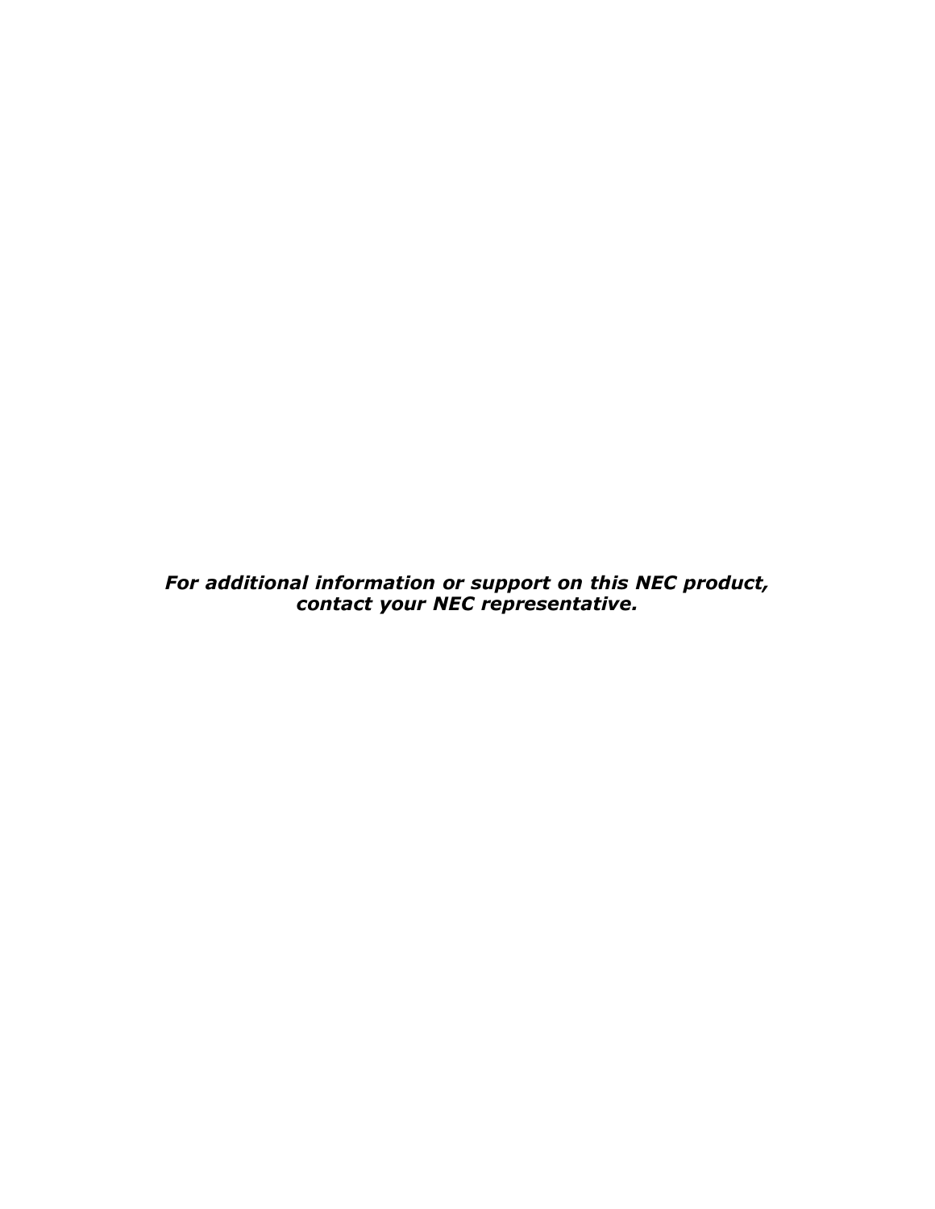***For additional information or support on this NEC product, contact your NEC representative.***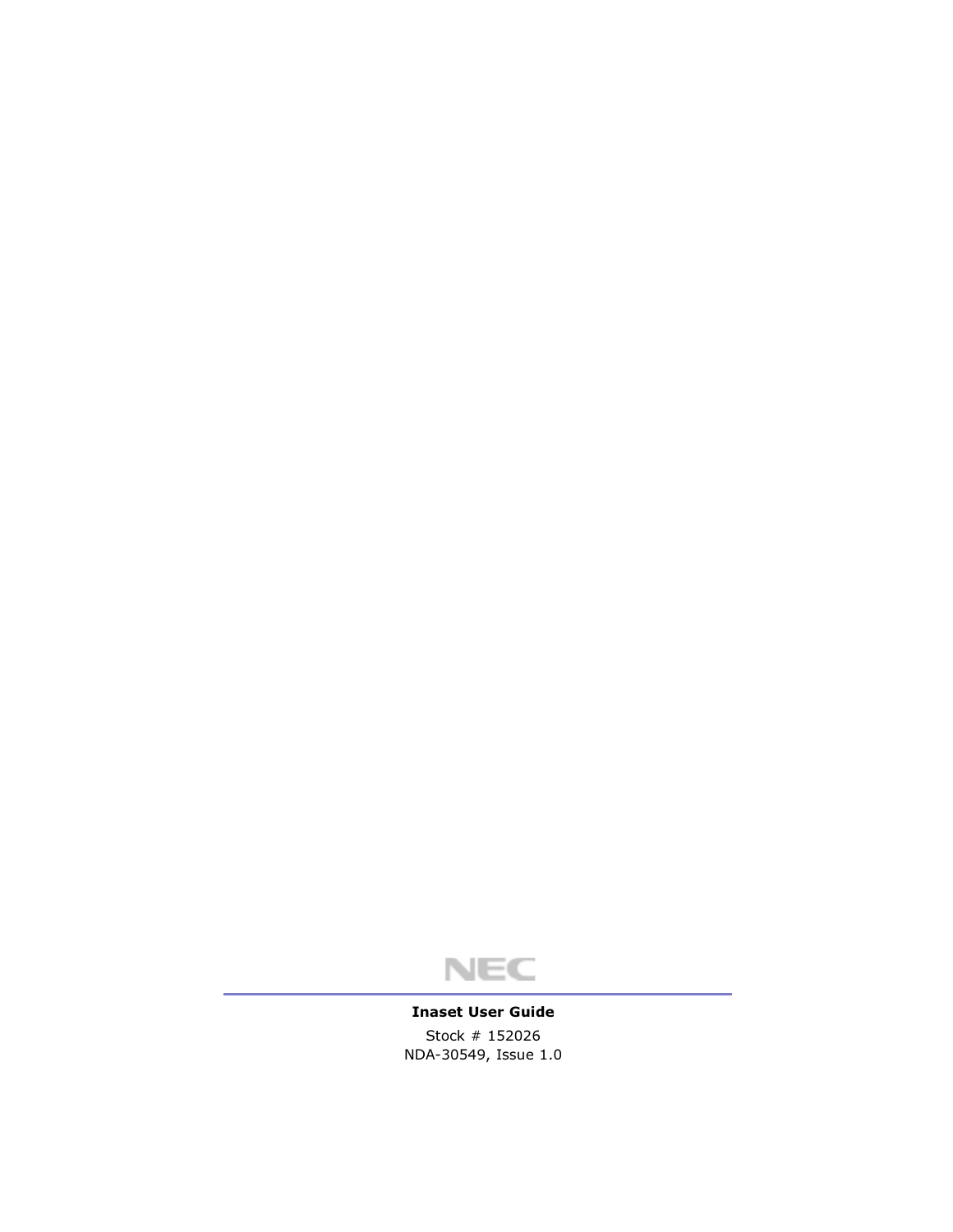NEC

**Inaset User Guide**

Stock # 152026

NDA-30549, Issue 1.0